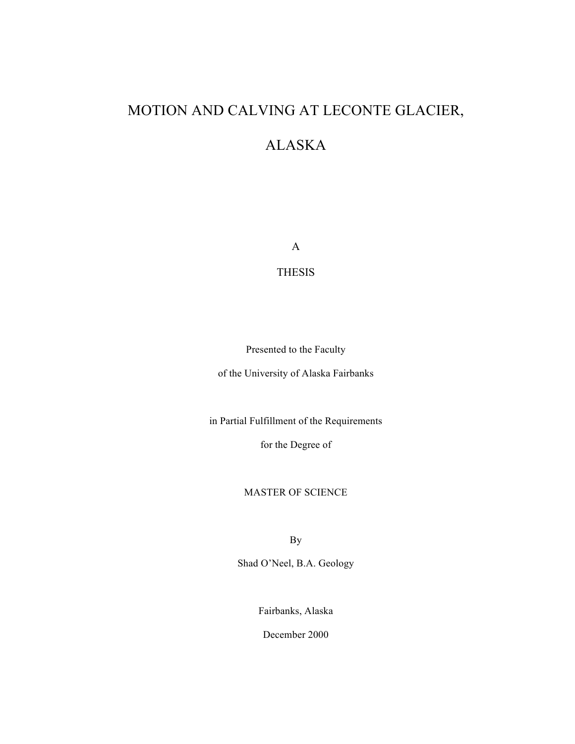# MOTION AND CALVING AT LECONTE GLACIER, ALASKA

A

THESIS

Presented to the Faculty

of the University of Alaska Fairbanks

in Partial Fulfillment of the Requirements

for the Degree of

MASTER OF SCIENCE

By

Shad O'Neel, B.A. Geology

Fairbanks, Alaska

December 2000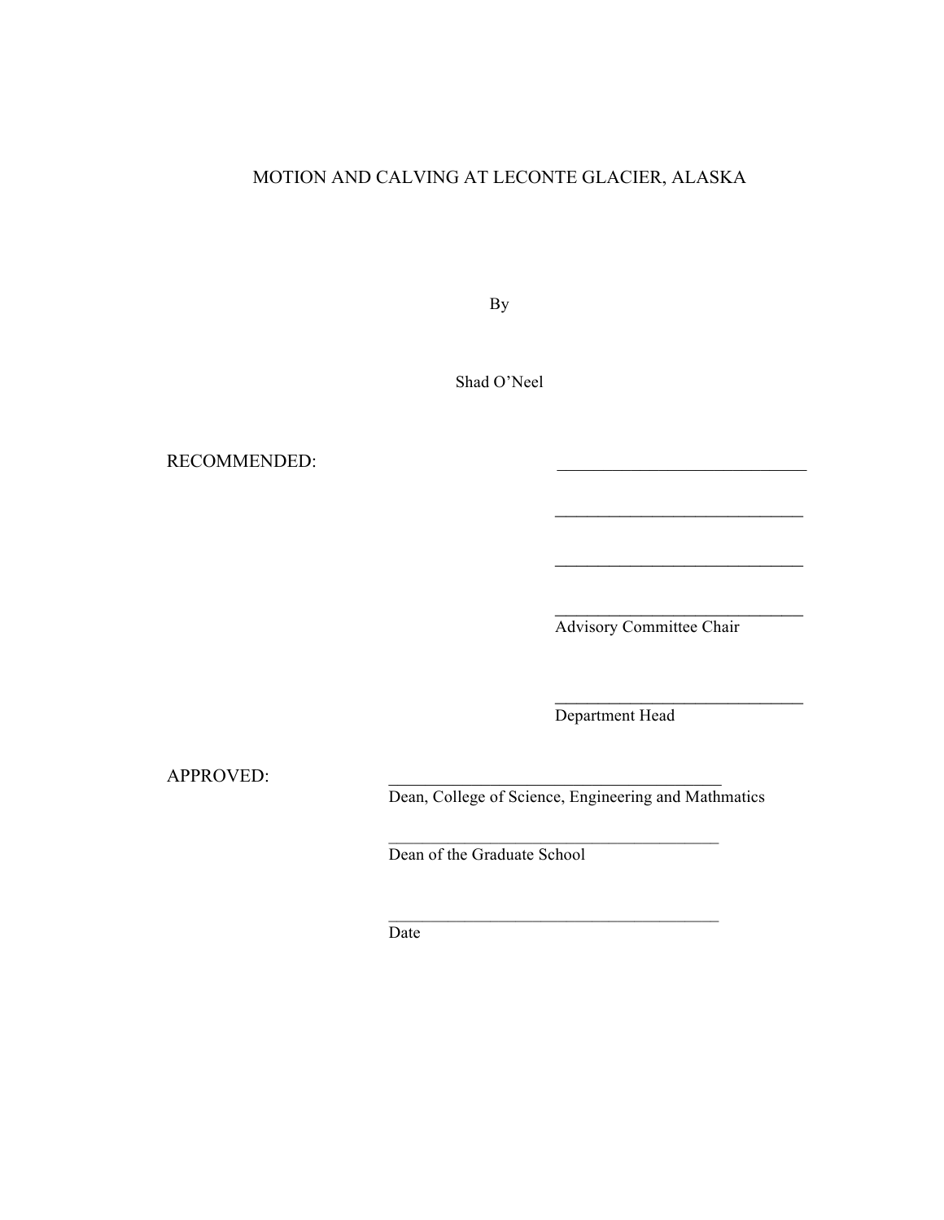# MOTION AND CALVING AT LECONTE GLACIER, ALASKA

By

Shad O'Neel

RECOMMENDED:

\_\_\_\_\_\_\_\_\_\_\_\_\_\_\_\_\_\_\_\_\_\_\_\_\_\_\_\_\_\_

\_\_\_\_\_\_\_\_\_\_\_\_\_\_\_\_\_\_\_\_\_\_\_\_\_\_\_\_\_\_

\_\_\_\_\_\_\_\_\_\_\_\_\_\_\_\_\_\_\_\_\_\_\_\_\_\_\_\_\_\_

\_\_\_\_\_\_\_\_\_\_\_\_\_\_\_\_\_\_\_\_\_\_\_\_\_\_\_\_\_\_
Advisory Committee Chair

\_\_\_\_\_\_\_\_\_\_\_\_\_\_\_\_\_\_\_\_\_\_\_\_\_\_\_\_\_\_
Department Head

APPROVED:

\_\_\_\_\_\_\_\_\_\_\_\_\_\_\_\_\_\_\_\_\_\_\_\_\_\_\_\_\_\_\_\_\_\_\_\_\_\_\_\_
Dean, College of Science, Engineering and Mathmatics

\_\_\_\_\_\_\_\_\_\_\_\_\_\_\_\_\_\_\_\_\_\_\_\_\_\_\_\_\_\_\_\_\_\_\_\_\_\_\_\_
Dean of the Graduate School

\_\_\_\_\_\_\_\_\_\_\_\_\_\_\_\_\_\_\_\_\_\_\_\_\_\_\_\_\_\_\_\_\_\_\_\_\_\_\_\_
Date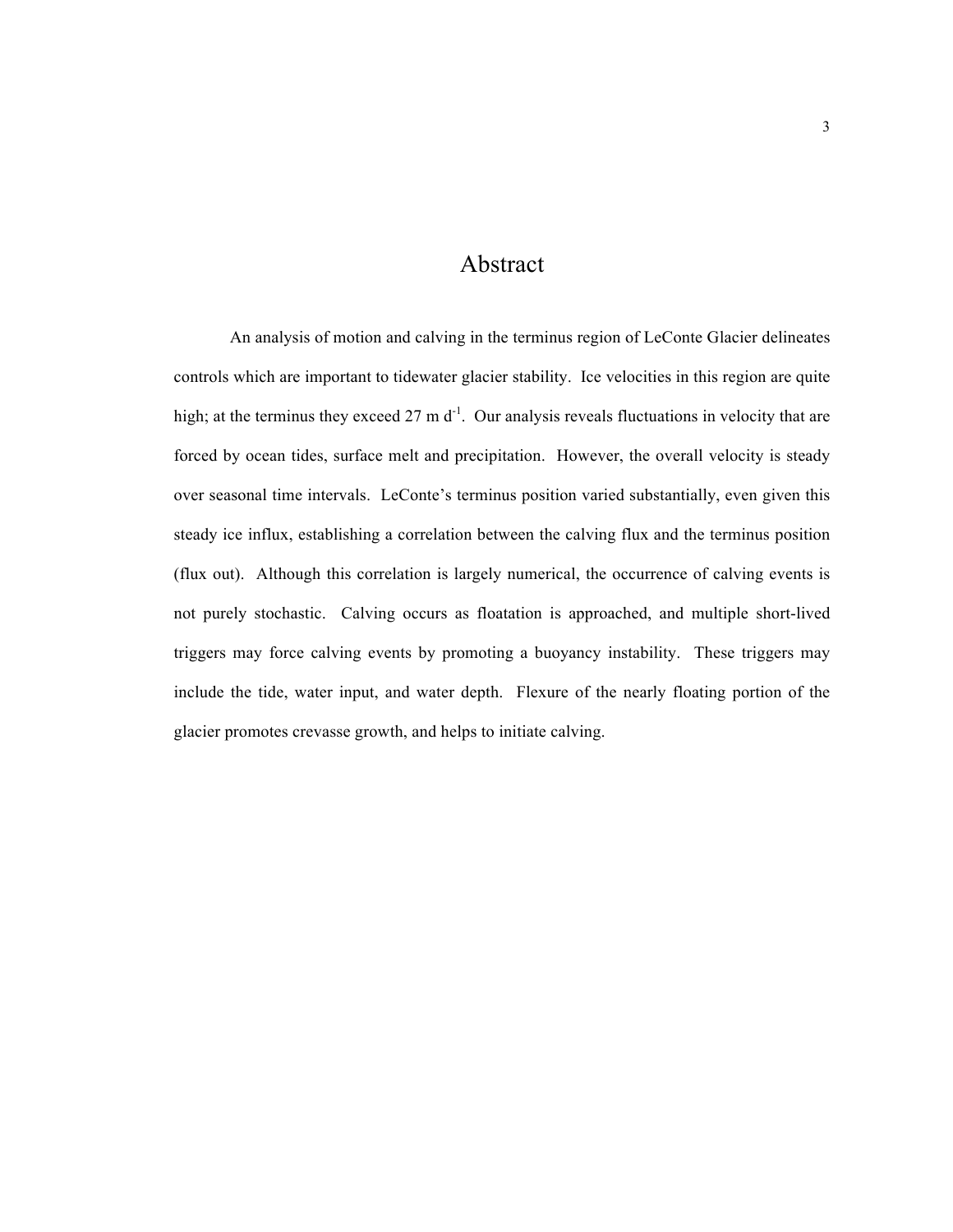# Abstract

An analysis of motion and calving in the terminus region of LeConte Glacier delineates controls which are important to tidewater glacier stability. Ice velocities in this region are quite high; at the terminus they exceed 27 m $d^{-1}$. Our analysis reveals fluctuations in velocity that are forced by ocean tides, surface melt and precipitation. However, the overall velocity is steady over seasonal time intervals. LeConte's terminus position varied substantially, even given this steady ice influx, establishing a correlation between the calving flux and the terminus position (flux out). Although this correlation is largely numerical, the occurrence of calving events is not purely stochastic. Calving occurs as floatation is approached, and multiple short-lived triggers may force calving events by promoting a buoyancy instability. These triggers may include the tide, water input, and water depth. Flexure of the nearly floating portion of the glacier promotes crevasse growth, and helps to initiate calving.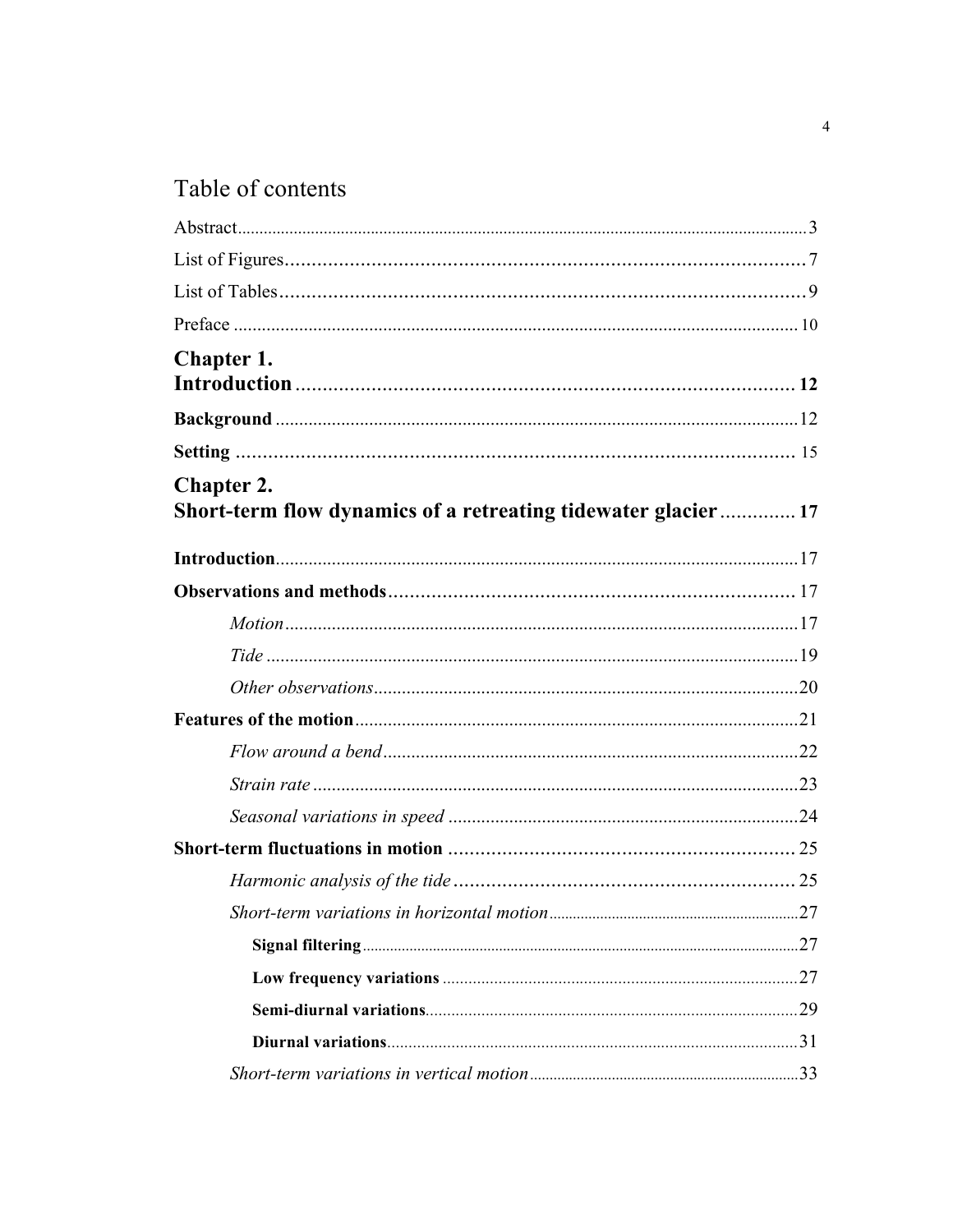# Table of contents

Abstract ..... 3

List of Figures ..... 7

List of Tables ..... 9

Preface ..... 10

**Chapter 1.**
**Introduction ..... 12**

**Background** ..... 12

**Setting** ..... 15

**Chapter 2.**
**Short-term flow dynamics of a retreating tidewater glacier ..... 17**

**Introduction** ..... 17

**Observations and methods** ..... 17

*Motion* ..... 17

*Tide* ..... 19

*Other observations* ..... 20

**Features of the motion** ..... 21

*Flow around a bend* ..... 22

*Strain rate* ..... 23

*Seasonal variations in speed* ..... 24

**Short-term fluctuations in motion** ..... 25

*Harmonic analysis of the tide* ..... 25

*Short-term variations in horizontal motion* ..... 27

**Signal filtering** ..... 27

**Low frequency variations** ..... 27

**Semi-diurnal variations** ..... 29

**Diurnal variations** ..... 31

*Short-term variations in vertical motion* ..... 33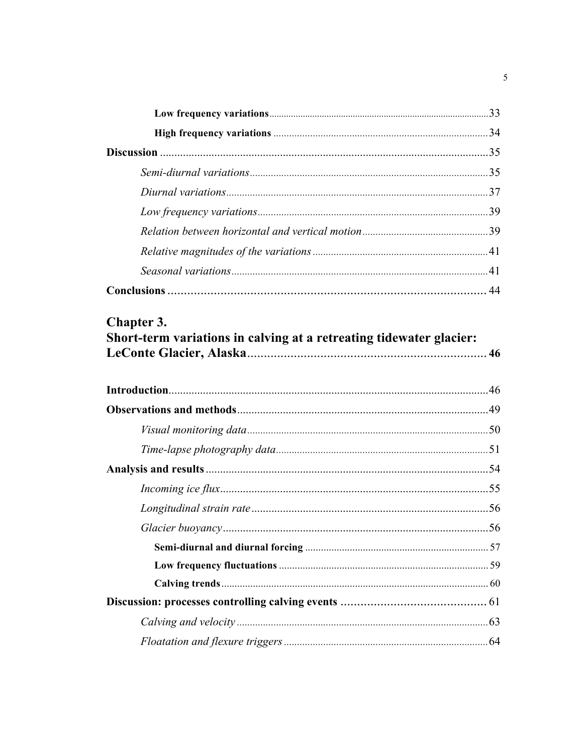**Low frequency variations** .......................................................................................33

**High frequency variations** .................................................................................34

**Discussion** ....................................................................................................................35

*Semi-diurnal variations*..........................................................................................35

*Diurnal variations*...................................................................................................37

*Low frequency variations*.......................................................................................39

*Relation between horizontal and vertical motion*...............................................39

*Relative magnitudes of the variations* ..................................................................41

*Seasonal variations*.................................................................................................41

**Conclusions** ................................................................................................. 44

## Chapter 3.
## Short-term variations in calving at a retreating tidewater glacier: LeConte Glacier, Alaska ........................................................................ 46

**Introduction**................................................................................................................46

**Observations and methods**........................................................................................49

*Visual monitoring data*...........................................................................................50

*Time-lapse photography data*................................................................................51

**Analysis and results** ...................................................................................................54

*Incoming ice flux*.....................................................................................................55

*Longitudinal strain rate* .........................................................................................56

*Glacier buoyancy*....................................................................................................56

**Semi-diurnal and diurnal forcing** ....................................................................57

**Low frequency fluctuations** ..............................................................................59

**Calving trends**....................................................................................................60

**Discussion: processes controlling calving events** ............................................ 61

*Calving and velocity* ...............................................................................................63

*Floatation and flexure triggers*.............................................................................64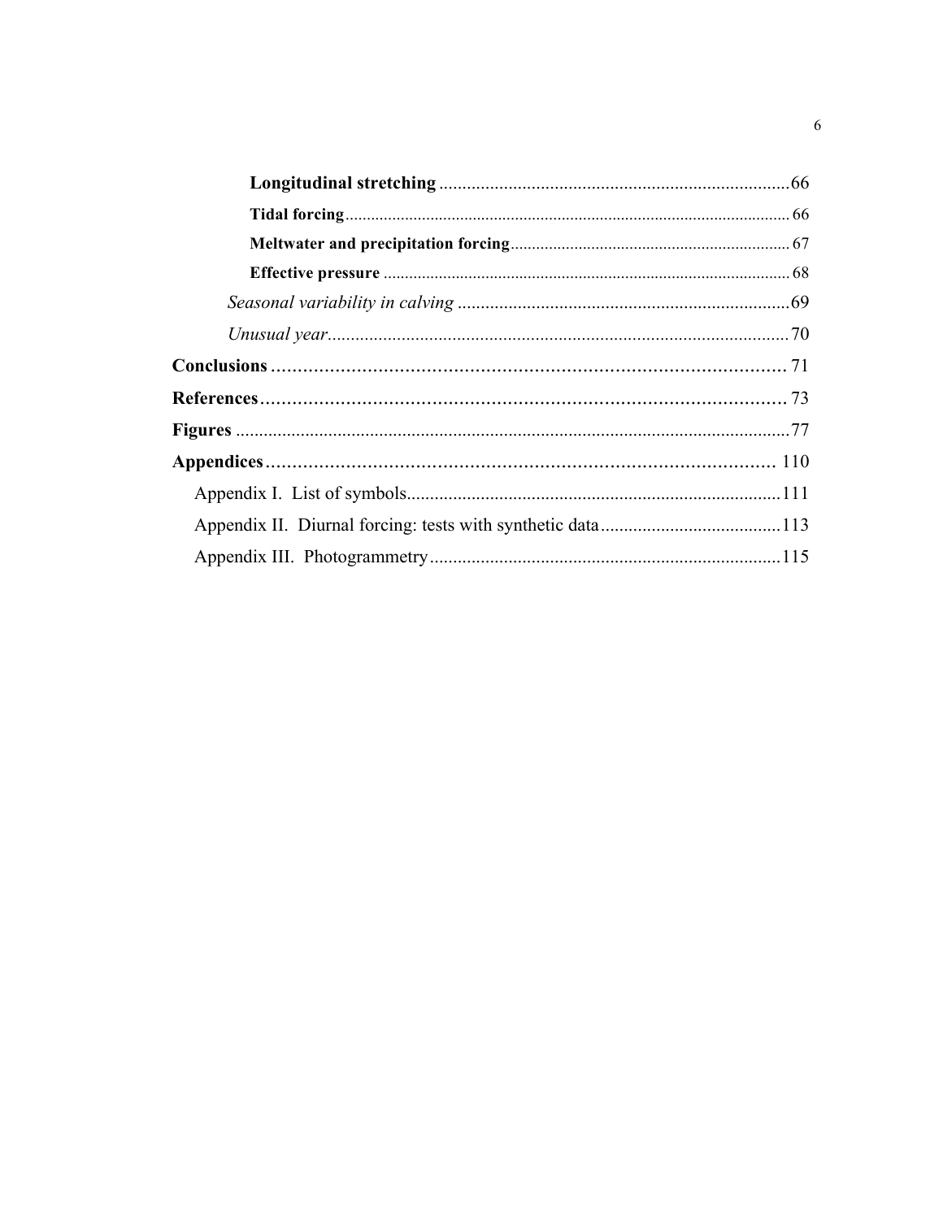**Longitudinal stretching** ............................................................................66

**Tidal forcing** ........................................................................................................ 66

**Meltwater and precipitation forcing** ................................................................. 67

**Effective pressure** ............................................................................................... 68

*Seasonal variability in calving* .........................................................................69

*Unusual year* .....................................................................................................70

**Conclusions** ................................................................................................ 71

**References** ................................................................................................... 73

**Figures** ............................................................................................................77

**Appendices** .................................................................................................. 110

Appendix I. List of symbols.................................................................................111

Appendix II. Diurnal forcing: tests with synthetic data.......................................113

Appendix III. Photogrammetry............................................................................115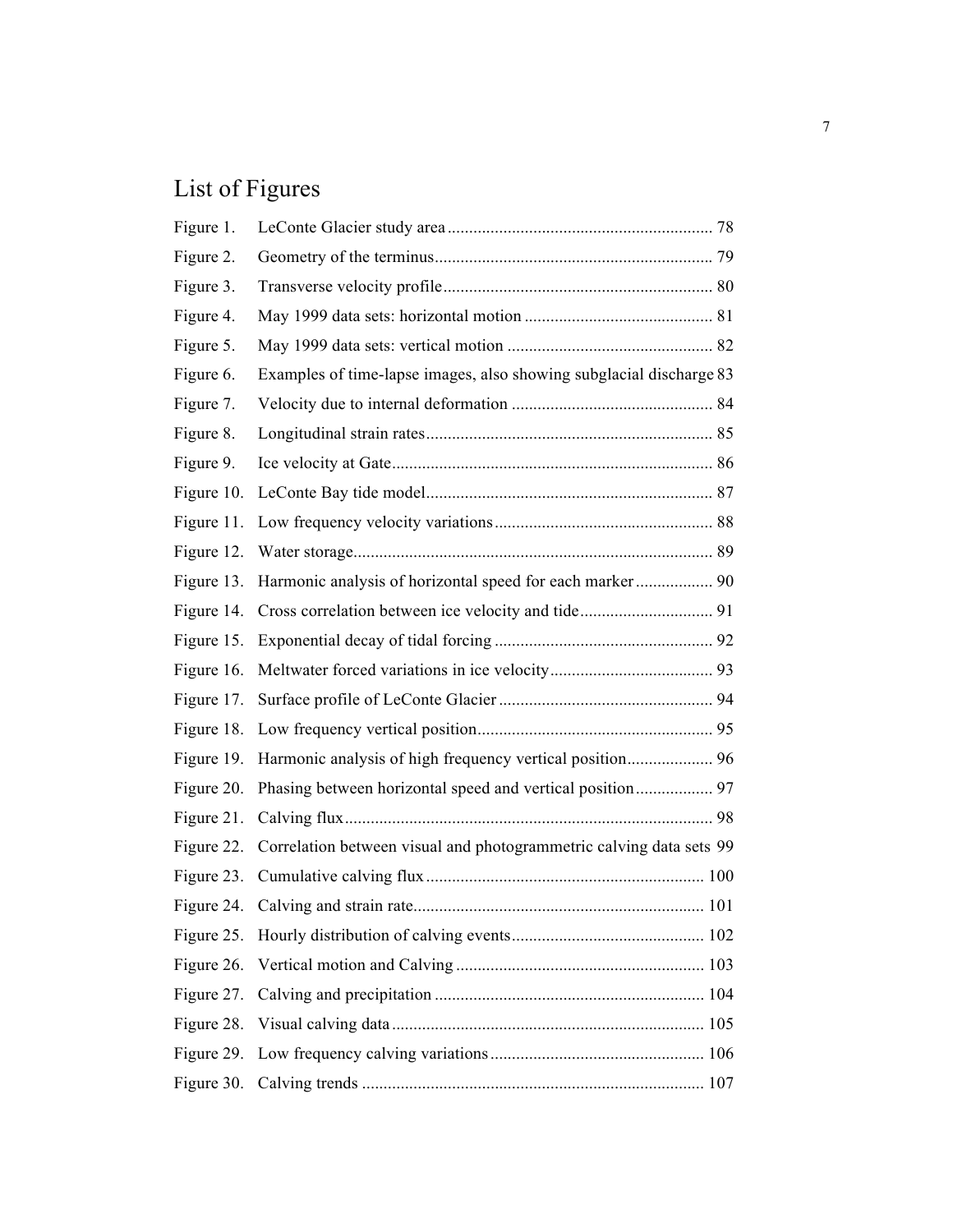# List of Figures

| | | |
|---|---|---|
| Figure 1. | LeConte Glacier study area | 78 |
| Figure 2. | Geometry of the terminus | 79 |
| Figure 3. | Transverse velocity profile | 80 |
| Figure 4. | May 1999 data sets: horizontal motion | 81 |
| Figure 5. | May 1999 data sets: vertical motion | 82 |
| Figure 6. | Examples of time-lapse images, also showing subglacial discharge | 83 |
| Figure 7. | Velocity due to internal deformation | 84 |
| Figure 8. | Longitudinal strain rates | 85 |
| Figure 9. | Ice velocity at Gate | 86 |
| Figure 10. | LeConte Bay tide model | 87 |
| Figure 11. | Low frequency velocity variations | 88 |
| Figure 12. | Water storage | 89 |
| Figure 13. | Harmonic analysis of horizontal speed for each marker | 90 |
| Figure 14. | Cross correlation between ice velocity and tide | 91 |
| Figure 15. | Exponential decay of tidal forcing | 92 |
| Figure 16. | Meltwater forced variations in ice velocity | 93 |
| Figure 17. | Surface profile of LeConte Glacier | 94 |
| Figure 18. | Low frequency vertical position | 95 |
| Figure 19. | Harmonic analysis of high frequency vertical position | 96 |
| Figure 20. | Phasing between horizontal speed and vertical position | 97 |
| Figure 21. | Calving flux | 98 |
| Figure 22. | Correlation between visual and photogrammetric calving data sets | 99 |
| Figure 23. | Cumulative calving flux | 100 |
| Figure 24. | Calving and strain rate | 101 |
| Figure 25. | Hourly distribution of calving events | 102 |
| Figure 26. | Vertical motion and Calving | 103 |
| Figure 27. | Calving and precipitation | 104 |
| Figure 28. | Visual calving data | 105 |
| Figure 29. | Low frequency calving variations | 106 |
| Figure 30. | Calving trends | 107 |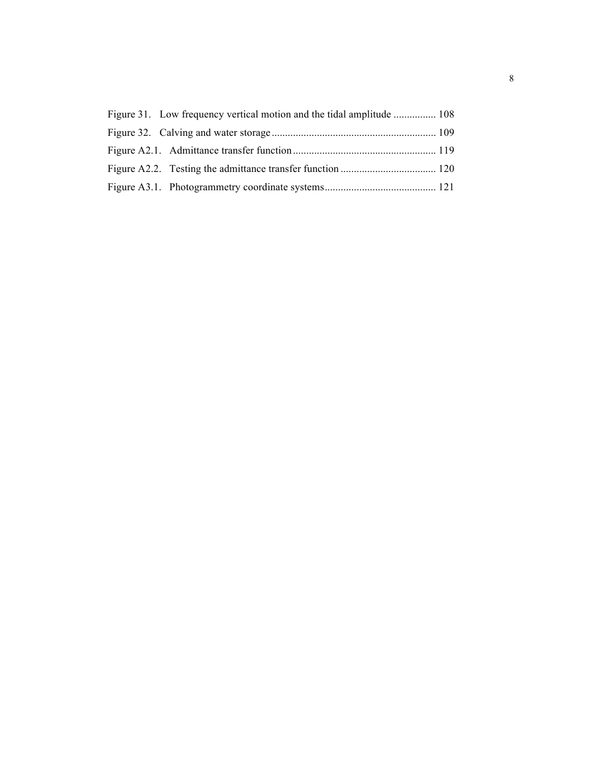Figure 31. Low frequency vertical motion and the tidal amplitude ................ 108

Figure 32. Calving and water storage ............................................................ 109

Figure A2.1. Admittance transfer function ..................................................... 119

Figure A2.2. Testing the admittance transfer function .................................... 120

Figure A3.1. Photogrammetry coordinate systems .......................................... 121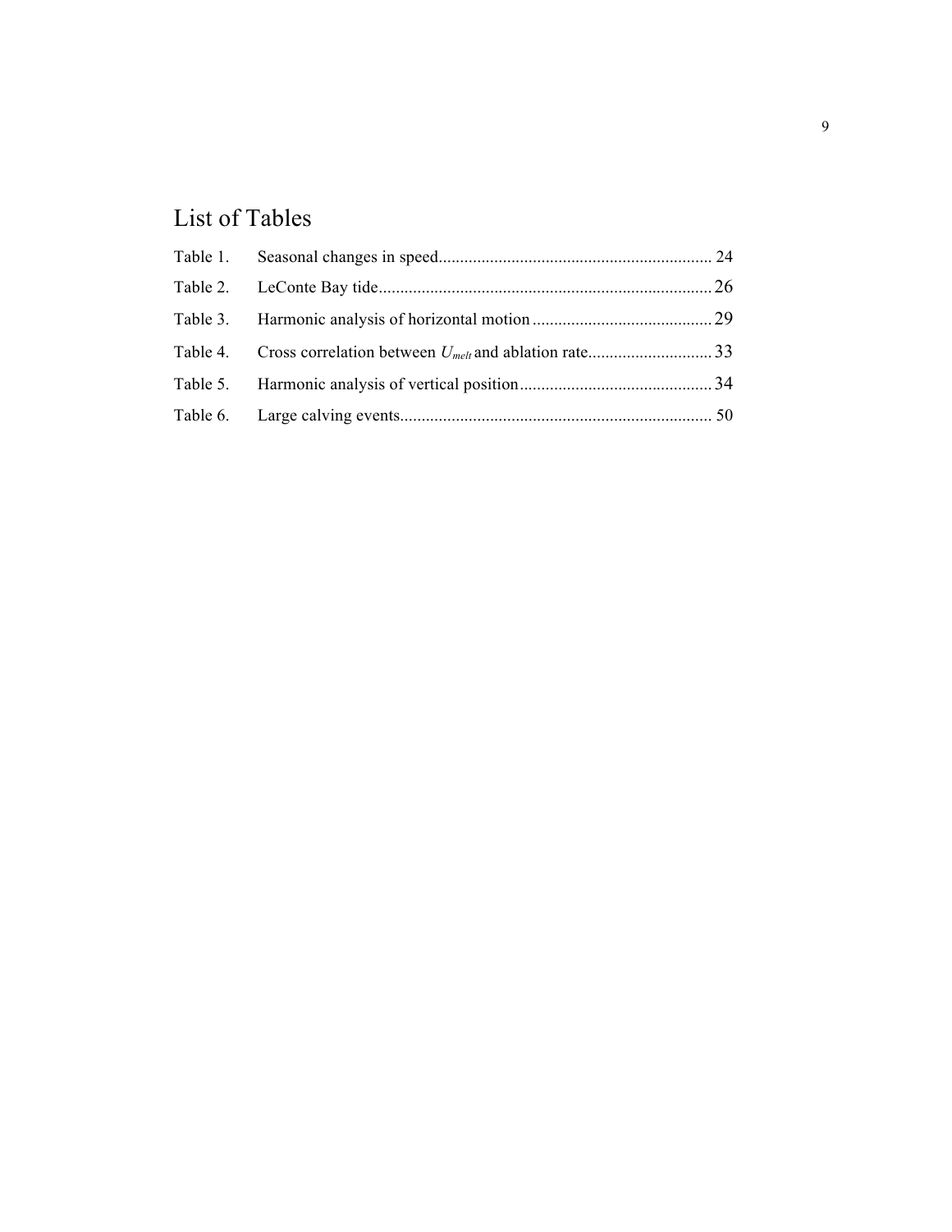# List of Tables

| | | |
|---|---|---|
| Table 1. | Seasonal changes in speed | 24 |
| Table 2. | LeConte Bay tide | 26 |
| Table 3. | Harmonic analysis of horizontal motion | 29 |
| Table 4. | Cross correlation between $U_{melt}$ and ablation rate | 33 |
| Table 5. | Harmonic analysis of vertical position | 34 |
| Table 6. | Large calving events | 50 |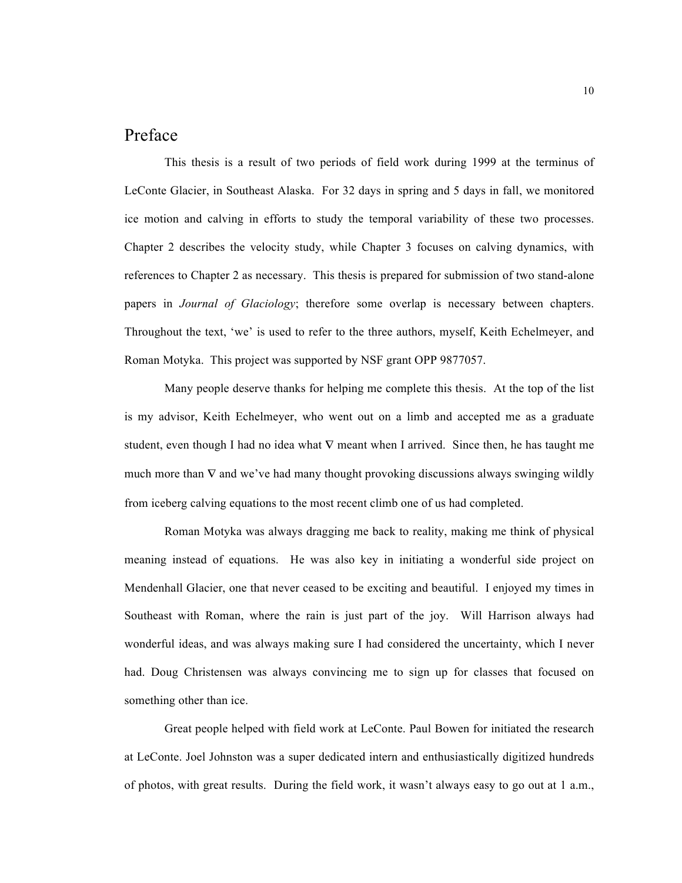# Preface

This thesis is a result of two periods of field work during 1999 at the terminus of LeConte Glacier, in Southeast Alaska. For 32 days in spring and 5 days in fall, we monitored ice motion and calving in efforts to study the temporal variability of these two processes. Chapter 2 describes the velocity study, while Chapter 3 focuses on calving dynamics, with references to Chapter 2 as necessary. This thesis is prepared for submission of two stand-alone papers in *Journal of Glaciology*; therefore some overlap is necessary between chapters. Throughout the text, 'we' is used to refer to the three authors, myself, Keith Echelmeyer, and Roman Motyka. This project was supported by NSF grant OPP 9877057.

Many people deserve thanks for helping me complete this thesis. At the top of the list is my advisor, Keith Echelmeyer, who went out on a limb and accepted me as a graduate student, even though I had no idea what $\nabla$ meant when I arrived. Since then, he has taught me much more than $\nabla$ and we've had many thought provoking discussions always swinging wildly from iceberg calving equations to the most recent climb one of us had completed.

Roman Motyka was always dragging me back to reality, making me think of physical meaning instead of equations. He was also key in initiating a wonderful side project on Mendenhall Glacier, one that never ceased to be exciting and beautiful. I enjoyed my times in Southeast with Roman, where the rain is just part of the joy. Will Harrison always had wonderful ideas, and was always making sure I had considered the uncertainty, which I never had. Doug Christensen was always convincing me to sign up for classes that focused on something other than ice.

Great people helped with field work at LeConte. Paul Bowen for initiated the research at LeConte. Joel Johnston was a super dedicated intern and enthusiastically digitized hundreds of photos, with great results. During the field work, it wasn't always easy to go out at 1 a.m.,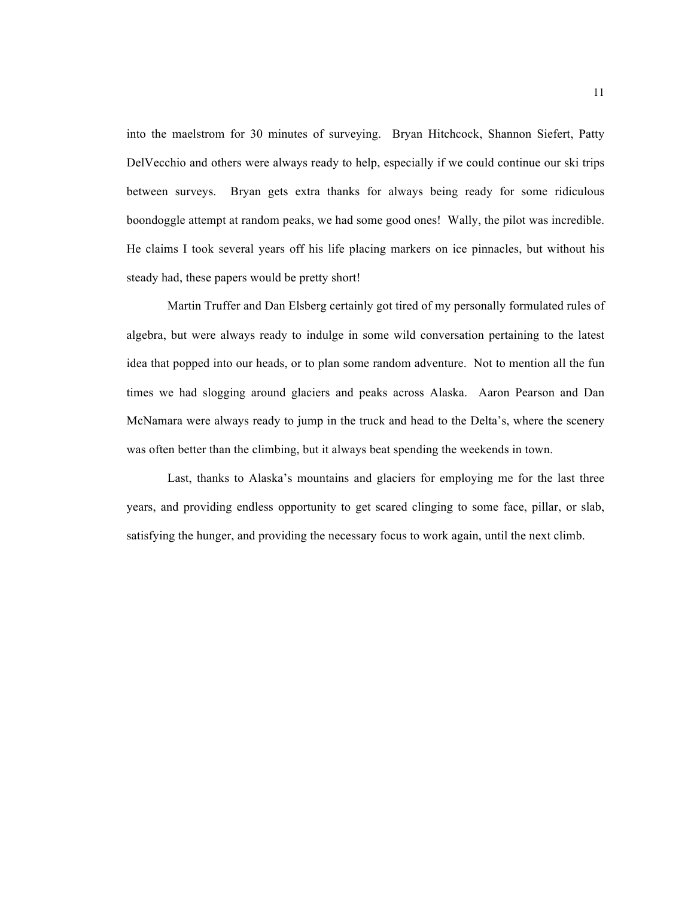into the maelstrom for 30 minutes of surveying. Bryan Hitchcock, Shannon Siefert, Patty DelVecchio and others were always ready to help, especially if we could continue our ski trips between surveys. Bryan gets extra thanks for always being ready for some ridiculous boondoggle attempt at random peaks, we had some good ones! Wally, the pilot was incredible. He claims I took several years off his life placing markers on ice pinnacles, but without his steady had, these papers would be pretty short!

Martin Truffer and Dan Elsberg certainly got tired of my personally formulated rules of algebra, but were always ready to indulge in some wild conversation pertaining to the latest idea that popped into our heads, or to plan some random adventure. Not to mention all the fun times we had slogging around glaciers and peaks across Alaska. Aaron Pearson and Dan McNamara were always ready to jump in the truck and head to the Delta's, where the scenery was often better than the climbing, but it always beat spending the weekends in town.

Last, thanks to Alaska's mountains and glaciers for employing me for the last three years, and providing endless opportunity to get scared clinging to some face, pillar, or slab, satisfying the hunger, and providing the necessary focus to work again, until the next climb.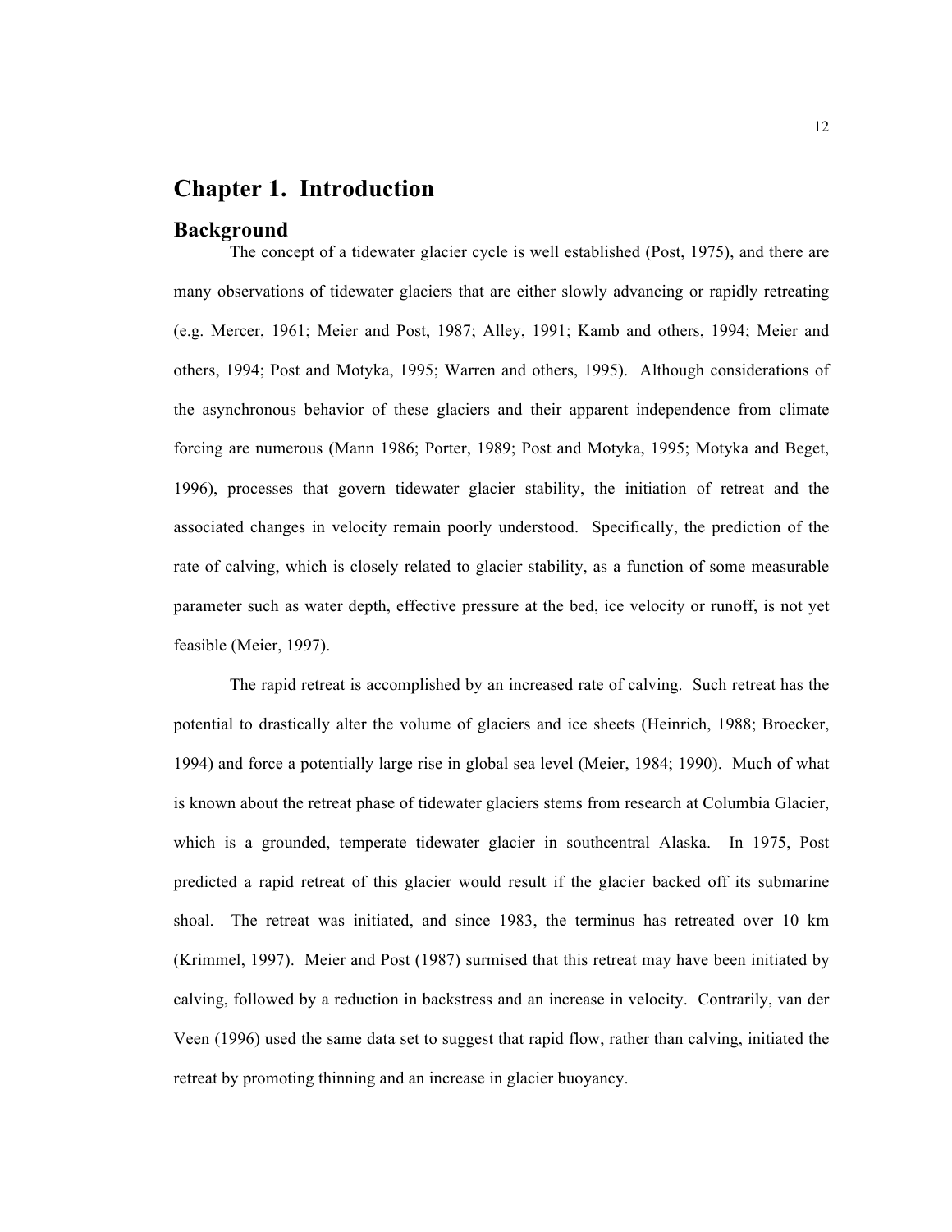# Chapter 1. Introduction

## Background

The concept of a tidewater glacier cycle is well established (Post, 1975), and there are many observations of tidewater glaciers that are either slowly advancing or rapidly retreating (e.g. Mercer, 1961; Meier and Post, 1987; Alley, 1991; Kamb and others, 1994; Meier and others, 1994; Post and Motyka, 1995; Warren and others, 1995). Although considerations of the asynchronous behavior of these glaciers and their apparent independence from climate forcing are numerous (Mann 1986; Porter, 1989; Post and Motyka, 1995; Motyka and Beget, 1996), processes that govern tidewater glacier stability, the initiation of retreat and the associated changes in velocity remain poorly understood. Specifically, the prediction of the rate of calving, which is closely related to glacier stability, as a function of some measurable parameter such as water depth, effective pressure at the bed, ice velocity or runoff, is not yet feasible (Meier, 1997).

The rapid retreat is accomplished by an increased rate of calving. Such retreat has the potential to drastically alter the volume of glaciers and ice sheets (Heinrich, 1988; Broecker, 1994) and force a potentially large rise in global sea level (Meier, 1984; 1990). Much of what is known about the retreat phase of tidewater glaciers stems from research at Columbia Glacier, which is a grounded, temperate tidewater glacier in southcentral Alaska. In 1975, Post predicted a rapid retreat of this glacier would result if the glacier backed off its submarine shoal. The retreat was initiated, and since 1983, the terminus has retreated over 10 km (Krimmel, 1997). Meier and Post (1987) surmised that this retreat may have been initiated by calving, followed by a reduction in backstress and an increase in velocity. Contrarily, van der Veen (1996) used the same data set to suggest that rapid flow, rather than calving, initiated the retreat by promoting thinning and an increase in glacier buoyancy.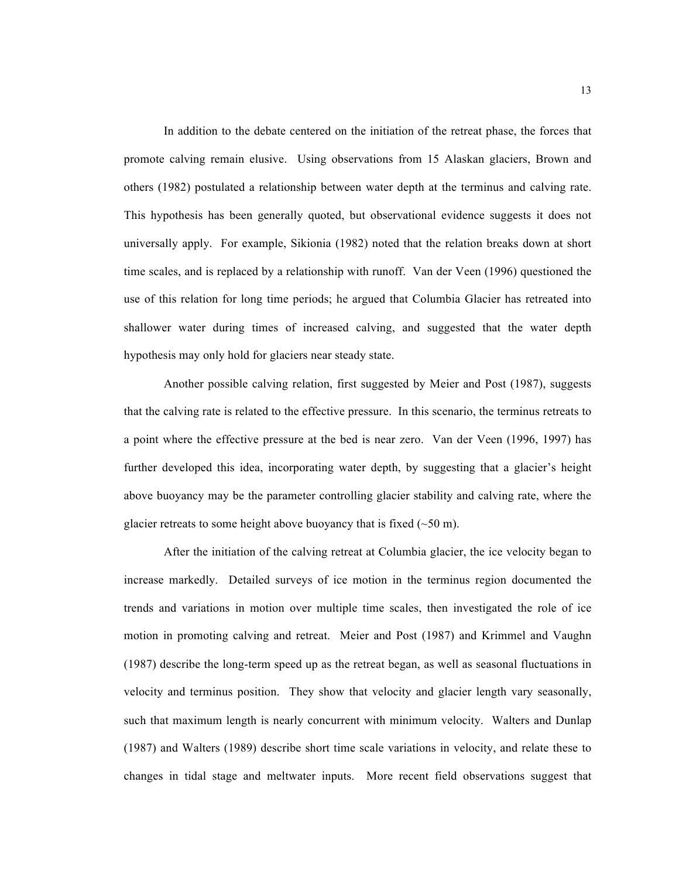In addition to the debate centered on the initiation of the retreat phase, the forces that promote calving remain elusive. Using observations from 15 Alaskan glaciers, Brown and others (1982) postulated a relationship between water depth at the terminus and calving rate. This hypothesis has been generally quoted, but observational evidence suggests it does not universally apply. For example, Sikionia (1982) noted that the relation breaks down at short time scales, and is replaced by a relationship with runoff. Van der Veen (1996) questioned the use of this relation for long time periods; he argued that Columbia Glacier has retreated into shallower water during times of increased calving, and suggested that the water depth hypothesis may only hold for glaciers near steady state.

Another possible calving relation, first suggested by Meier and Post (1987), suggests that the calving rate is related to the effective pressure. In this scenario, the terminus retreats to a point where the effective pressure at the bed is near zero. Van der Veen (1996, 1997) has further developed this idea, incorporating water depth, by suggesting that a glacier's height above buoyancy may be the parameter controlling glacier stability and calving rate, where the glacier retreats to some height above buoyancy that is fixed (~50 m).

After the initiation of the calving retreat at Columbia glacier, the ice velocity began to increase markedly. Detailed surveys of ice motion in the terminus region documented the trends and variations in motion over multiple time scales, then investigated the role of ice motion in promoting calving and retreat. Meier and Post (1987) and Krimmel and Vaughn (1987) describe the long-term speed up as the retreat began, as well as seasonal fluctuations in velocity and terminus position. They show that velocity and glacier length vary seasonally, such that maximum length is nearly concurrent with minimum velocity. Walters and Dunlap (1987) and Walters (1989) describe short time scale variations in velocity, and relate these to changes in tidal stage and meltwater inputs. More recent field observations suggest that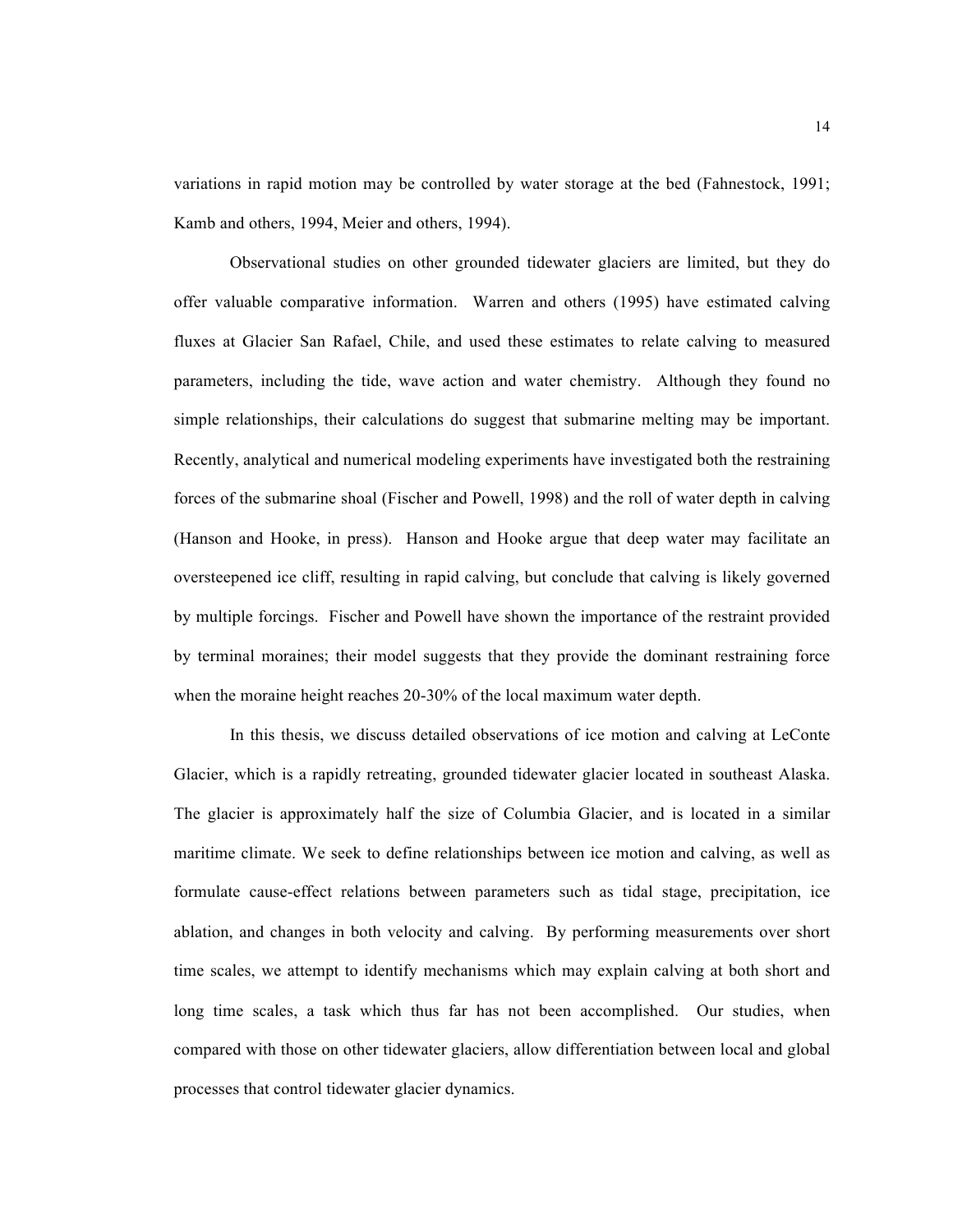variations in rapid motion may be controlled by water storage at the bed (Fahnestock, 1991; Kamb and others, 1994, Meier and others, 1994).

Observational studies on other grounded tidewater glaciers are limited, but they do offer valuable comparative information. Warren and others (1995) have estimated calving fluxes at Glacier San Rafael, Chile, and used these estimates to relate calving to measured parameters, including the tide, wave action and water chemistry. Although they found no simple relationships, their calculations do suggest that submarine melting may be important. Recently, analytical and numerical modeling experiments have investigated both the restraining forces of the submarine shoal (Fischer and Powell, 1998) and the roll of water depth in calving (Hanson and Hooke, in press). Hanson and Hooke argue that deep water may facilitate an oversteepened ice cliff, resulting in rapid calving, but conclude that calving is likely governed by multiple forcings. Fischer and Powell have shown the importance of the restraint provided by terminal moraines; their model suggests that they provide the dominant restraining force when the moraine height reaches 20-30% of the local maximum water depth.

In this thesis, we discuss detailed observations of ice motion and calving at LeConte Glacier, which is a rapidly retreating, grounded tidewater glacier located in southeast Alaska. The glacier is approximately half the size of Columbia Glacier, and is located in a similar maritime climate. We seek to define relationships between ice motion and calving, as well as formulate cause-effect relations between parameters such as tidal stage, precipitation, ice ablation, and changes in both velocity and calving. By performing measurements over short time scales, we attempt to identify mechanisms which may explain calving at both short and long time scales, a task which thus far has not been accomplished. Our studies, when compared with those on other tidewater glaciers, allow differentiation between local and global processes that control tidewater glacier dynamics.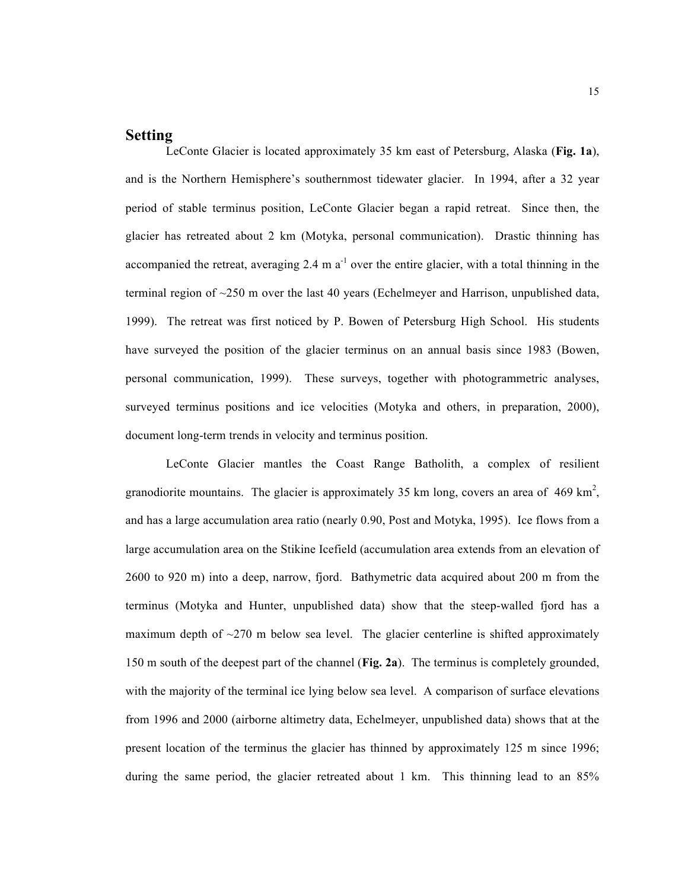## Setting

LeConte Glacier is located approximately 35 km east of Petersburg, Alaska (**Fig. 1a**), and is the Northern Hemisphere's southernmost tidewater glacier. In 1994, after a 32 year period of stable terminus position, LeConte Glacier began a rapid retreat. Since then, the glacier has retreated about 2 km (Motyka, personal communication). Drastic thinning has accompanied the retreat, averaging 2.4 m $a^{-1}$ over the entire glacier, with a total thinning in the terminal region of ~250 m over the last 40 years (Echelmeyer and Harrison, unpublished data, 1999). The retreat was first noticed by P. Bowen of Petersburg High School. His students have surveyed the position of the glacier terminus on an annual basis since 1983 (Bowen, personal communication, 1999). These surveys, together with photogrammetric analyses, surveyed terminus positions and ice velocities (Motyka and others, in preparation, 2000), document long-term trends in velocity and terminus position.

LeConte Glacier mantles the Coast Range Batholith, a complex of resilient granodiorite mountains. The glacier is approximately 35 km long, covers an area of 469 $km^2$, and has a large accumulation area ratio (nearly 0.90, Post and Motyka, 1995). Ice flows from a large accumulation area on the Stikine Icefield (accumulation area extends from an elevation of 2600 to 920 m) into a deep, narrow, fjord. Bathymetric data acquired about 200 m from the terminus (Motyka and Hunter, unpublished data) show that the steep-walled fjord has a maximum depth of ~270 m below sea level. The glacier centerline is shifted approximately 150 m south of the deepest part of the channel (**Fig. 2a**). The terminus is completely grounded, with the majority of the terminal ice lying below sea level. A comparison of surface elevations from 1996 and 2000 (airborne altimetry data, Echelmeyer, unpublished data) shows that at the present location of the terminus the glacier has thinned by approximately 125 m since 1996; during the same period, the glacier retreated about 1 km. This thinning lead to an 85%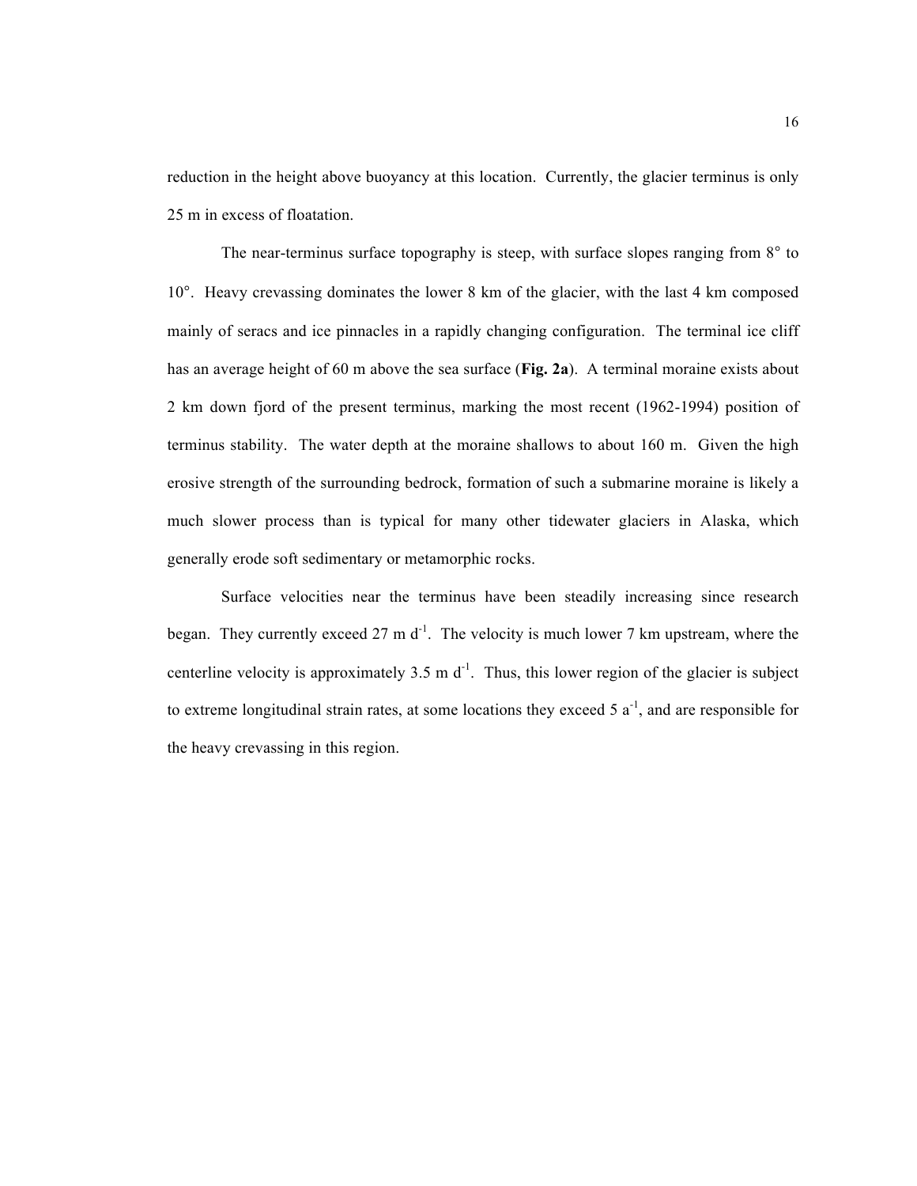reduction in the height above buoyancy at this location. Currently, the glacier terminus is only 25 m in excess of floatation.

The near-terminus surface topography is steep, with surface slopes ranging from 8° to 10°. Heavy crevassing dominates the lower 8 km of the glacier, with the last 4 km composed mainly of seracs and ice pinnacles in a rapidly changing configuration. The terminal ice cliff has an average height of 60 m above the sea surface (**Fig. 2a**). A terminal moraine exists about 2 km down fjord of the present terminus, marking the most recent (1962-1994) position of terminus stability. The water depth at the moraine shallows to about 160 m. Given the high erosive strength of the surrounding bedrock, formation of such a submarine moraine is likely a much slower process than is typical for many other tidewater glaciers in Alaska, which generally erode soft sedimentary or metamorphic rocks.

Surface velocities near the terminus have been steadily increasing since research began. They currently exceed 27 m $d^{-1}$. The velocity is much lower 7 km upstream, where the centerline velocity is approximately 3.5 m $d^{-1}$. Thus, this lower region of the glacier is subject to extreme longitudinal strain rates, at some locations they exceed 5 $a^{-1}$, and are responsible for the heavy crevassing in this region.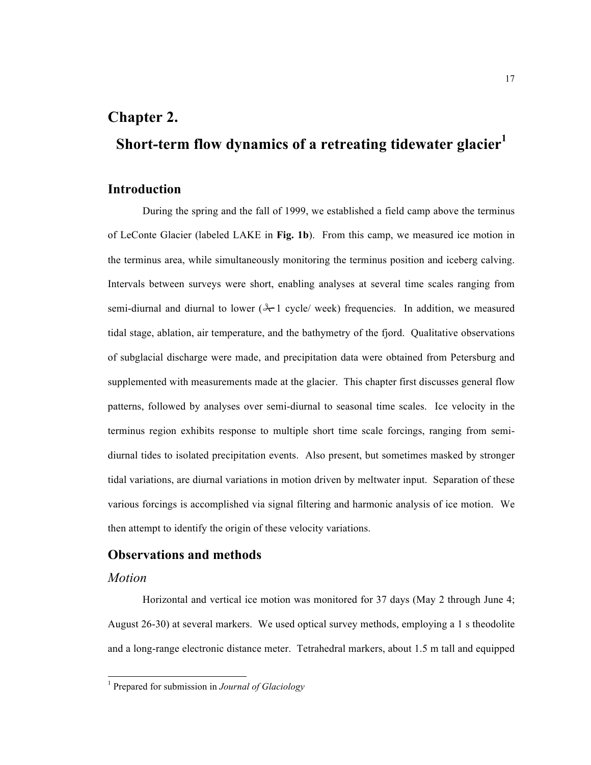# Chapter 2.

# Short-term flow dynamics of a retreating tidewater glacier[1]

## Introduction

During the spring and the fall of 1999, we established a field camp above the terminus of LeConte Glacier (labeled LAKE in **Fig. 1b**). From this camp, we measured ice motion in the terminus area, while simultaneously monitoring the terminus position and iceberg calving. Intervals between surveys were short, enabling analyses at several time scales ranging from semi-diurnal and diurnal to lower ($\sim$1 cycle/ week) frequencies. In addition, we measured tidal stage, ablation, air temperature, and the bathymetry of the fjord. Qualitative observations of subglacial discharge were made, and precipitation data were obtained from Petersburg and supplemented with measurements made at the glacier. This chapter first discusses general flow patterns, followed by analyses over semi-diurnal to seasonal time scales. Ice velocity in the terminus region exhibits response to multiple short time scale forcings, ranging from semi-diurnal tides to isolated precipitation events. Also present, but sometimes masked by stronger tidal variations, are diurnal variations in motion driven by meltwater input. Separation of these various forcings is accomplished via signal filtering and harmonic analysis of ice motion. We then attempt to identify the origin of these velocity variations.

## Observations and methods

### *Motion*

Horizontal and vertical ice motion was monitored for 37 days (May 2 through June 4; August 26-30) at several markers. We used optical survey methods, employing a 1 s theodolite and a long-range electronic distance meter. Tetrahedral markers, about 1.5 m tall and equipped

---

[1] Prepared for submission in *Journal of Glaciology*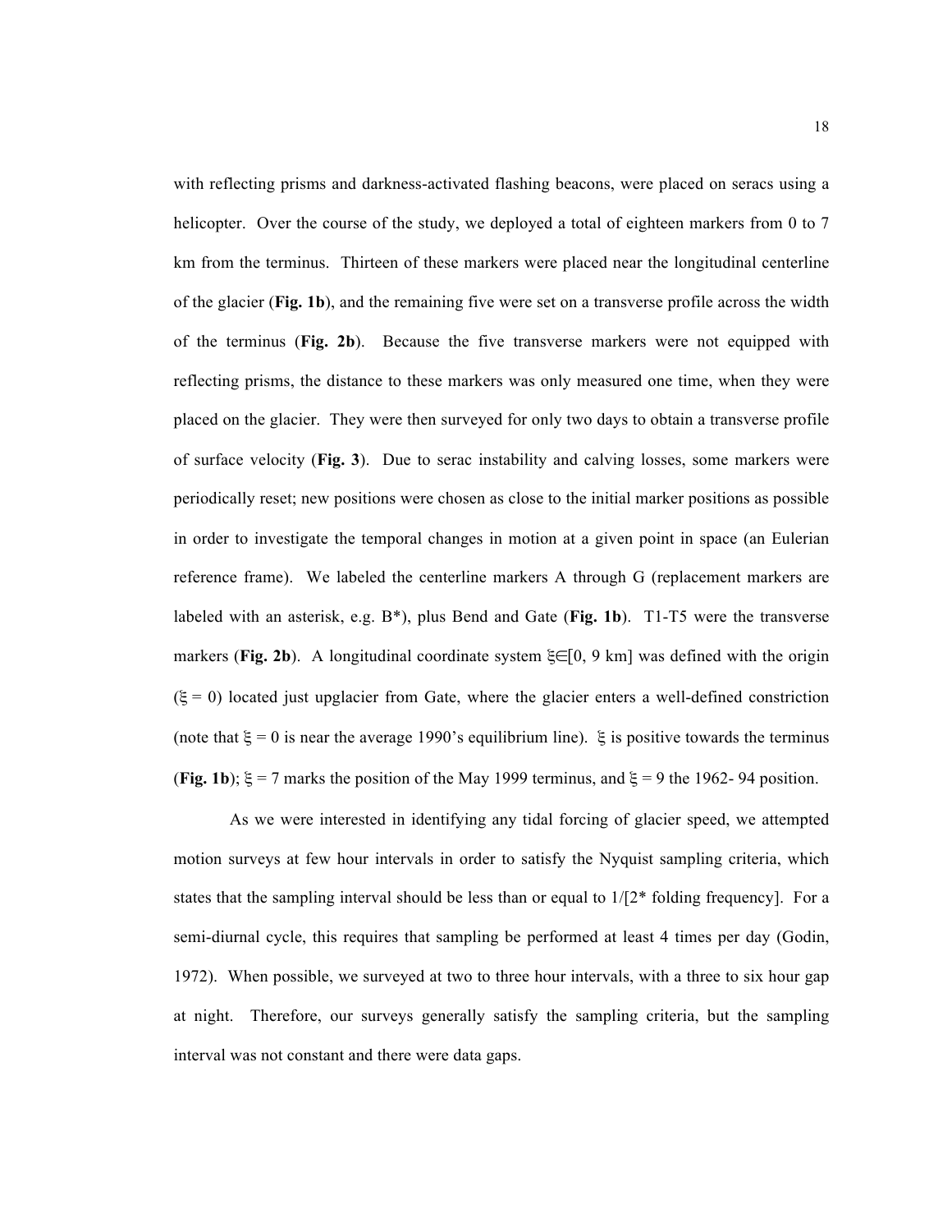with reflecting prisms and darkness-activated flashing beacons, were placed on seracs using a helicopter. Over the course of the study, we deployed a total of eighteen markers from 0 to 7 km from the terminus. Thirteen of these markers were placed near the longitudinal centerline of the glacier (**Fig. 1b**), and the remaining five were set on a transverse profile across the width of the terminus (**Fig. 2b**). Because the five transverse markers were not equipped with reflecting prisms, the distance to these markers was only measured one time, when they were placed on the glacier. They were then surveyed for only two days to obtain a transverse profile of surface velocity (**Fig. 3**). Due to serac instability and calving losses, some markers were periodically reset; new positions were chosen as close to the initial marker positions as possible in order to investigate the temporal changes in motion at a given point in space (an Eulerian reference frame). We labeled the centerline markers A through G (replacement markers are labeled with an asterisk, e.g. B*), plus Bend and Gate (**Fig. 1b**). T1-T5 were the transverse markers (**Fig. 2b**). A longitudinal coordinate system $\xi \in [0, 9 \text{ km}]$ was defined with the origin ($\xi = 0$) located just upglacier from Gate, where the glacier enters a well-defined constriction (note that $\xi = 0$ is near the average 1990's equilibrium line). $\xi$ is positive towards the terminus (**Fig. 1b**); $\xi = 7$ marks the position of the May 1999 terminus, and $\xi = 9$ the 1962- 94 position.

As we were interested in identifying any tidal forcing of glacier speed, we attempted motion surveys at few hour intervals in order to satisfy the Nyquist sampling criteria, which states that the sampling interval should be less than or equal to 1/[2* folding frequency]. For a semi-diurnal cycle, this requires that sampling be performed at least 4 times per day (Godin, 1972). When possible, we surveyed at two to three hour intervals, with a three to six hour gap at night. Therefore, our surveys generally satisfy the sampling criteria, but the sampling interval was not constant and there were data gaps.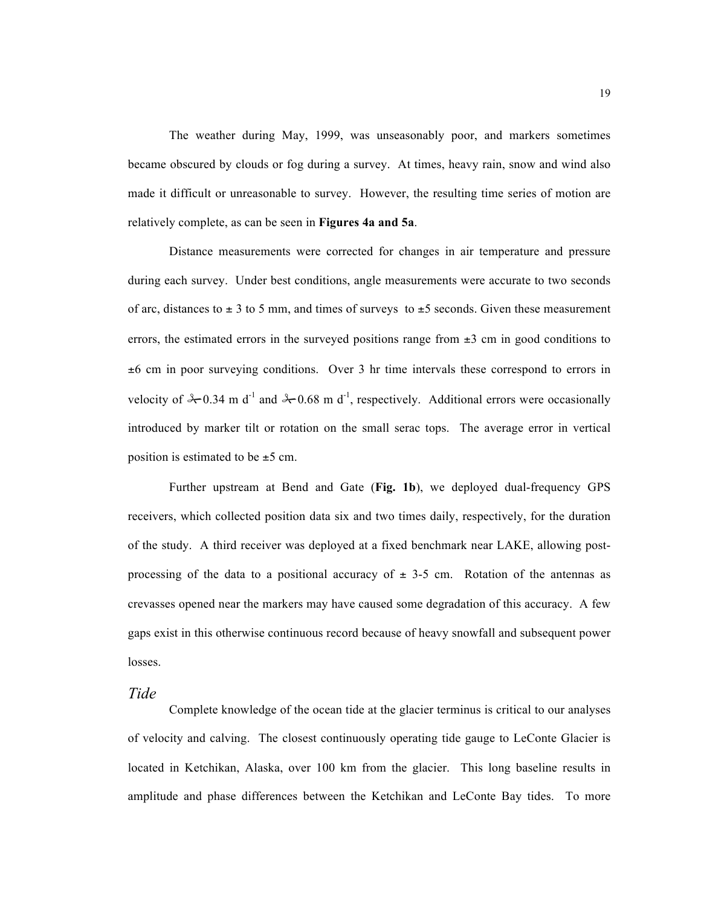The weather during May, 1999, was unseasonably poor, and markers sometimes became obscured by clouds or fog during a survey. At times, heavy rain, snow and wind also made it difficult or unreasonable to survey. However, the resulting time series of motion are relatively complete, as can be seen in **Figures 4a and 5a**.

Distance measurements were corrected for changes in air temperature and pressure during each survey. Under best conditions, angle measurements were accurate to two seconds of arc, distances to ± 3 to 5 mm, and times of surveys to ±5 seconds. Given these measurement errors, the estimated errors in the surveyed positions range from ±3 cm in good conditions to ±6 cm in poor surveying conditions. Over 3 hr time intervals these correspond to errors in velocity of ±0.34 m $d^{-1}$ and ±0.68 m $d^{-1}$, respectively. Additional errors were occasionally introduced by marker tilt or rotation on the small serac tops. The average error in vertical position is estimated to be ±5 cm.

Further upstream at Bend and Gate (**Fig. 1b**), we deployed dual-frequency GPS receivers, which collected position data six and two times daily, respectively, for the duration of the study. A third receiver was deployed at a fixed benchmark near LAKE, allowing post-processing of the data to a positional accuracy of ± 3-5 cm. Rotation of the antennas as crevasses opened near the markers may have caused some degradation of this accuracy. A few gaps exist in this otherwise continuous record because of heavy snowfall and subsequent power losses.

## *Tide*

Complete knowledge of the ocean tide at the glacier terminus is critical to our analyses of velocity and calving. The closest continuously operating tide gauge to LeConte Glacier is located in Ketchikan, Alaska, over 100 km from the glacier. This long baseline results in amplitude and phase differences between the Ketchikan and LeConte Bay tides. To more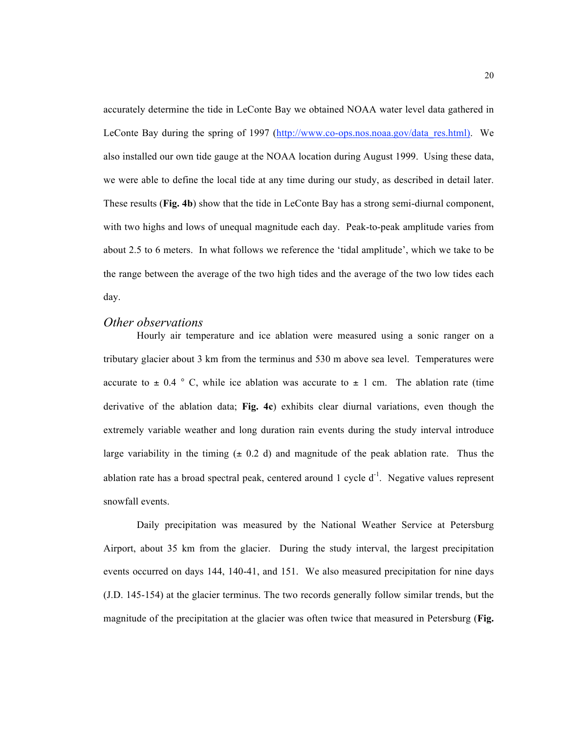accurately determine the tide in LeConte Bay we obtained NOAA water level data gathered in LeConte Bay during the spring of 1997 (http://www.co-ops.nos.noaa.gov/data_res.html). We also installed our own tide gauge at the NOAA location during August 1999. Using these data, we were able to define the local tide at any time during our study, as described in detail later. These results (**Fig. 4b**) show that the tide in LeConte Bay has a strong semi-diurnal component, with two highs and lows of unequal magnitude each day. Peak-to-peak amplitude varies from about 2.5 to 6 meters. In what follows we reference the 'tidal amplitude', which we take to be the range between the average of the two high tides and the average of the two low tides each day.

### *Other observations*

Hourly air temperature and ice ablation were measured using a sonic ranger on a tributary glacier about 3 km from the terminus and 530 m above sea level. Temperatures were accurate to ± 0.4 ° C, while ice ablation was accurate to ± 1 cm. The ablation rate (time derivative of the ablation data; **Fig. 4c**) exhibits clear diurnal variations, even though the extremely variable weather and long duration rain events during the study interval introduce large variability in the timing (± 0.2 d) and magnitude of the peak ablation rate. Thus the ablation rate has a broad spectral peak, centered around 1 cycle $d^{-1}$. Negative values represent snowfall events.

Daily precipitation was measured by the National Weather Service at Petersburg Airport, about 35 km from the glacier. During the study interval, the largest precipitation events occurred on days 144, 140-41, and 151. We also measured precipitation for nine days (J.D. 145-154) at the glacier terminus. The two records generally follow similar trends, but the magnitude of the precipitation at the glacier was often twice that measured in Petersburg (**Fig.**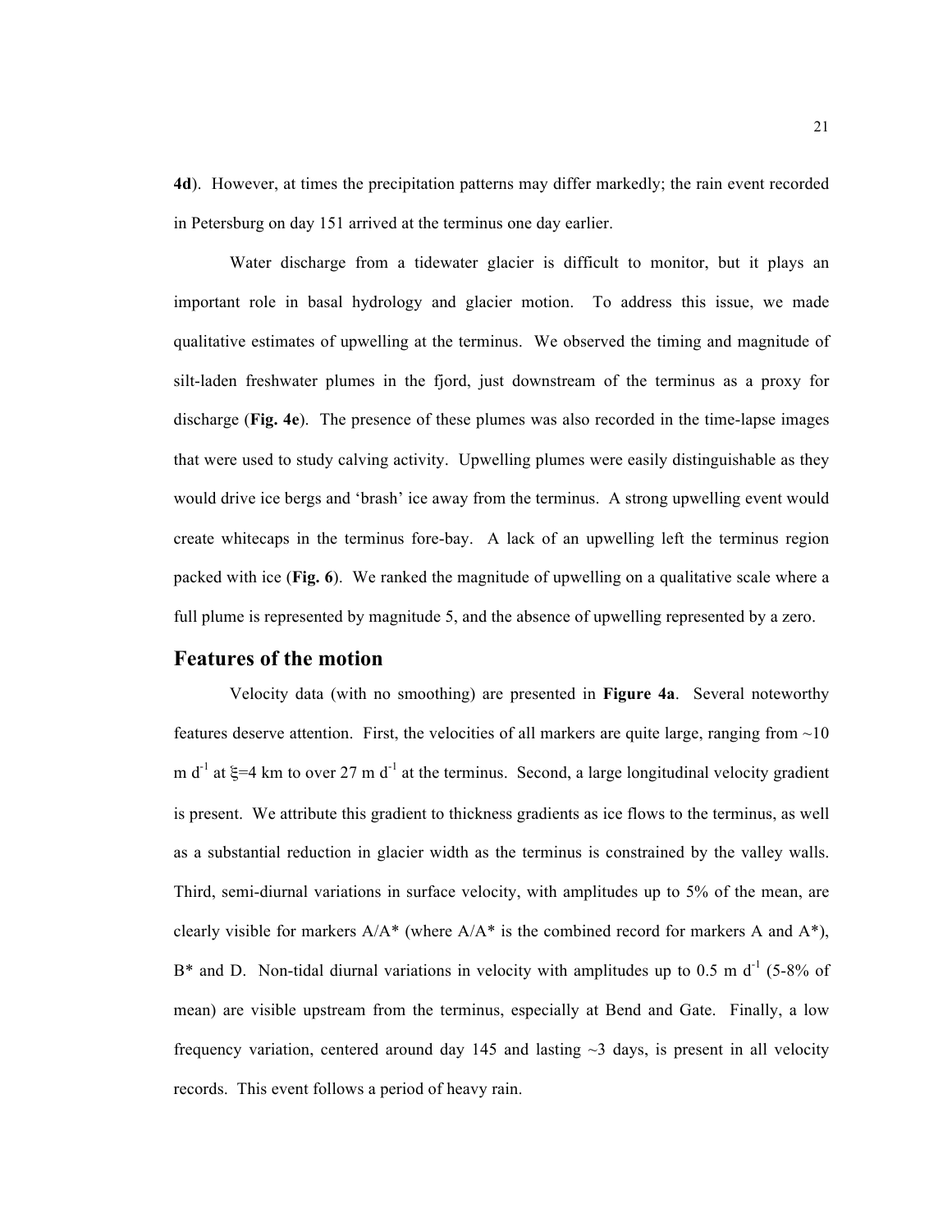**4d**). However, at times the precipitation patterns may differ markedly; the rain event recorded in Petersburg on day 151 arrived at the terminus one day earlier.

Water discharge from a tidewater glacier is difficult to monitor, but it plays an important role in basal hydrology and glacier motion. To address this issue, we made qualitative estimates of upwelling at the terminus. We observed the timing and magnitude of silt-laden freshwater plumes in the fjord, just downstream of the terminus as a proxy for discharge (**Fig. 4e**). The presence of these plumes was also recorded in the time-lapse images that were used to study calving activity. Upwelling plumes were easily distinguishable as they would drive ice bergs and 'brash' ice away from the terminus. A strong upwelling event would create whitecaps in the terminus fore-bay. A lack of an upwelling left the terminus region packed with ice (**Fig. 6**). We ranked the magnitude of upwelling on a qualitative scale where a full plume is represented by magnitude 5, and the absence of upwelling represented by a zero.

## Features of the motion

Velocity data (with no smoothing) are presented in **Figure 4a**. Several noteworthy features deserve attention. First, the velocities of all markers are quite large, ranging from ~10 m $d^{-1}$ at $\xi$=4 km to over 27 m $d^{-1}$ at the terminus. Second, a large longitudinal velocity gradient is present. We attribute this gradient to thickness gradients as ice flows to the terminus, as well as a substantial reduction in glacier width as the terminus is constrained by the valley walls. Third, semi-diurnal variations in surface velocity, with amplitudes up to 5% of the mean, are clearly visible for markers A/A* (where A/A* is the combined record for markers A and A*), B* and D. Non-tidal diurnal variations in velocity with amplitudes up to 0.5 m $d^{-1}$ (5-8% of mean) are visible upstream from the terminus, especially at Bend and Gate. Finally, a low frequency variation, centered around day 145 and lasting ~3 days, is present in all velocity records. This event follows a period of heavy rain.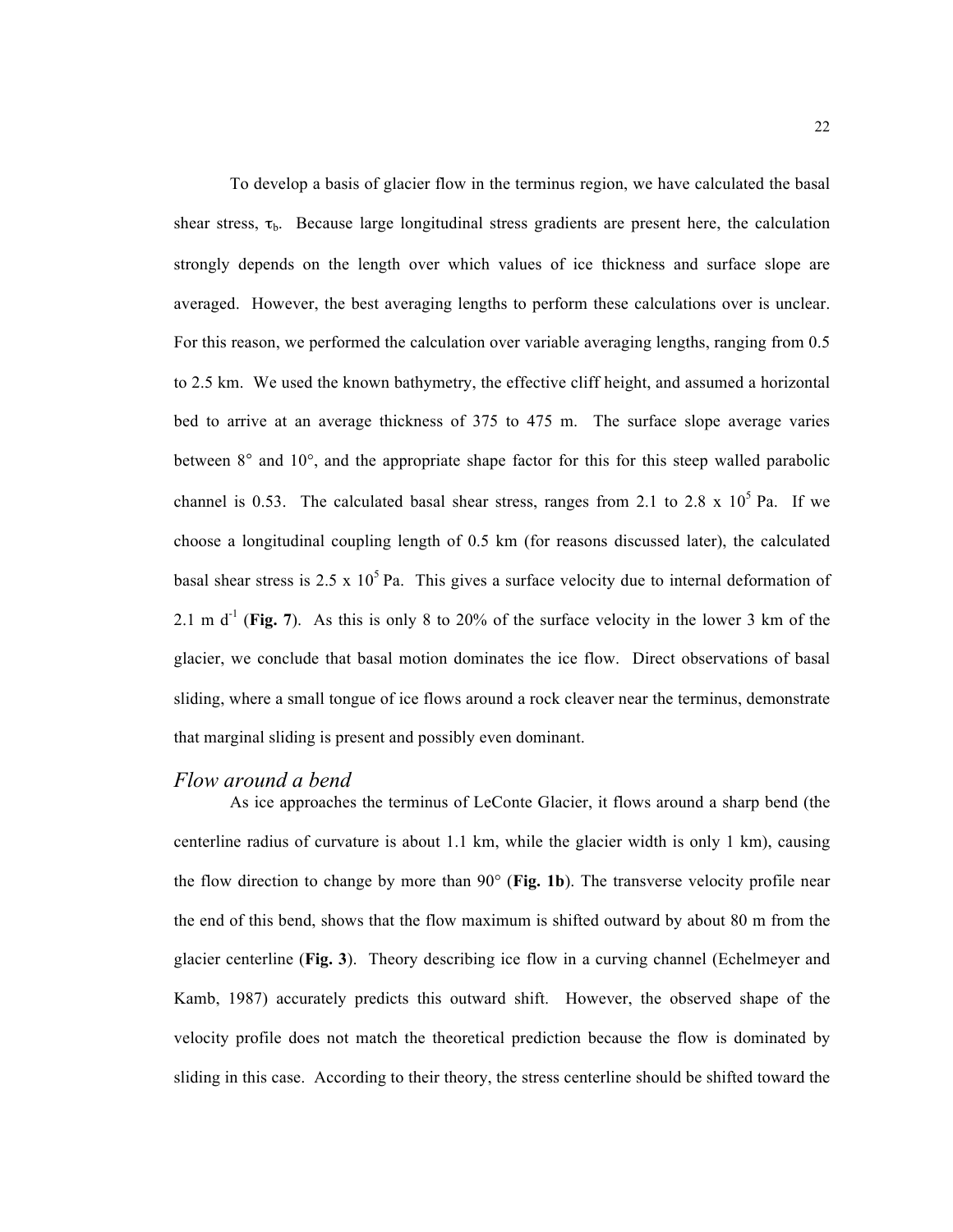To develop a basis of glacier flow in the terminus region, we have calculated the basal shear stress, $\tau_b$. Because large longitudinal stress gradients are present here, the calculation strongly depends on the length over which values of ice thickness and surface slope are averaged. However, the best averaging lengths to perform these calculations over is unclear. For this reason, we performed the calculation over variable averaging lengths, ranging from 0.5 to 2.5 km. We used the known bathymetry, the effective cliff height, and assumed a horizontal bed to arrive at an average thickness of 375 to 475 m. The surface slope average varies between 8° and 10°, and the appropriate shape factor for this for this steep walled parabolic channel is 0.53. The calculated basal shear stress, ranges from 2.1 to 2.8 x $10^5$ Pa. If we choose a longitudinal coupling length of 0.5 km (for reasons discussed later), the calculated basal shear stress is 2.5 x $10^5$ Pa. This gives a surface velocity due to internal deformation of 2.1 m $d^{-1}$ (**Fig. 7**). As this is only 8 to 20% of the surface velocity in the lower 3 km of the glacier, we conclude that basal motion dominates the ice flow. Direct observations of basal sliding, where a small tongue of ice flows around a rock cleaver near the terminus, demonstrate that marginal sliding is present and possibly even dominant.

### *Flow around a bend*

As ice approaches the terminus of LeConte Glacier, it flows around a sharp bend (the centerline radius of curvature is about 1.1 km, while the glacier width is only 1 km), causing the flow direction to change by more than 90° (**Fig. 1b**). The transverse velocity profile near the end of this bend, shows that the flow maximum is shifted outward by about 80 m from the glacier centerline (**Fig. 3**). Theory describing ice flow in a curving channel (Echelmeyer and Kamb, 1987) accurately predicts this outward shift. However, the observed shape of the velocity profile does not match the theoretical prediction because the flow is dominated by sliding in this case. According to their theory, the stress centerline should be shifted toward the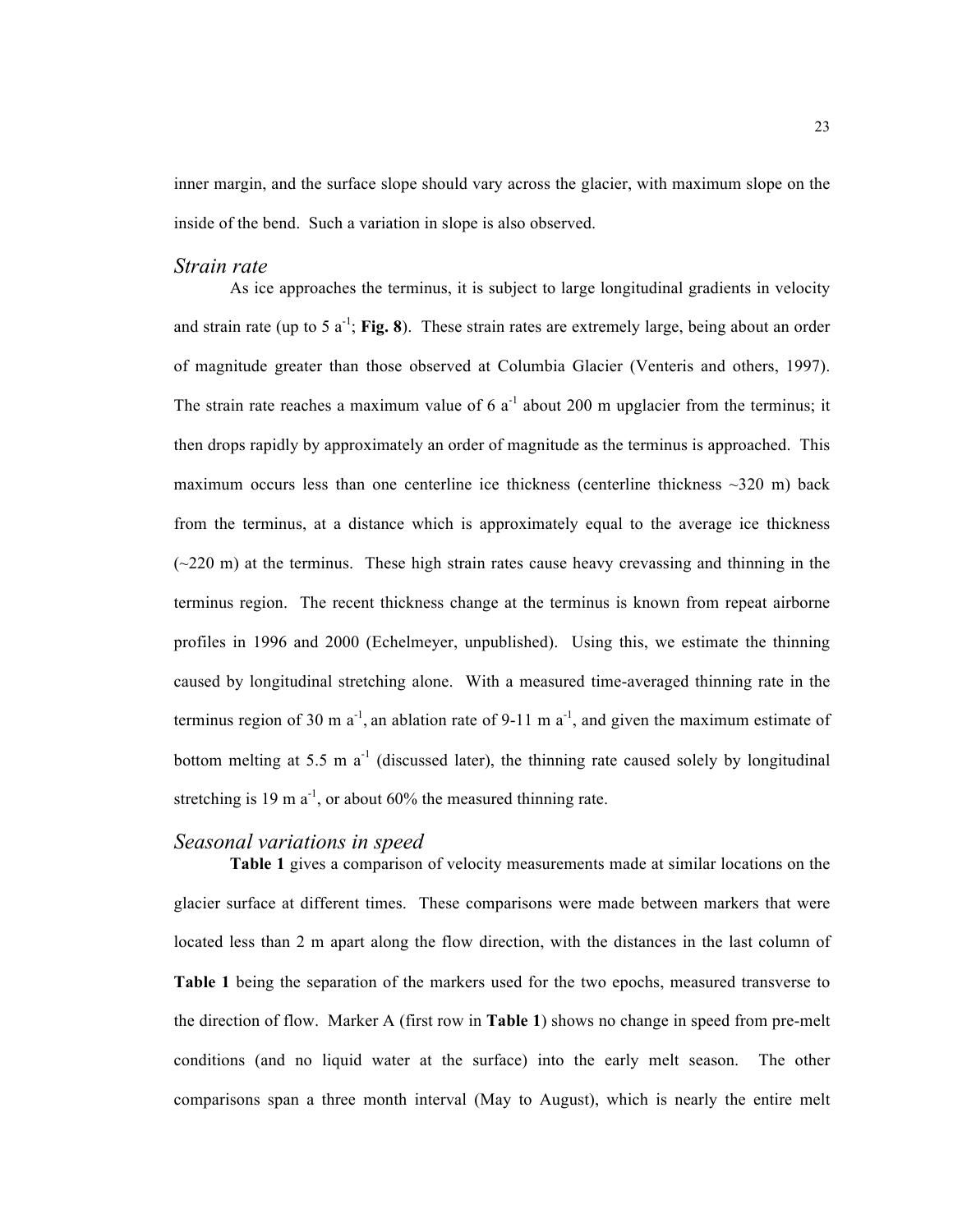inner margin, and the surface slope should vary across the glacier, with maximum slope on the inside of the bend. Such a variation in slope is also observed.

### *Strain rate*

As ice approaches the terminus, it is subject to large longitudinal gradients in velocity and strain rate (up to 5 $a^{-1}$; **Fig. 8**). These strain rates are extremely large, being about an order of magnitude greater than those observed at Columbia Glacier (Venteris and others, 1997). The strain rate reaches a maximum value of 6 $a^{-1}$ about 200 m upglacier from the terminus; it then drops rapidly by approximately an order of magnitude as the terminus is approached. This maximum occurs less than one centerline ice thickness (centerline thickness ~320 m) back from the terminus, at a distance which is approximately equal to the average ice thickness (~220 m) at the terminus. These high strain rates cause heavy crevassing and thinning in the terminus region. The recent thickness change at the terminus is known from repeat airborne profiles in 1996 and 2000 (Echelmeyer, unpublished). Using this, we estimate the thinning caused by longitudinal stretching alone. With a measured time-averaged thinning rate in the terminus region of 30 m $a^{-1}$, an ablation rate of 9-11 m $a^{-1}$, and given the maximum estimate of bottom melting at 5.5 m $a^{-1}$ (discussed later), the thinning rate caused solely by longitudinal stretching is 19 m $a^{-1}$, or about 60% the measured thinning rate.

### *Seasonal variations in speed*

**Table 1** gives a comparison of velocity measurements made at similar locations on the glacier surface at different times. These comparisons were made between markers that were located less than 2 m apart along the flow direction, with the distances in the last column of **Table 1** being the separation of the markers used for the two epochs, measured transverse to the direction of flow. Marker A (first row in **Table 1**) shows no change in speed from pre-melt conditions (and no liquid water at the surface) into the early melt season. The other comparisons span a three month interval (May to August), which is nearly the entire melt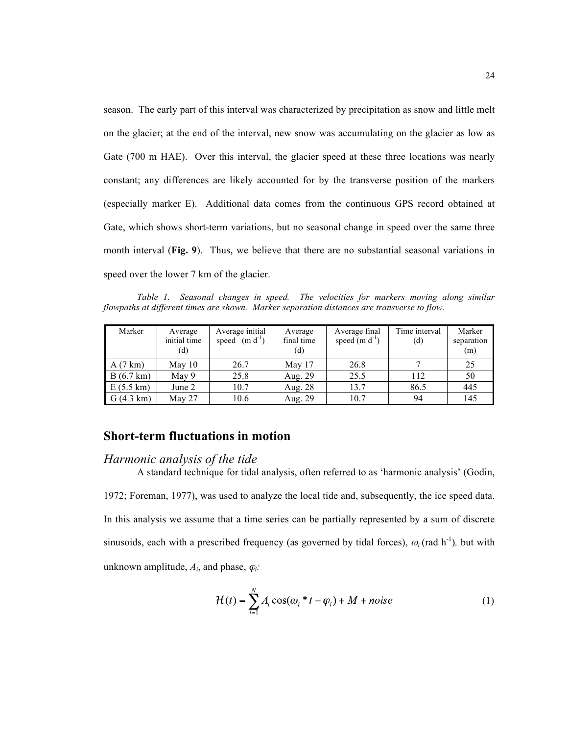season. The early part of this interval was characterized by precipitation as snow and little melt on the glacier; at the end of the interval, new snow was accumulating on the glacier as low as Gate (700 m HAE). Over this interval, the glacier speed at these three locations was nearly constant; any differences are likely accounted for by the transverse position of the markers (especially marker E). Additional data comes from the continuous GPS record obtained at Gate, which shows short-term variations, but no seasonal change in speed over the same three month interval (**Fig. 9**). Thus, we believe that there are no substantial seasonal variations in speed over the lower 7 km of the glacier.

*Table 1. Seasonal changes in speed. The velocities for markers moving along similar flowpaths at different times are shown. Marker separation distances are transverse to flow.*

| Marker | Average initial time (d) | Average initial speed (m $d^{-1}$) | Average final time (d) | Average final speed (m $d^{-1}$) | Time interval (d) | Marker separation (m) |
|---|---|---|---|---|---|---|
| A (7 km) | May 10 | 26.7 | May 17 | 26.8 | 7 | 25 |
| B (6.7 km) | May 9 | 25.8 | Aug. 29 | 25.5 | 112 | 50 |
| E (5.5 km) | June 2 | 10.7 | Aug. 28 | 13.7 | 86.5 | 445 |
| G (4.3 km) | May 27 | 10.6 | Aug. 29 | 10.7 | 94 | 145 |

## Short-term fluctuations in motion

### *Harmonic analysis of the tide*

A standard technique for tidal analysis, often referred to as 'harmonic analysis' (Godin, 1972; Foreman, 1977), was used to analyze the local tide and, subsequently, the ice speed data. In this analysis we assume that a time series can be partially represented by a sum of discrete sinusoids, each with a prescribed frequency (as governed by tidal forces), $\omega_i$ (rad $h^{-1}$), but with unknown amplitude, $A_i$, and phase, $\varphi_i$:

$$\mathcal{H}(t) = \sum_{i=1}^{N} A_i \cos(\omega_i * t - \varphi_i) + M + noise \quad (1)$$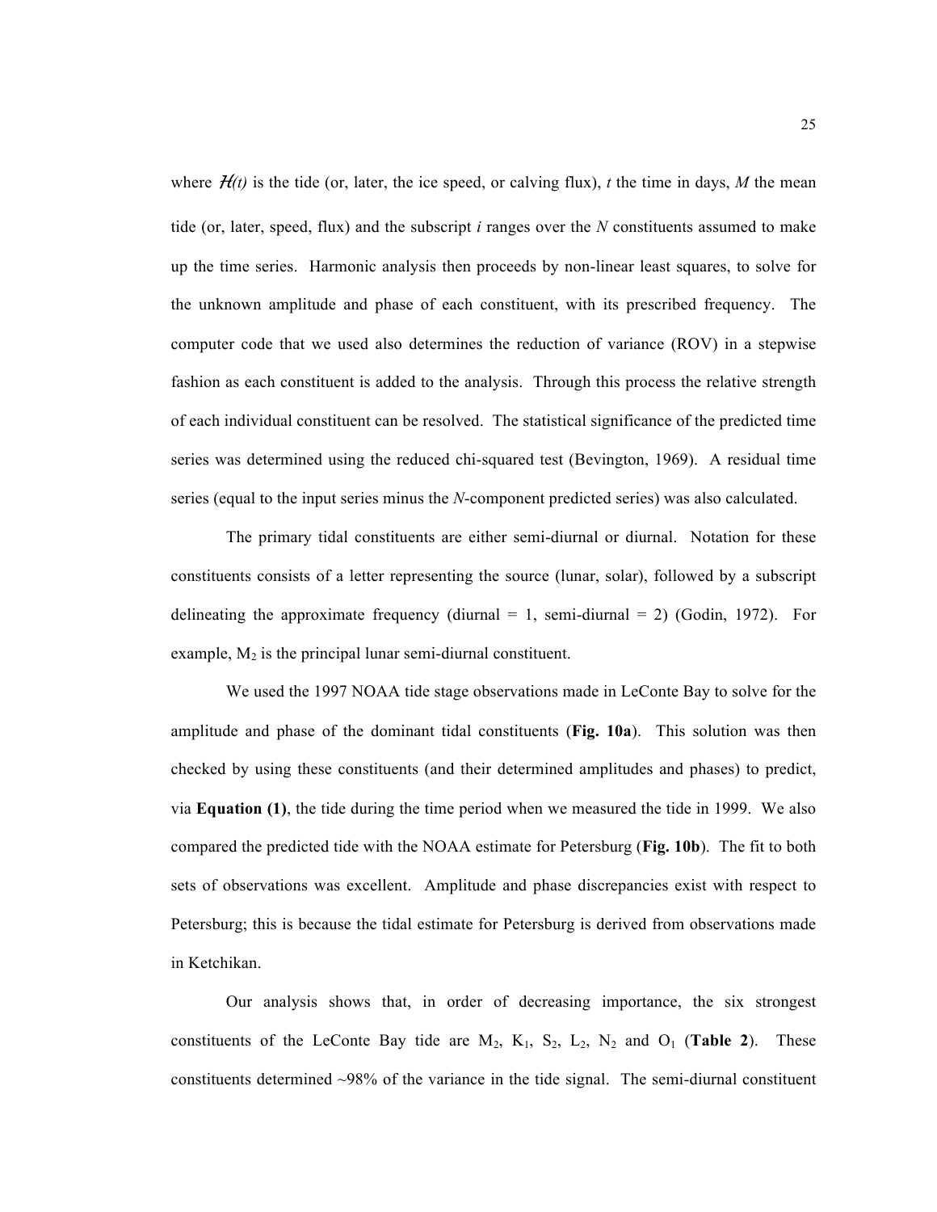where $\mathcal{H}(t)$ is the tide (or, later, the ice speed, or calving flux), $t$ the time in days, $M$ the mean tide (or, later, speed, flux) and the subscript $i$ ranges over the $N$ constituents assumed to make up the time series. Harmonic analysis then proceeds by non-linear least squares, to solve for the unknown amplitude and phase of each constituent, with its prescribed frequency. The computer code that we used also determines the reduction of variance (ROV) in a stepwise fashion as each constituent is added to the analysis. Through this process the relative strength of each individual constituent can be resolved. The statistical significance of the predicted time series was determined using the reduced chi-squared test (Bevington, 1969). A residual time series (equal to the input series minus the $N$-component predicted series) was also calculated.

The primary tidal constituents are either semi-diurnal or diurnal. Notation for these constituents consists of a letter representing the source (lunar, solar), followed by a subscript delineating the approximate frequency (diurnal = 1, semi-diurnal = 2) (Godin, 1972). For example, $M_2$ is the principal lunar semi-diurnal constituent.

We used the 1997 NOAA tide stage observations made in LeConte Bay to solve for the amplitude and phase of the dominant tidal constituents (**Fig. 10a**). This solution was then checked by using these constituents (and their determined amplitudes and phases) to predict, via **Equation (1)**, the tide during the time period when we measured the tide in 1999. We also compared the predicted tide with the NOAA estimate for Petersburg (**Fig. 10b**). The fit to both sets of observations was excellent. Amplitude and phase discrepancies exist with respect to Petersburg; this is because the tidal estimate for Petersburg is derived from observations made in Ketchikan.

Our analysis shows that, in order of decreasing importance, the six strongest constituents of the LeConte Bay tide are $M_2$, $K_1$, $S_2$, $L_2$, $N_2$ and $O_1$ (**Table 2**). These constituents determined ~98% of the variance in the tide signal. The semi-diurnal constituent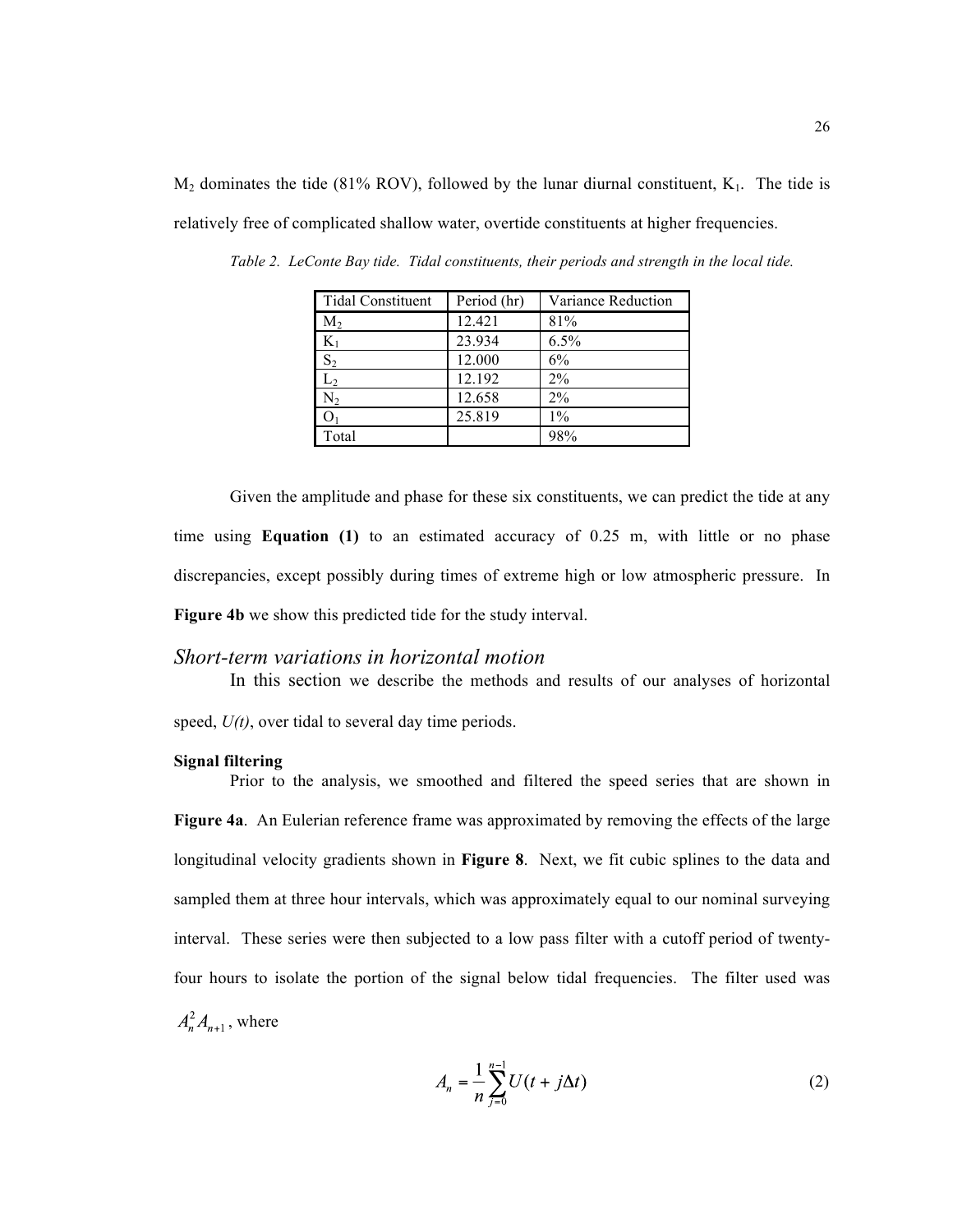$M_2$ dominates the tide (81% ROV), followed by the lunar diurnal constituent, $K_1$. The tide is relatively free of complicated shallow water, overtide constituents at higher frequencies.

*Table 2. LeConte Bay tide. Tidal constituents, their periods and strength in the local tide.*

| Tidal Constituent | Period (hr) | Variance Reduction |
|---|---|---|
| $M_2$ | 12.421 | 81% |
| $K_1$ | 23.934 | 6.5% |
| $S_2$ | 12.000 | 6% |
| $L_2$ | 12.192 | 2% |
| $N_2$ | 12.658 | 2% |
| $O_1$ | 25.819 | 1% |
| Total | | 98% |

Given the amplitude and phase for these six constituents, we can predict the tide at any time using **Equation (1)** to an estimated accuracy of 0.25 m, with little or no phase discrepancies, except possibly during times of extreme high or low atmospheric pressure. In **Figure 4b** we show this predicted tide for the study interval.

## *Short-term variations in horizontal motion*

In this section we describe the methods and results of our analyses of horizontal speed, *U(t)*, over tidal to several day time periods.

**Signal filtering**

Prior to the analysis, we smoothed and filtered the speed series that are shown in **Figure 4a**. An Eulerian reference frame was approximated by removing the effects of the large longitudinal velocity gradients shown in **Figure 8**. Next, we fit cubic splines to the data and sampled them at three hour intervals, which was approximately equal to our nominal surveying interval. These series were then subjected to a low pass filter with a cutoff period of twenty-four hours to isolate the portion of the signal below tidal frequencies. The filter used was $A_n^2 A_{n+1}$, where

$$A_n = \frac{1}{n} \sum_{j=0}^{n-1} U(t + j\Delta t) \tag{2}$$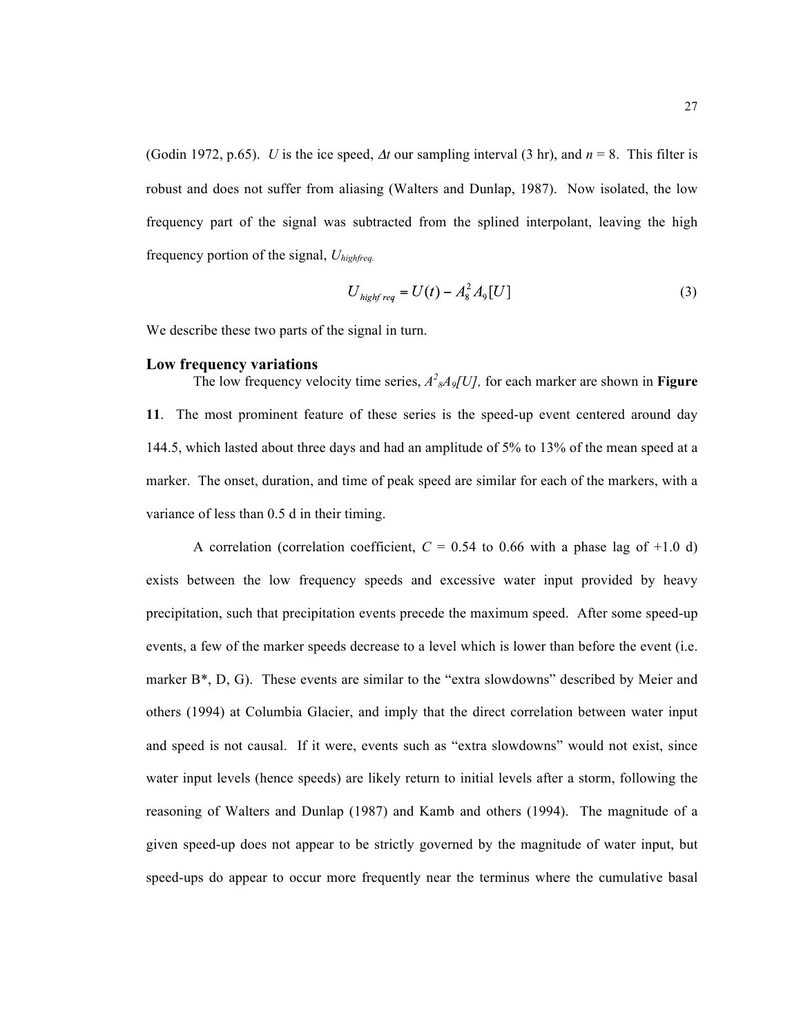(Godin 1972, p.65). $U$ is the ice speed, $\Delta t$ our sampling interval (3 hr), and $n$ = 8. This filter is robust and does not suffer from aliasing (Walters and Dunlap, 1987). Now isolated, the low frequency part of the signal was subtracted from the splined interpolant, leaving the high frequency portion of the signal, $U_{highfreq.}$

$$U_{highfreq} = U(t) - A_8^2 A_9[U] \tag{3}$$

We describe these two parts of the signal in turn.

## Low frequency variations

The low frequency velocity time series, $A^2_8A_9[U]$, for each marker are shown in **Figure 11**. The most prominent feature of these series is the speed-up event centered around day 144.5, which lasted about three days and had an amplitude of 5% to 13% of the mean speed at a marker. The onset, duration, and time of peak speed are similar for each of the markers, with a variance of less than 0.5 d in their timing.

A correlation (correlation coefficient, $C$ = 0.54 to 0.66 with a phase lag of +1.0 d) exists between the low frequency speeds and excessive water input provided by heavy precipitation, such that precipitation events precede the maximum speed. After some speed-up events, a few of the marker speeds decrease to a level which is lower than before the event (i.e. marker B*, D, G). These events are similar to the "extra slowdowns" described by Meier and others (1994) at Columbia Glacier, and imply that the direct correlation between water input and speed is not causal. If it were, events such as "extra slowdowns" would not exist, since water input levels (hence speeds) are likely return to initial levels after a storm, following the reasoning of Walters and Dunlap (1987) and Kamb and others (1994). The magnitude of a given speed-up does not appear to be strictly governed by the magnitude of water input, but speed-ups do appear to occur more frequently near the terminus where the cumulative basal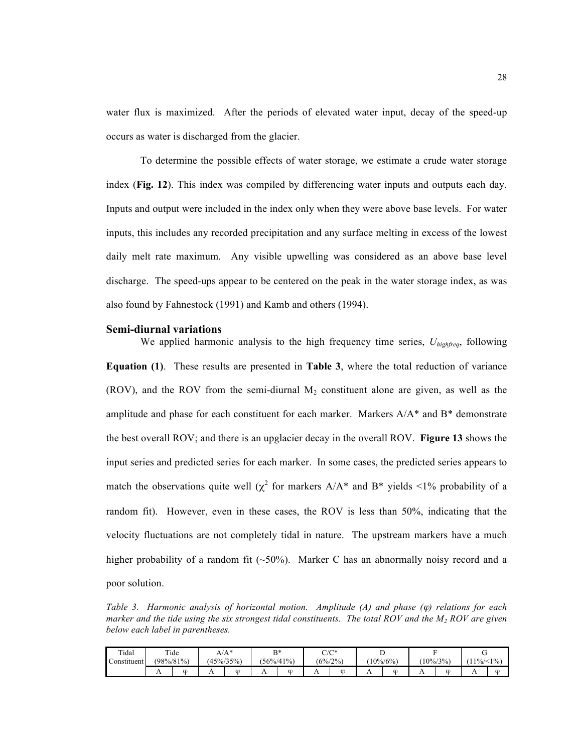water flux is maximized. After the periods of elevated water input, decay of the speed-up occurs as water is discharged from the glacier.

To determine the possible effects of water storage, we estimate a crude water storage index (**Fig. 12**). This index was compiled by differencing water inputs and outputs each day. Inputs and output were included in the index only when they were above base levels. For water inputs, this includes any recorded precipitation and any surface melting in excess of the lowest daily melt rate maximum. Any visible upwelling was considered as an above base level discharge. The speed-ups appear to be centered on the peak in the water storage index, as was also found by Fahnestock (1991) and Kamb and others (1994).

## Semi-diurnal variations

We applied harmonic analysis to the high frequency time series, $U_{highfreq}$, following **Equation (1)**. These results are presented in **Table 3**, where the total reduction of variance (ROV), and the ROV from the semi-diurnal $M_2$ constituent alone are given, as well as the amplitude and phase for each constituent for each marker. Markers A/A* and B* demonstrate the best overall ROV; and there is an upglacier decay in the overall ROV. **Figure 13** shows the input series and predicted series for each marker. In some cases, the predicted series appears to match the observations quite well ($\chi^2$ for markers A/A* and B* yields <1% probability of a random fit). However, even in these cases, the ROV is less than 50%, indicating that the velocity fluctuations are not completely tidal in nature. The upstream markers have a much higher probability of a random fit (~50%). Marker C has an abnormally noisy record and a poor solution.

*Table 3. Harmonic analysis of horizontal motion. Amplitude (A) and phase (φ) relations for each marker and the tide using the six strongest tidal constituents. The total ROV and the $M_2$ ROV are given below each label in parentheses.*

| Tidal Constituent | Tide (98%/81%) | | A/A* (45%/35%) | | B* (56%/41%) | | C/C* (6%/2%) | | D (10%/6%) | | F (10%/3%) | | G (11%/<1%) | |
|---|---|---|---|---|---|---|---|---|---|---|---|---|---|---|
| | A | φ | A | φ | A | φ | A | φ | A | φ | A | φ | A | φ |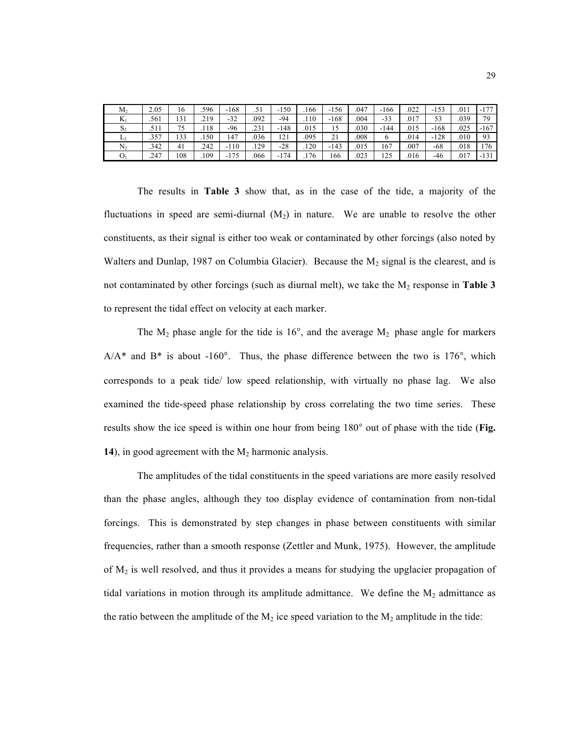| $M_2$ | 2.05 | 16 | .596 | -168 | .51 | -150 | .166 | -156 | .047 | -166 | .022 | -153 | .011 | -177 |
|---|---|---|---|---|---|---|---|---|---|---|---|---|---|---|
| $K_1$ | .561 | 131 | .219 | -32 | .092 | -94 | .110 | -168 | .004 | -33 | .017 | 53 | .039 | 79 |
| $S_2$ | .511 | 75 | .118 | -96 | .231 | -148 | .015 | 15 | .030 | -144 | .015 | -168 | .025 | -167 |
| $L_2$ | .357 | 133 | .150 | 147 | .036 | 121 | .095 | 21 | .008 | 6 | .014 | -128 | .010 | 93 |
| $N_2$ | .342 | 41 | .242 | -110 | .129 | -28 | .120 | -143 | .015 | 167 | .007 | -68 | .018 | 176 |
| $O_1$ | .247 | 108 | .109 | -175 | .066 | -174 | .176 | 166 | .023 | 125 | .016 | -46 | .017 | -131 |

The results in **Table 3** show that, as in the case of the tide, a majority of the fluctuations in speed are semi-diurnal ($M_2$) in nature. We are unable to resolve the other constituents, as their signal is either too weak or contaminated by other forcings (also noted by Walters and Dunlap, 1987 on Columbia Glacier). Because the $M_2$ signal is the clearest, and is not contaminated by other forcings (such as diurnal melt), we take the $M_2$ response in **Table 3** to represent the tidal effect on velocity at each marker.

The $M_2$ phase angle for the tide is 16°, and the average $M_2$ phase angle for markers A/A* and B* is about -160°. Thus, the phase difference between the two is 176°, which corresponds to a peak tide/ low speed relationship, with virtually no phase lag. We also examined the tide-speed phase relationship by cross correlating the two time series. These results show the ice speed is within one hour from being 180° out of phase with the tide (**Fig. 14**), in good agreement with the $M_2$ harmonic analysis.

The amplitudes of the tidal constituents in the speed variations are more easily resolved than the phase angles, although they too display evidence of contamination from non-tidal forcings. This is demonstrated by step changes in phase between constituents with similar frequencies, rather than a smooth response (Zettler and Munk, 1975). However, the amplitude of $M_2$ is well resolved, and thus it provides a means for studying the upglacier propagation of tidal variations in motion through its amplitude admittance. We define the $M_2$ admittance as the ratio between the amplitude of the $M_2$ ice speed variation to the $M_2$ amplitude in the tide: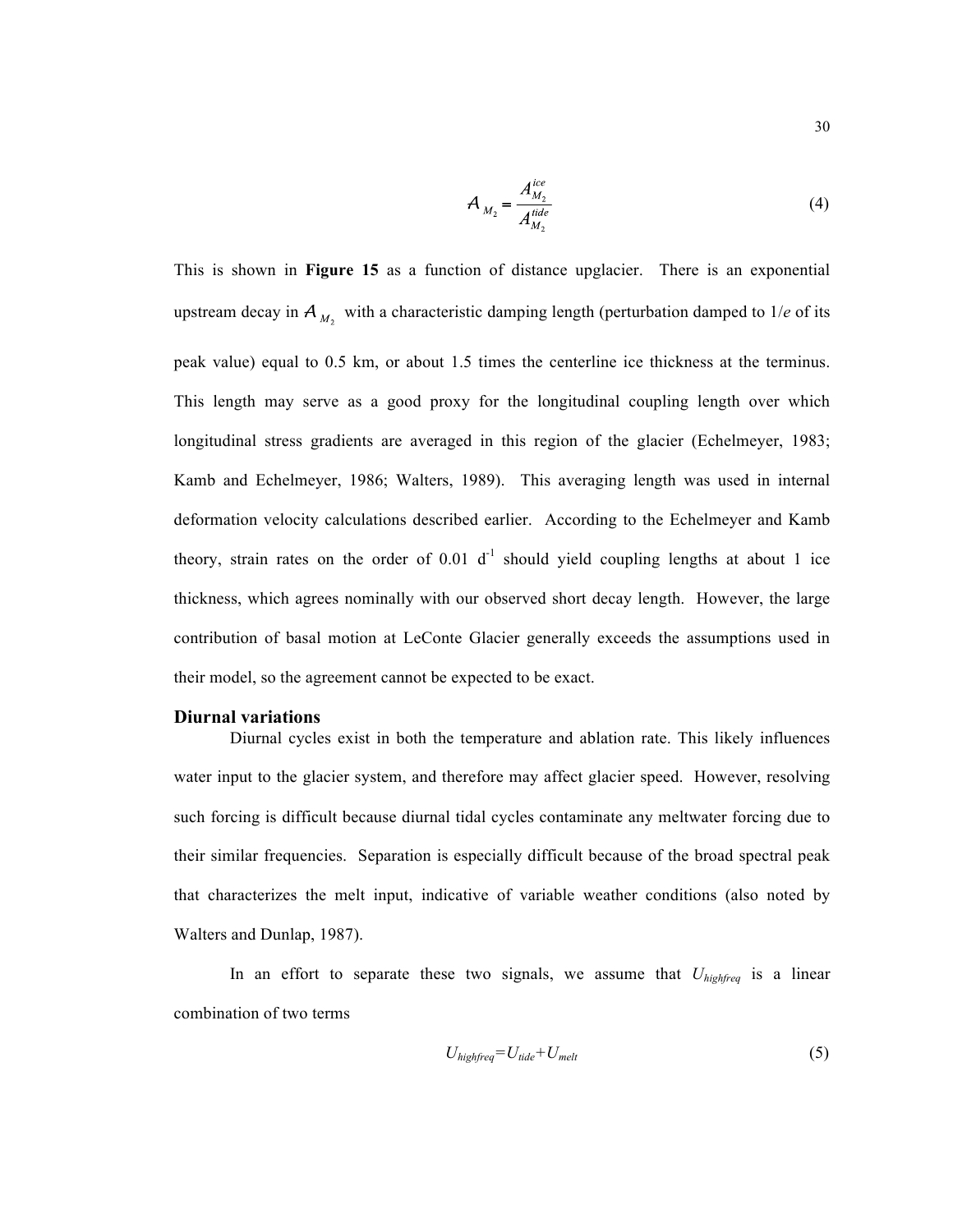$$\mathcal{A}_{M_2} = \frac{A_{M_2}^{ice}}{A_{M_2}^{tide}} \tag{4}$$

This is shown in **Figure 15** as a function of distance upglacier. There is an exponential upstream decay in $\mathcal{A}_{M_2}$ with a characteristic damping length (perturbation damped to 1/*e* of its peak value) equal to 0.5 km, or about 1.5 times the centerline ice thickness at the terminus. This length may serve as a good proxy for the longitudinal coupling length over which longitudinal stress gradients are averaged in this region of the glacier (Echelmeyer, 1983; Kamb and Echelmeyer, 1986; Walters, 1989). This averaging length was used in internal deformation velocity calculations described earlier. According to the Echelmeyer and Kamb theory, strain rates on the order of 0.01 $d^{-1}$ should yield coupling lengths at about 1 ice thickness, which agrees nominally with our observed short decay length. However, the large contribution of basal motion at LeConte Glacier generally exceeds the assumptions used in their model, so the agreement cannot be expected to be exact.

### Diurnal variations

Diurnal cycles exist in both the temperature and ablation rate. This likely influences water input to the glacier system, and therefore may affect glacier speed. However, resolving such forcing is difficult because diurnal tidal cycles contaminate any meltwater forcing due to their similar frequencies. Separation is especially difficult because of the broad spectral peak that characterizes the melt input, indicative of variable weather conditions (also noted by Walters and Dunlap, 1987).

In an effort to separate these two signals, we assume that $U_{highfreq}$ is a linear combination of two terms

$$U_{highfreq} = U_{tide} + U_{melt} \tag{5}$$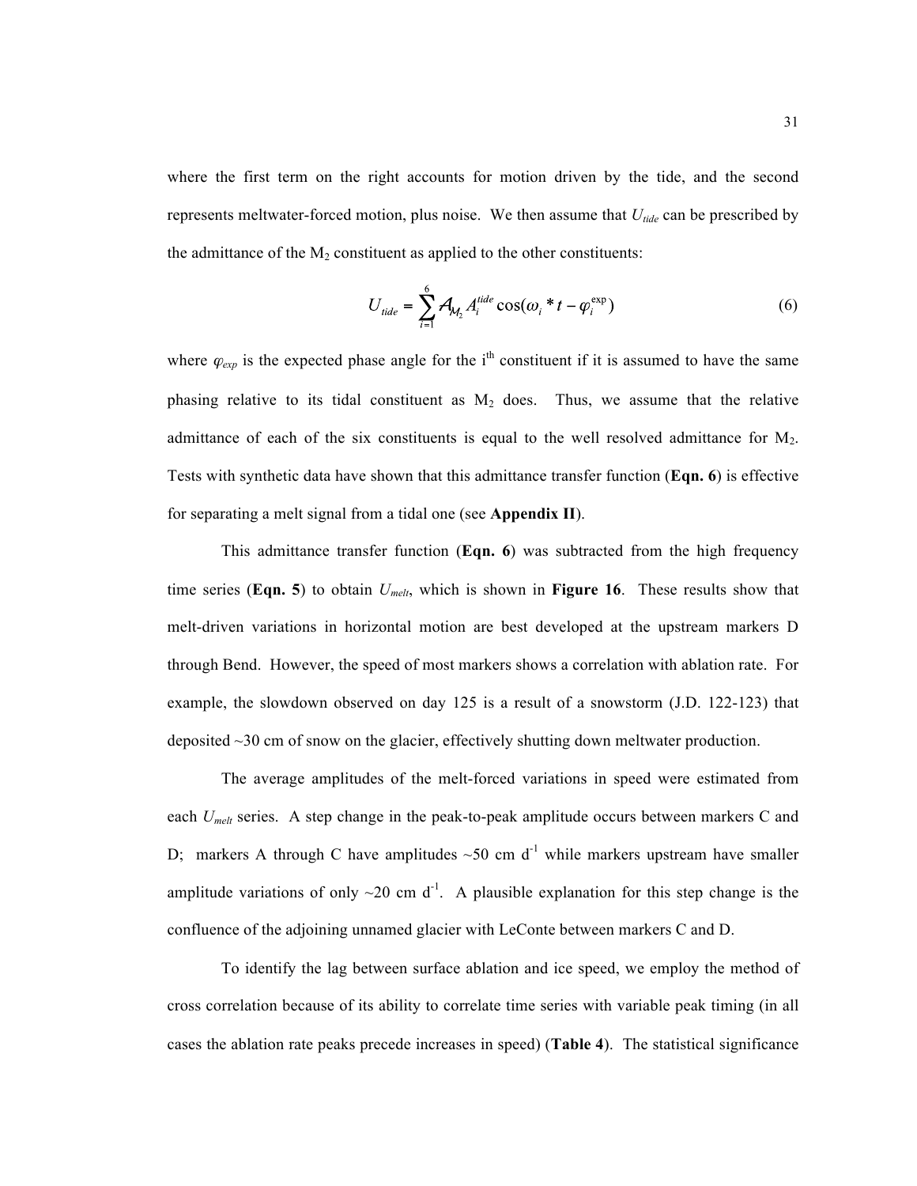where the first term on the right accounts for motion driven by the tide, and the second represents meltwater-forced motion, plus noise. We then assume that $U_{tide}$ can be prescribed by the admittance of the $M_2$ constituent as applied to the other constituents:

$$U_{tide} = \sum_{i=1}^{6} \mathcal{A}_{\mathcal{M}_2} A_i^{tide} \cos(\omega_i * t - \varphi_i^{\exp}) \tag{6}$$

where $\varphi_{exp}$ is the expected phase angle for the i[th] constituent if it is assumed to have the same phasing relative to its tidal constituent as $M_2$ does. Thus, we assume that the relative admittance of each of the six constituents is equal to the well resolved admittance for $M_2$. Tests with synthetic data have shown that this admittance transfer function (**Eqn. 6**) is effective for separating a melt signal from a tidal one (see **Appendix II**).

This admittance transfer function (**Eqn. 6**) was subtracted from the high frequency time series (**Eqn. 5**) to obtain $U_{melt}$, which is shown in **Figure 16**. These results show that melt-driven variations in horizontal motion are best developed at the upstream markers D through Bend. However, the speed of most markers shows a correlation with ablation rate. For example, the slowdown observed on day 125 is a result of a snowstorm (J.D. 122-123) that deposited ~30 cm of snow on the glacier, effectively shutting down meltwater production.

The average amplitudes of the melt-forced variations in speed were estimated from each $U_{melt}$ series. A step change in the peak-to-peak amplitude occurs between markers C and D; markers A through C have amplitudes ~50 cm $d^{-1}$ while markers upstream have smaller amplitude variations of only ~20 cm $d^{-1}$. A plausible explanation for this step change is the confluence of the adjoining unnamed glacier with LeConte between markers C and D.

To identify the lag between surface ablation and ice speed, we employ the method of cross correlation because of its ability to correlate time series with variable peak timing (in all cases the ablation rate peaks precede increases in speed) (**Table 4**). The statistical significance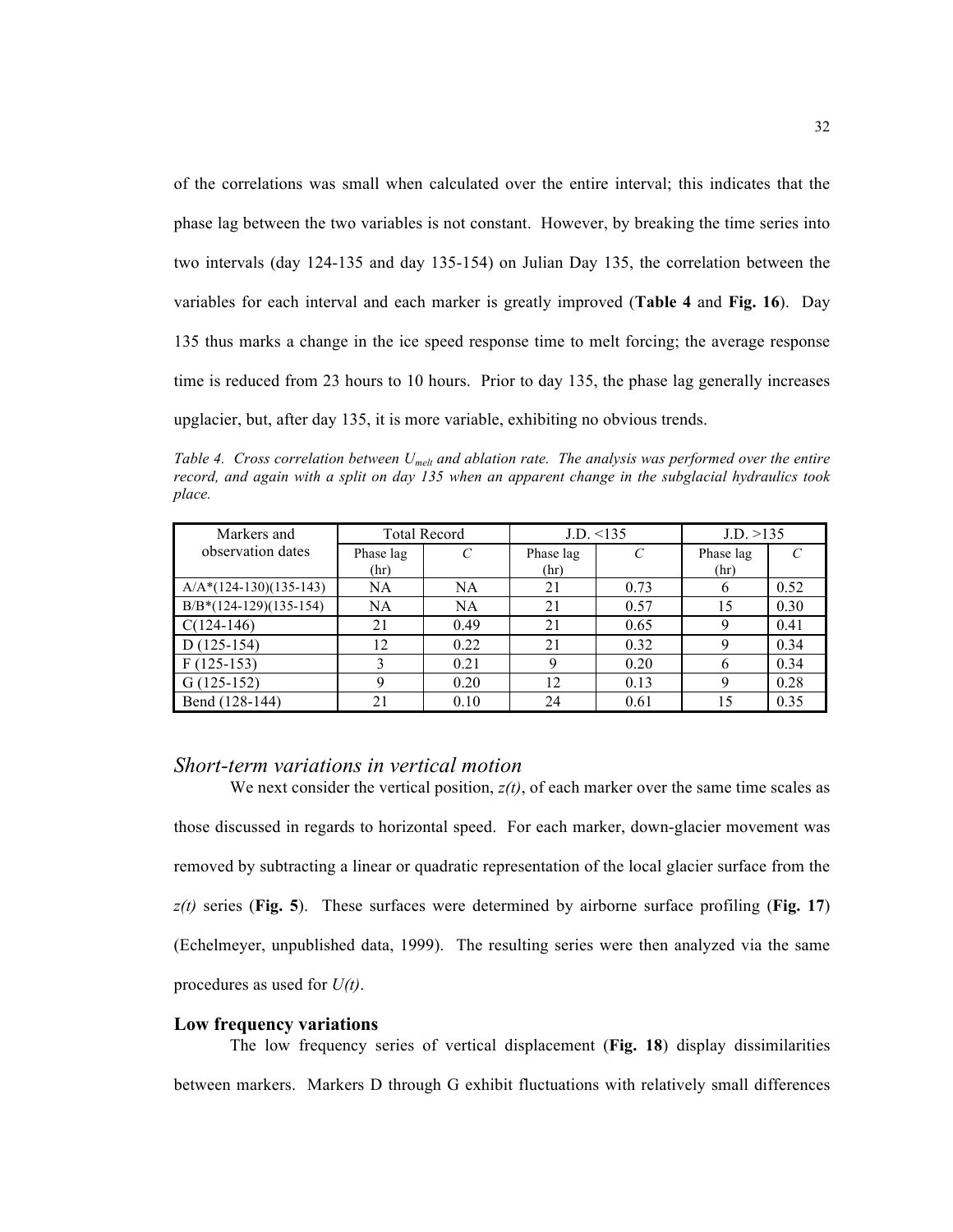of the correlations was small when calculated over the entire interval; this indicates that the phase lag between the two variables is not constant. However, by breaking the time series into two intervals (day 124-135 and day 135-154) on Julian Day 135, the correlation between the variables for each interval and each marker is greatly improved (**Table 4** and **Fig. 16**). Day 135 thus marks a change in the ice speed response time to melt forcing; the average response time is reduced from 23 hours to 10 hours. Prior to day 135, the phase lag generally increases upglacier, but, after day 135, it is more variable, exhibiting no obvious trends.

*Table 4. Cross correlation between $U_{melt}$ and ablation rate. The analysis was performed over the entire record, and again with a split on day 135 when an apparent change in the subglacial hydraulics took place.*

| Markers and observation dates | Total Record | | J.D. <135 | | J.D. >135 | |
|---|---|---|---|---|---|---|
| | Phase lag (hr) | *C* | Phase lag (hr) | *C* | Phase lag (hr) | *C* |
| A/A*(124-130)(135-143) | NA | NA | 21 | 0.73 | 6 | 0.52 |
| B/B*(124-129)(135-154) | NA | NA | 21 | 0.57 | 15 | 0.30 |
| C(124-146) | 21 | 0.49 | 21 | 0.65 | 9 | 0.41 |
| D (125-154) | 12 | 0.22 | 21 | 0.32 | 9 | 0.34 |
| F (125-153) | 3 | 0.21 | 9 | 0.20 | 6 | 0.34 |
| G (125-152) | 9 | 0.20 | 12 | 0.13 | 9 | 0.28 |
| Bend (128-144) | 21 | 0.10 | 24 | 0.61 | 15 | 0.35 |

## *Short-term variations in vertical motion*

We next consider the vertical position, $z(t)$, of each marker over the same time scales as those discussed in regards to horizontal speed. For each marker, down-glacier movement was removed by subtracting a linear or quadratic representation of the local glacier surface from the $z(t)$ series (**Fig. 5**). These surfaces were determined by airborne surface profiling (**Fig. 17**) (Echelmeyer, unpublished data, 1999). The resulting series were then analyzed via the same procedures as used for $U(t)$.

### Low frequency variations

The low frequency series of vertical displacement (**Fig. 18**) display dissimilarities between markers. Markers D through G exhibit fluctuations with relatively small differences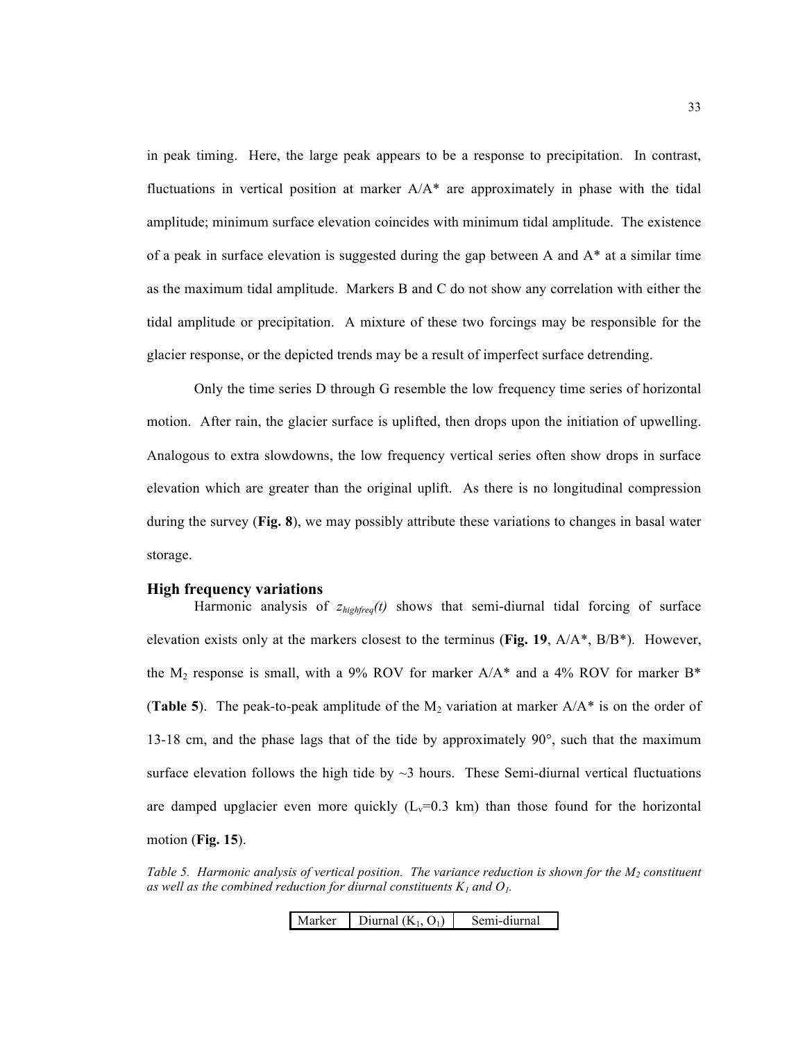in peak timing. Here, the large peak appears to be a response to precipitation. In contrast, fluctuations in vertical position at marker A/A* are approximately in phase with the tidal amplitude; minimum surface elevation coincides with minimum tidal amplitude. The existence of a peak in surface elevation is suggested during the gap between A and A* at a similar time as the maximum tidal amplitude. Markers B and C do not show any correlation with either the tidal amplitude or precipitation. A mixture of these two forcings may be responsible for the glacier response, or the depicted trends may be a result of imperfect surface detrending.

Only the time series D through G resemble the low frequency time series of horizontal motion. After rain, the glacier surface is uplifted, then drops upon the initiation of upwelling. Analogous to extra slowdowns, the low frequency vertical series often show drops in surface elevation which are greater than the original uplift. As there is no longitudinal compression during the survey (**Fig. 8**), we may possibly attribute these variations to changes in basal water storage.

### High frequency variations

Harmonic analysis of $z_{highfreq}(t)$ shows that semi-diurnal tidal forcing of surface elevation exists only at the markers closest to the terminus (**Fig. 19**, A/A*, B/B*). However, the $M_2$ response is small, with a 9% ROV for marker A/A* and a 4% ROV for marker B* (**Table 5**). The peak-to-peak amplitude of the $M_2$ variation at marker A/A* is on the order of 13-18 cm, and the phase lags that of the tide by approximately 90°, such that the maximum surface elevation follows the high tide by ~3 hours. These Semi-diurnal vertical fluctuations are damped upglacier even more quickly ($L_v$=0.3 km) than those found for the horizontal motion (**Fig. 15**).

*Table 5. Harmonic analysis of vertical position. The variance reduction is shown for the $M_2$ constituent as well as the combined reduction for diurnal constituents $K_1$ and $O_1$.*

| Marker | Diurnal ($K_1$, $O_1$) | Semi-diurnal |
|---|---|---|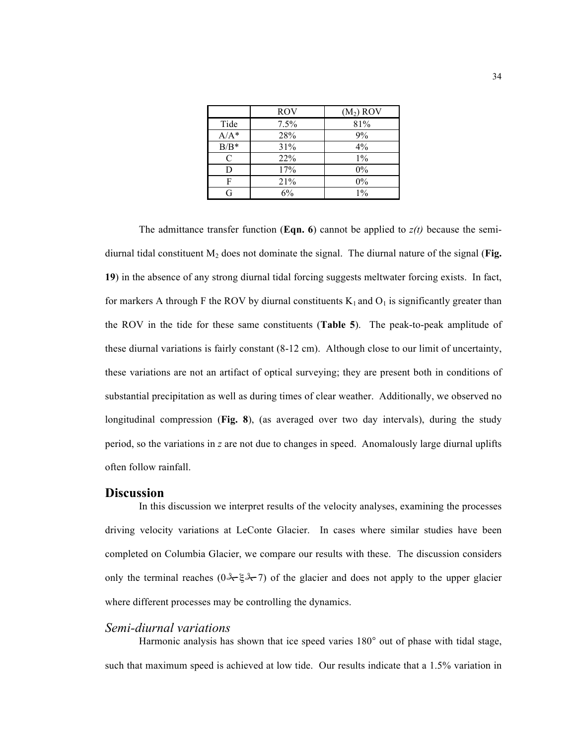| | ROV | ($M_2$) ROV |
|---|---|---|
| Tide | 7.5% | 81% |
| A/A* | 28% | 9% |
| B/B* | 31% | 4% |
| C | 22% | 1% |
| D | 17% | 0% |
| F | 21% | 0% |
| G | 6% | 1% |

The admittance transfer function (**Eqn. 6**) cannot be applied to *z(t)* because the semi-diurnal tidal constituent $M_2$ does not dominate the signal. The diurnal nature of the signal (**Fig. 19**) in the absence of any strong diurnal tidal forcing suggests meltwater forcing exists. In fact, for markers A through F the ROV by diurnal constituents $K_1$ and $O_1$ is significantly greater than the ROV in the tide for these same constituents (**Table 5**). The peak-to-peak amplitude of these diurnal variations is fairly constant (8-12 cm). Although close to our limit of uncertainty, these variations are not an artifact of optical surveying; they are present both in conditions of substantial precipitation as well as during times of clear weather. Additionally, we observed no longitudinal compression (**Fig. 8**), (as averaged over two day intervals), during the study period, so the variations in *z* are not due to changes in speed. Anomalously large diurnal uplifts often follow rainfall.

## Discussion

In this discussion we interpret results of the velocity analyses, examining the processes driving velocity variations at LeConte Glacier. In cases where similar studies have been completed on Columbia Glacier, we compare our results with these. The discussion considers only the terminal reaches ($0 \leq \xi \leq 7$) of the glacier and does not apply to the upper glacier where different processes may be controlling the dynamics.

### *Semi-diurnal variations*

Harmonic analysis has shown that ice speed varies 180° out of phase with tidal stage, such that maximum speed is achieved at low tide. Our results indicate that a 1.5% variation in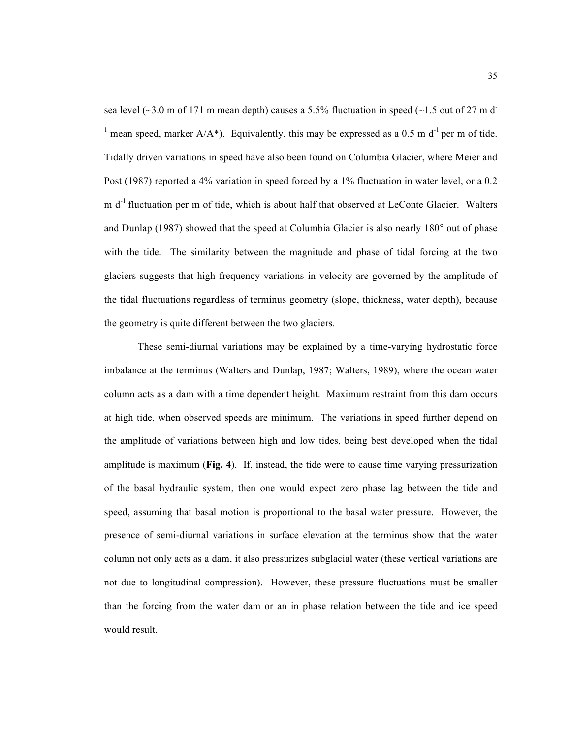sea level (~3.0 m of 171 m mean depth) causes a 5.5% fluctuation in speed (~1.5 out of 27 m $d^{-1}$ mean speed, marker A/A*). Equivalently, this may be expressed as a 0.5 m $d^{-1}$ per m of tide. Tidally driven variations in speed have also been found on Columbia Glacier, where Meier and Post (1987) reported a 4% variation in speed forced by a 1% fluctuation in water level, or a 0.2 m $d^{-1}$ fluctuation per m of tide, which is about half that observed at LeConte Glacier. Walters and Dunlap (1987) showed that the speed at Columbia Glacier is also nearly 180° out of phase with the tide. The similarity between the magnitude and phase of tidal forcing at the two glaciers suggests that high frequency variations in velocity are governed by the amplitude of the tidal fluctuations regardless of terminus geometry (slope, thickness, water depth), because the geometry is quite different between the two glaciers.

These semi-diurnal variations may be explained by a time-varying hydrostatic force imbalance at the terminus (Walters and Dunlap, 1987; Walters, 1989), where the ocean water column acts as a dam with a time dependent height. Maximum restraint from this dam occurs at high tide, when observed speeds are minimum. The variations in speed further depend on the amplitude of variations between high and low tides, being best developed when the tidal amplitude is maximum (**Fig. 4**). If, instead, the tide were to cause time varying pressurization of the basal hydraulic system, then one would expect zero phase lag between the tide and speed, assuming that basal motion is proportional to the basal water pressure. However, the presence of semi-diurnal variations in surface elevation at the terminus show that the water column not only acts as a dam, it also pressurizes subglacial water (these vertical variations are not due to longitudinal compression). However, these pressure fluctuations must be smaller than the forcing from the water dam or an in phase relation between the tide and ice speed would result.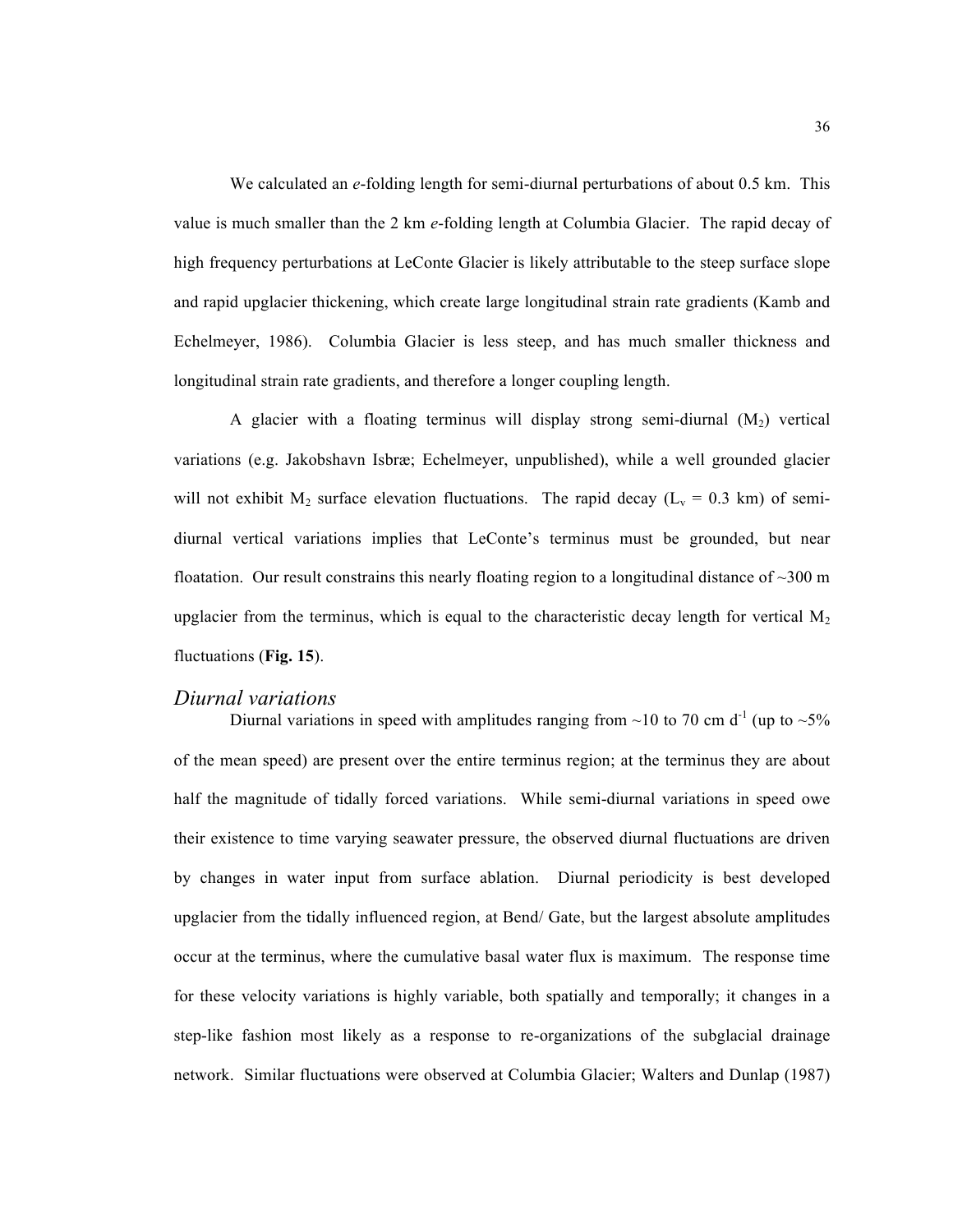We calculated an *e*-folding length for semi-diurnal perturbations of about 0.5 km. This value is much smaller than the 2 km *e*-folding length at Columbia Glacier. The rapid decay of high frequency perturbations at LeConte Glacier is likely attributable to the steep surface slope and rapid upglacier thickening, which create large longitudinal strain rate gradients (Kamb and Echelmeyer, 1986). Columbia Glacier is less steep, and has much smaller thickness and longitudinal strain rate gradients, and therefore a longer coupling length.

A glacier with a floating terminus will display strong semi-diurnal ($M_2$) vertical variations (e.g. Jakobshavn Isbræ; Echelmeyer, unpublished), while a well grounded glacier will not exhibit $M_2$ surface elevation fluctuations. The rapid decay ($L_v$ = 0.3 km) of semi-diurnal vertical variations implies that LeConte's terminus must be grounded, but near floatation. Our result constrains this nearly floating region to a longitudinal distance of ~300 m upglacier from the terminus, which is equal to the characteristic decay length for vertical $M_2$ fluctuations (**Fig. 15**).

## *Diurnal variations*

Diurnal variations in speed with amplitudes ranging from ~10 to 70 cm $d^{-1}$ (up to ~5% of the mean speed) are present over the entire terminus region; at the terminus they are about half the magnitude of tidally forced variations. While semi-diurnal variations in speed owe their existence to time varying seawater pressure, the observed diurnal fluctuations are driven by changes in water input from surface ablation. Diurnal periodicity is best developed upglacier from the tidally influenced region, at Bend/ Gate, but the largest absolute amplitudes occur at the terminus, where the cumulative basal water flux is maximum. The response time for these velocity variations is highly variable, both spatially and temporally; it changes in a step-like fashion most likely as a response to re-organizations of the subglacial drainage network. Similar fluctuations were observed at Columbia Glacier; Walters and Dunlap (1987)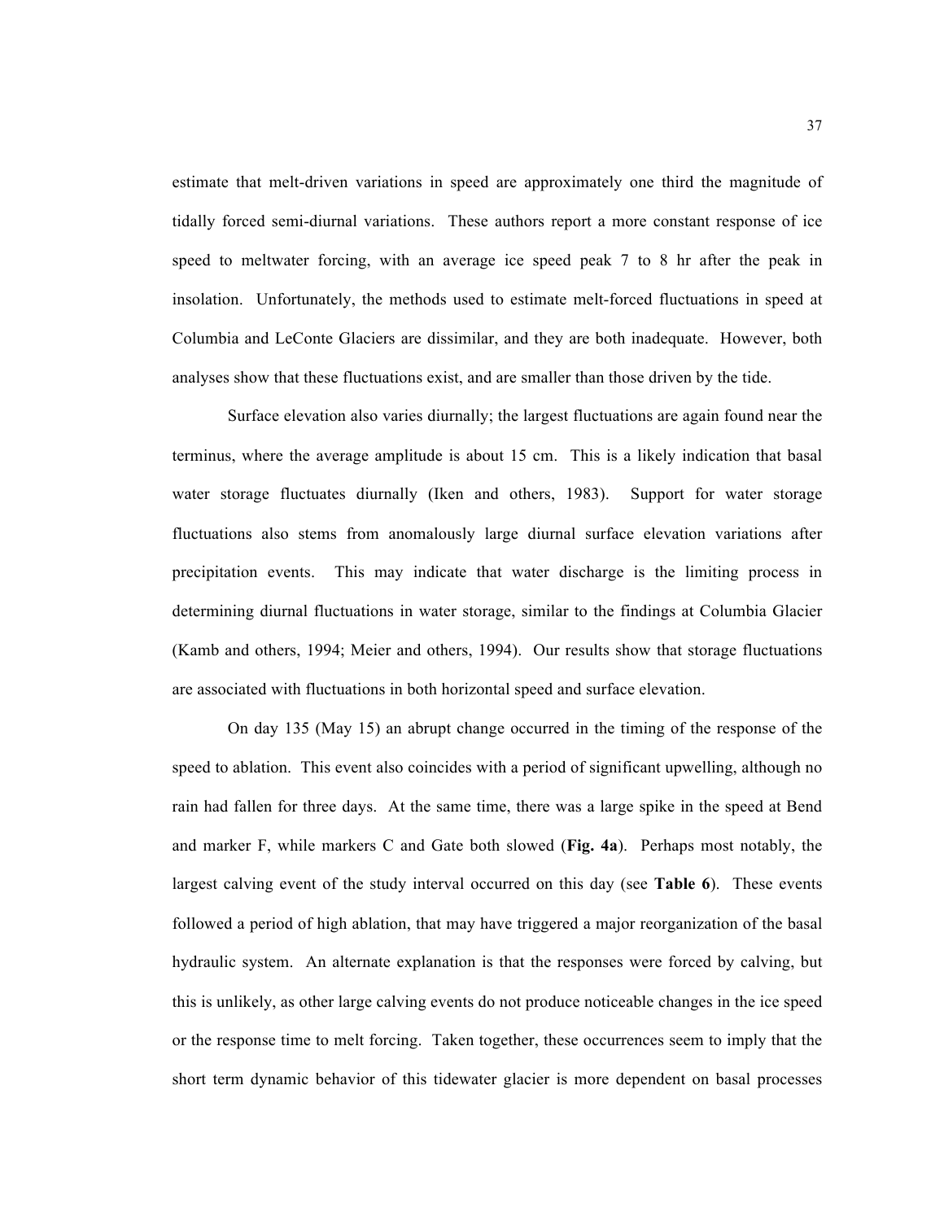estimate that melt-driven variations in speed are approximately one third the magnitude of tidally forced semi-diurnal variations. These authors report a more constant response of ice speed to meltwater forcing, with an average ice speed peak 7 to 8 hr after the peak in insolation. Unfortunately, the methods used to estimate melt-forced fluctuations in speed at Columbia and LeConte Glaciers are dissimilar, and they are both inadequate. However, both analyses show that these fluctuations exist, and are smaller than those driven by the tide.

Surface elevation also varies diurnally; the largest fluctuations are again found near the terminus, where the average amplitude is about 15 cm. This is a likely indication that basal water storage fluctuates diurnally (Iken and others, 1983). Support for water storage fluctuations also stems from anomalously large diurnal surface elevation variations after precipitation events. This may indicate that water discharge is the limiting process in determining diurnal fluctuations in water storage, similar to the findings at Columbia Glacier (Kamb and others, 1994; Meier and others, 1994). Our results show that storage fluctuations are associated with fluctuations in both horizontal speed and surface elevation.

On day 135 (May 15) an abrupt change occurred in the timing of the response of the speed to ablation. This event also coincides with a period of significant upwelling, although no rain had fallen for three days. At the same time, there was a large spike in the speed at Bend and marker F, while markers C and Gate both slowed (**Fig. 4a**). Perhaps most notably, the largest calving event of the study interval occurred on this day (see **Table 6**). These events followed a period of high ablation, that may have triggered a major reorganization of the basal hydraulic system. An alternate explanation is that the responses were forced by calving, but this is unlikely, as other large calving events do not produce noticeable changes in the ice speed or the response time to melt forcing. Taken together, these occurrences seem to imply that the short term dynamic behavior of this tidewater glacier is more dependent on basal processes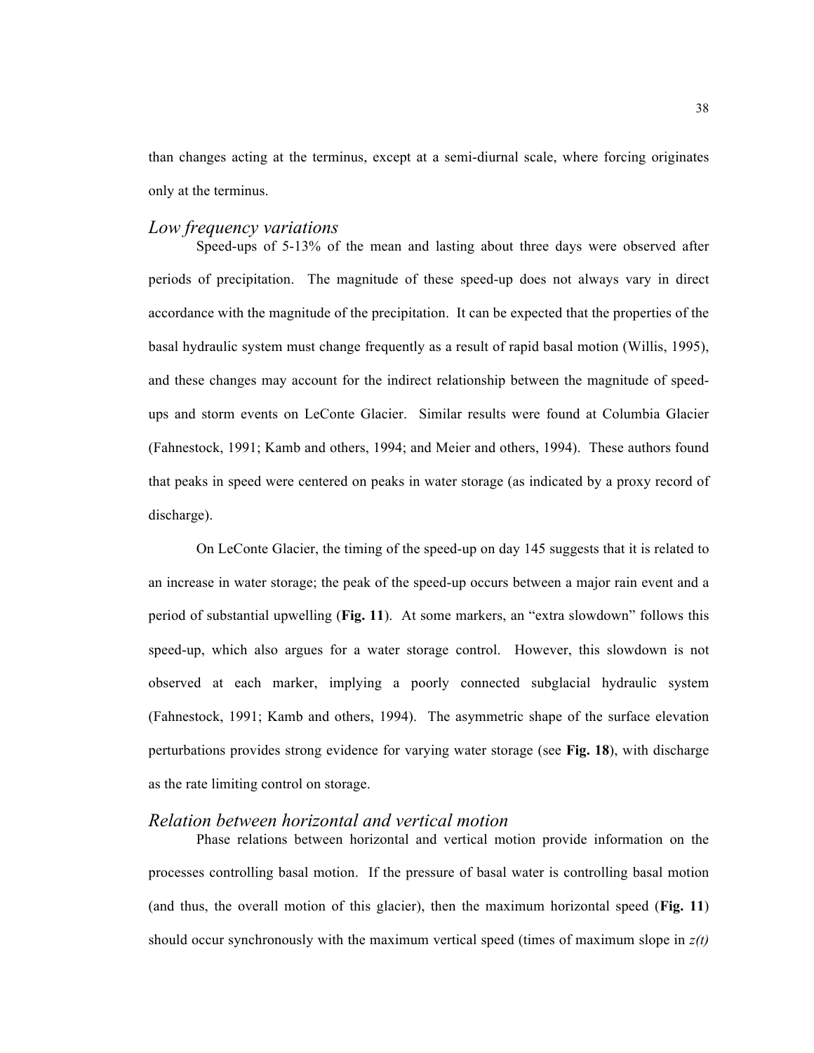than changes acting at the terminus, except at a semi-diurnal scale, where forcing originates only at the terminus.

### *Low frequency variations*

Speed-ups of 5-13% of the mean and lasting about three days were observed after periods of precipitation. The magnitude of these speed-up does not always vary in direct accordance with the magnitude of the precipitation. It can be expected that the properties of the basal hydraulic system must change frequently as a result of rapid basal motion (Willis, 1995), and these changes may account for the indirect relationship between the magnitude of speed-ups and storm events on LeConte Glacier. Similar results were found at Columbia Glacier (Fahnestock, 1991; Kamb and others, 1994; and Meier and others, 1994). These authors found that peaks in speed were centered on peaks in water storage (as indicated by a proxy record of discharge).

On LeConte Glacier, the timing of the speed-up on day 145 suggests that it is related to an increase in water storage; the peak of the speed-up occurs between a major rain event and a period of substantial upwelling (**Fig. 11**). At some markers, an "extra slowdown" follows this speed-up, which also argues for a water storage control. However, this slowdown is not observed at each marker, implying a poorly connected subglacial hydraulic system (Fahnestock, 1991; Kamb and others, 1994). The asymmetric shape of the surface elevation perturbations provides strong evidence for varying water storage (see **Fig. 18**), with discharge as the rate limiting control on storage.

### *Relation between horizontal and vertical motion*

Phase relations between horizontal and vertical motion provide information on the processes controlling basal motion. If the pressure of basal water is controlling basal motion (and thus, the overall motion of this glacier), then the maximum horizontal speed (**Fig. 11**) should occur synchronously with the maximum vertical speed (times of maximum slope in $z(t)$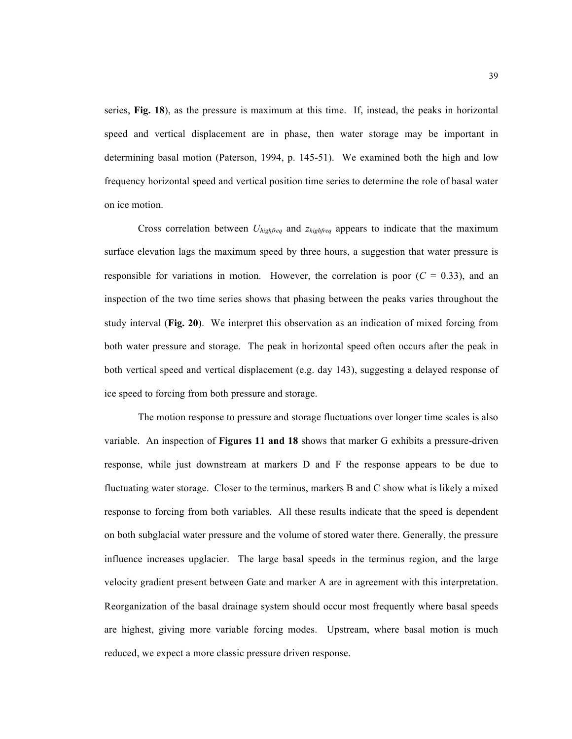series, **Fig. 18**), as the pressure is maximum at this time. If, instead, the peaks in horizontal speed and vertical displacement are in phase, then water storage may be important in determining basal motion (Paterson, 1994, p. 145-51). We examined both the high and low frequency horizontal speed and vertical position time series to determine the role of basal water on ice motion.

Cross correlation between $U_{highfreq}$ and $z_{highfreq}$ appears to indicate that the maximum surface elevation lags the maximum speed by three hours, a suggestion that water pressure is responsible for variations in motion. However, the correlation is poor ($C$ = 0.33), and an inspection of the two time series shows that phasing between the peaks varies throughout the study interval (**Fig. 20**). We interpret this observation as an indication of mixed forcing from both water pressure and storage. The peak in horizontal speed often occurs after the peak in both vertical speed and vertical displacement (e.g. day 143), suggesting a delayed response of ice speed to forcing from both pressure and storage.

The motion response to pressure and storage fluctuations over longer time scales is also variable. An inspection of **Figures 11 and 18** shows that marker G exhibits a pressure-driven response, while just downstream at markers D and F the response appears to be due to fluctuating water storage. Closer to the terminus, markers B and C show what is likely a mixed response to forcing from both variables. All these results indicate that the speed is dependent on both subglacial water pressure and the volume of stored water there. Generally, the pressure influence increases upglacier. The large basal speeds in the terminus region, and the large velocity gradient present between Gate and marker A are in agreement with this interpretation. Reorganization of the basal drainage system should occur most frequently where basal speeds are highest, giving more variable forcing modes. Upstream, where basal motion is much reduced, we expect a more classic pressure driven response.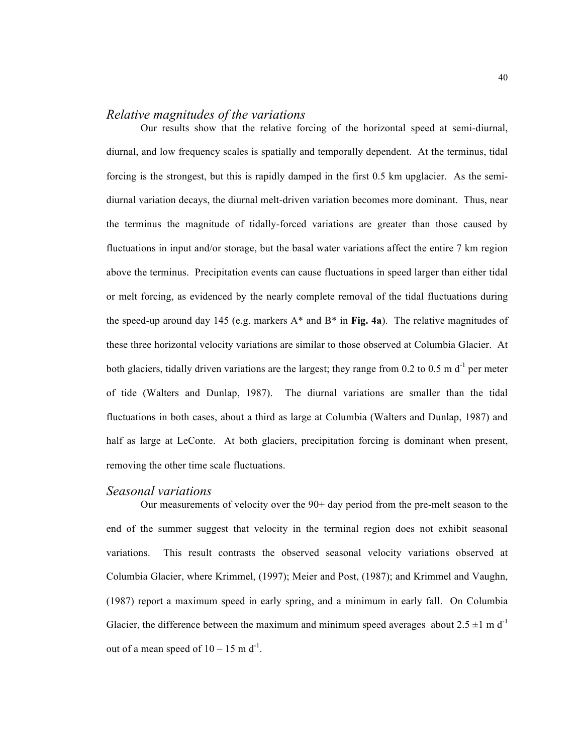### *Relative magnitudes of the variations*

Our results show that the relative forcing of the horizontal speed at semi-diurnal, diurnal, and low frequency scales is spatially and temporally dependent. At the terminus, tidal forcing is the strongest, but this is rapidly damped in the first 0.5 km upglacier. As the semi-diurnal variation decays, the diurnal melt-driven variation becomes more dominant. Thus, near the terminus the magnitude of tidally-forced variations are greater than those caused by fluctuations in input and/or storage, but the basal water variations affect the entire 7 km region above the terminus. Precipitation events can cause fluctuations in speed larger than either tidal or melt forcing, as evidenced by the nearly complete removal of the tidal fluctuations during the speed-up around day 145 (e.g. markers A* and B* in **Fig. 4a**). The relative magnitudes of these three horizontal velocity variations are similar to those observed at Columbia Glacier. At both glaciers, tidally driven variations are the largest; they range from 0.2 to 0.5 m $d^{-1}$ per meter of tide (Walters and Dunlap, 1987). The diurnal variations are smaller than the tidal fluctuations in both cases, about a third as large at Columbia (Walters and Dunlap, 1987) and half as large at LeConte. At both glaciers, precipitation forcing is dominant when present, removing the other time scale fluctuations.

### *Seasonal variations*

Our measurements of velocity over the 90+ day period from the pre-melt season to the end of the summer suggest that velocity in the terminal region does not exhibit seasonal variations. This result contrasts the observed seasonal velocity variations observed at Columbia Glacier, where Krimmel, (1997); Meier and Post, (1987); and Krimmel and Vaughn, (1987) report a maximum speed in early spring, and a minimum in early fall. On Columbia Glacier, the difference between the maximum and minimum speed averages about 2.5 ±1 m $d^{-1}$ out of a mean speed of 10 – 15 m $d^{-1}$.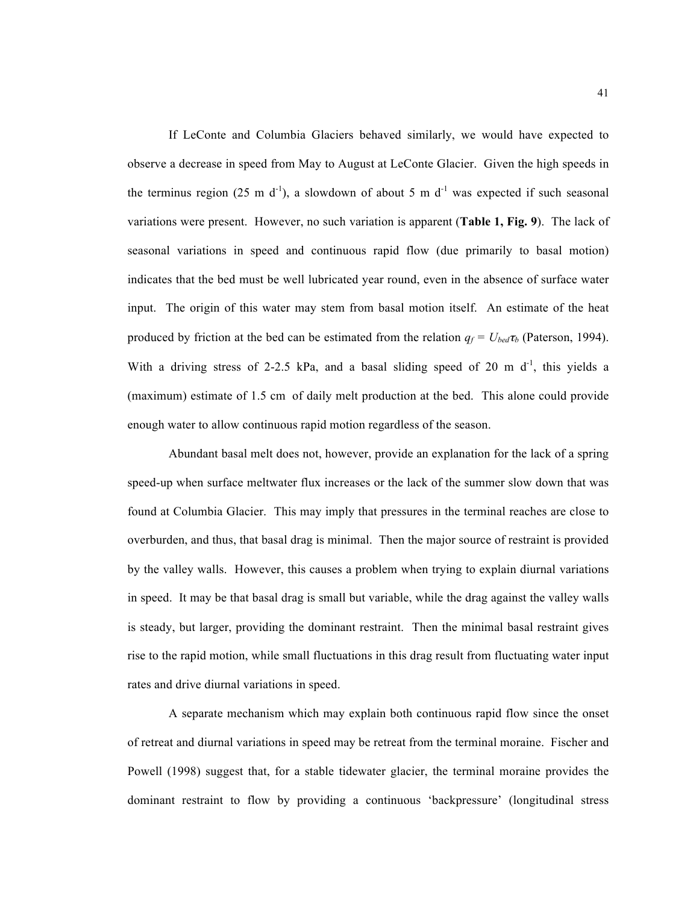If LeConte and Columbia Glaciers behaved similarly, we would have expected to observe a decrease in speed from May to August at LeConte Glacier. Given the high speeds in the terminus region (25 m $d^{-1}$), a slowdown of about 5 m $d^{-1}$ was expected if such seasonal variations were present. However, no such variation is apparent (**Table 1, Fig. 9**). The lack of seasonal variations in speed and continuous rapid flow (due primarily to basal motion) indicates that the bed must be well lubricated year round, even in the absence of surface water input. The origin of this water may stem from basal motion itself. An estimate of the heat produced by friction at the bed can be estimated from the relation $q_f = U_{bed}\tau_b$ (Paterson, 1994). With a driving stress of 2-2.5 kPa, and a basal sliding speed of 20 m $d^{-1}$, this yields a (maximum) estimate of 1.5 cm of daily melt production at the bed. This alone could provide enough water to allow continuous rapid motion regardless of the season.

Abundant basal melt does not, however, provide an explanation for the lack of a spring speed-up when surface meltwater flux increases or the lack of the summer slow down that was found at Columbia Glacier. This may imply that pressures in the terminal reaches are close to overburden, and thus, that basal drag is minimal. Then the major source of restraint is provided by the valley walls. However, this causes a problem when trying to explain diurnal variations in speed. It may be that basal drag is small but variable, while the drag against the valley walls is steady, but larger, providing the dominant restraint. Then the minimal basal restraint gives rise to the rapid motion, while small fluctuations in this drag result from fluctuating water input rates and drive diurnal variations in speed.

A separate mechanism which may explain both continuous rapid flow since the onset of retreat and diurnal variations in speed may be retreat from the terminal moraine. Fischer and Powell (1998) suggest that, for a stable tidewater glacier, the terminal moraine provides the dominant restraint to flow by providing a continuous 'backpressure' (longitudinal stress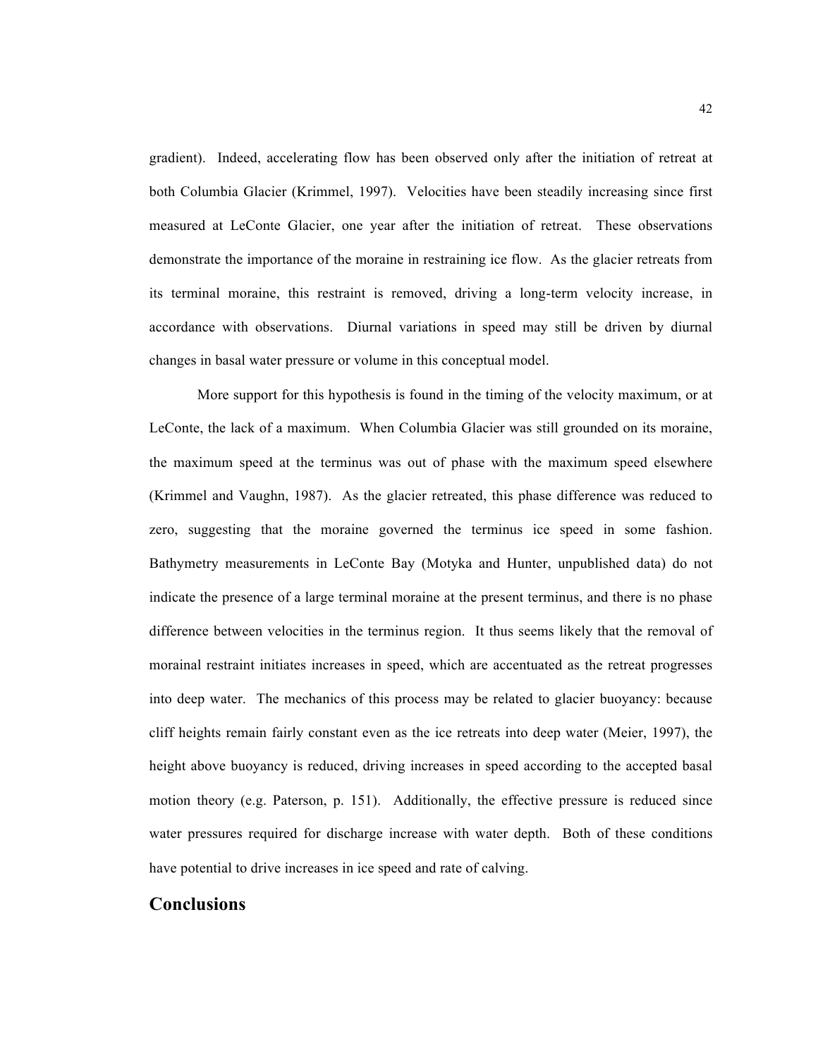gradient). Indeed, accelerating flow has been observed only after the initiation of retreat at both Columbia Glacier (Krimmel, 1997). Velocities have been steadily increasing since first measured at LeConte Glacier, one year after the initiation of retreat. These observations demonstrate the importance of the moraine in restraining ice flow. As the glacier retreats from its terminal moraine, this restraint is removed, driving a long-term velocity increase, in accordance with observations. Diurnal variations in speed may still be driven by diurnal changes in basal water pressure or volume in this conceptual model.

More support for this hypothesis is found in the timing of the velocity maximum, or at LeConte, the lack of a maximum. When Columbia Glacier was still grounded on its moraine, the maximum speed at the terminus was out of phase with the maximum speed elsewhere (Krimmel and Vaughn, 1987). As the glacier retreated, this phase difference was reduced to zero, suggesting that the moraine governed the terminus ice speed in some fashion. Bathymetry measurements in LeConte Bay (Motyka and Hunter, unpublished data) do not indicate the presence of a large terminal moraine at the present terminus, and there is no phase difference between velocities in the terminus region. It thus seems likely that the removal of morainal restraint initiates increases in speed, which are accentuated as the retreat progresses into deep water. The mechanics of this process may be related to glacier buoyancy: because cliff heights remain fairly constant even as the ice retreats into deep water (Meier, 1997), the height above buoyancy is reduced, driving increases in speed according to the accepted basal motion theory (e.g. Paterson, p. 151). Additionally, the effective pressure is reduced since water pressures required for discharge increase with water depth. Both of these conditions have potential to drive increases in ice speed and rate of calving.

## Conclusions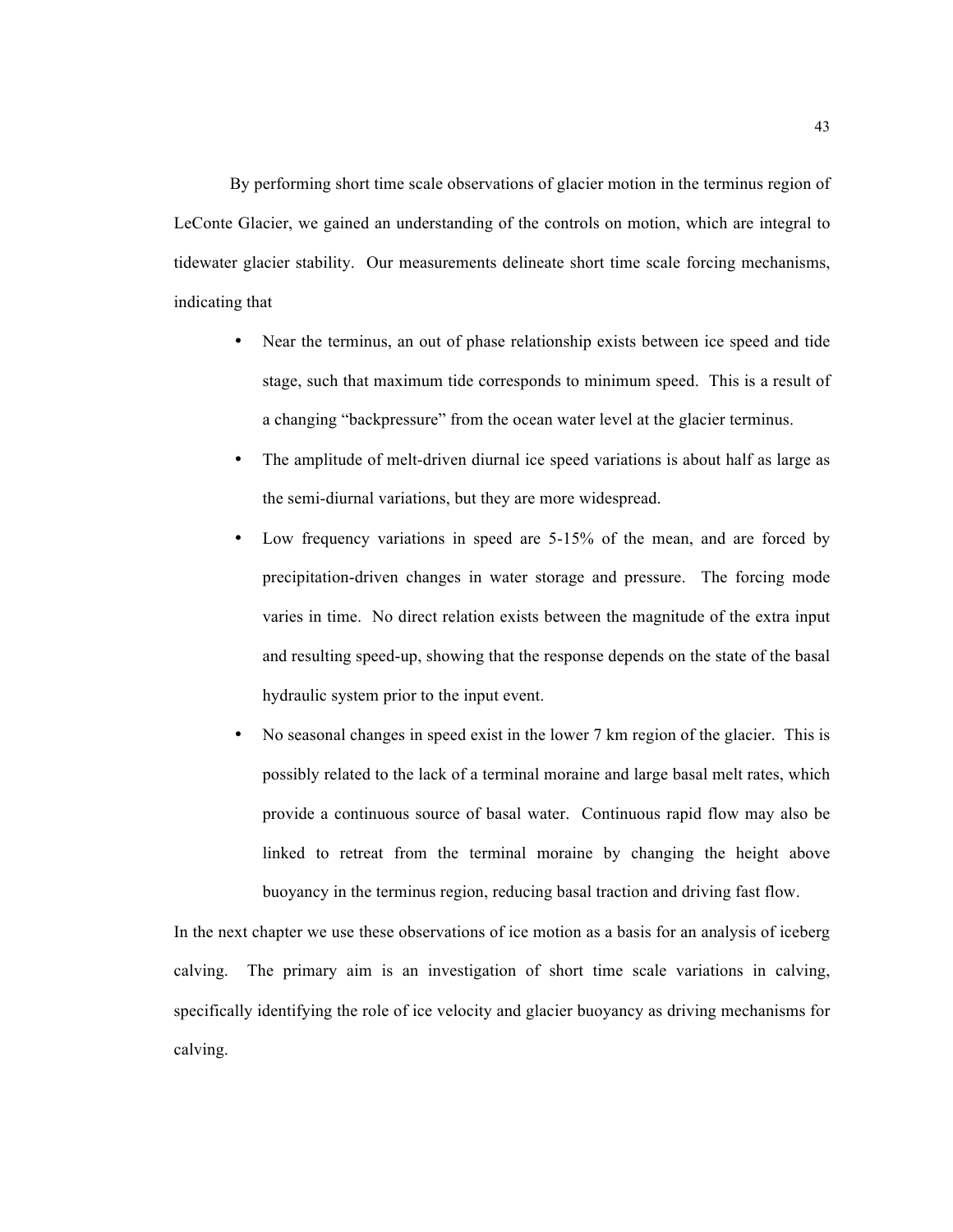By performing short time scale observations of glacier motion in the terminus region of LeConte Glacier, we gained an understanding of the controls on motion, which are integral to tidewater glacier stability. Our measurements delineate short time scale forcing mechanisms, indicating that

- Near the terminus, an out of phase relationship exists between ice speed and tide stage, such that maximum tide corresponds to minimum speed. This is a result of a changing "backpressure" from the ocean water level at the glacier terminus.
- The amplitude of melt-driven diurnal ice speed variations is about half as large as the semi-diurnal variations, but they are more widespread.
- Low frequency variations in speed are 5-15% of the mean, and are forced by precipitation-driven changes in water storage and pressure. The forcing mode varies in time. No direct relation exists between the magnitude of the extra input and resulting speed-up, showing that the response depends on the state of the basal hydraulic system prior to the input event.
- No seasonal changes in speed exist in the lower 7 km region of the glacier. This is possibly related to the lack of a terminal moraine and large basal melt rates, which provide a continuous source of basal water. Continuous rapid flow may also be linked to retreat from the terminal moraine by changing the height above buoyancy in the terminus region, reducing basal traction and driving fast flow.

In the next chapter we use these observations of ice motion as a basis for an analysis of iceberg calving. The primary aim is an investigation of short time scale variations in calving, specifically identifying the role of ice velocity and glacier buoyancy as driving mechanisms for calving.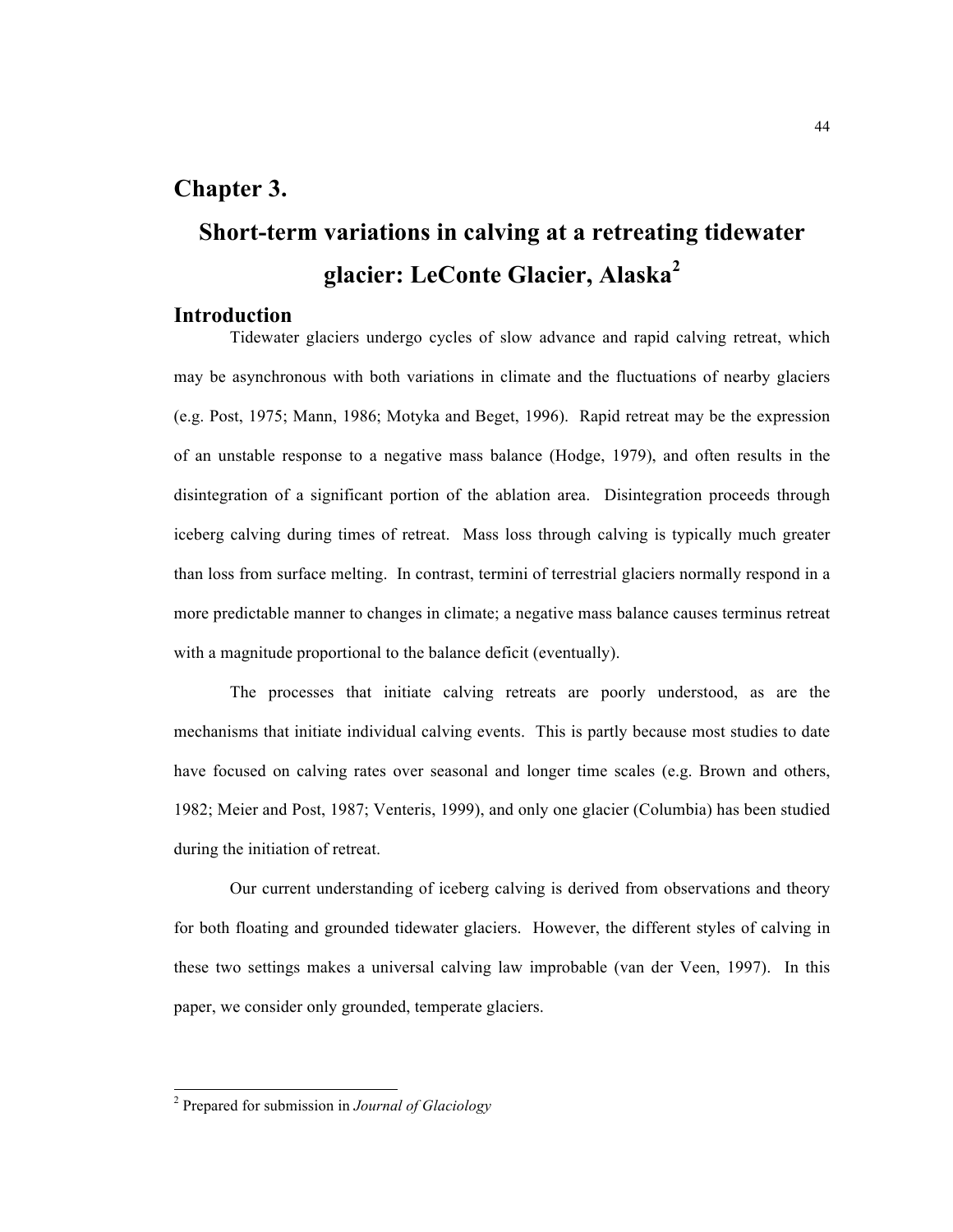# Chapter 3.

# Short-term variations in calving at a retreating tidewater glacier: LeConte Glacier, Alaska[2]

## Introduction

Tidewater glaciers undergo cycles of slow advance and rapid calving retreat, which may be asynchronous with both variations in climate and the fluctuations of nearby glaciers (e.g. Post, 1975; Mann, 1986; Motyka and Beget, 1996). Rapid retreat may be the expression of an unstable response to a negative mass balance (Hodge, 1979), and often results in the disintegration of a significant portion of the ablation area. Disintegration proceeds through iceberg calving during times of retreat. Mass loss through calving is typically much greater than loss from surface melting. In contrast, termini of terrestrial glaciers normally respond in a more predictable manner to changes in climate; a negative mass balance causes terminus retreat with a magnitude proportional to the balance deficit (eventually).

The processes that initiate calving retreats are poorly understood, as are the mechanisms that initiate individual calving events. This is partly because most studies to date have focused on calving rates over seasonal and longer time scales (e.g. Brown and others, 1982; Meier and Post, 1987; Venteris, 1999), and only one glacier (Columbia) has been studied during the initiation of retreat.

Our current understanding of iceberg calving is derived from observations and theory for both floating and grounded tidewater glaciers. However, the different styles of calving in these two settings makes a universal calving law improbable (van der Veen, 1997). In this paper, we consider only grounded, temperate glaciers.

---

[2] Prepared for submission in *Journal of Glaciology*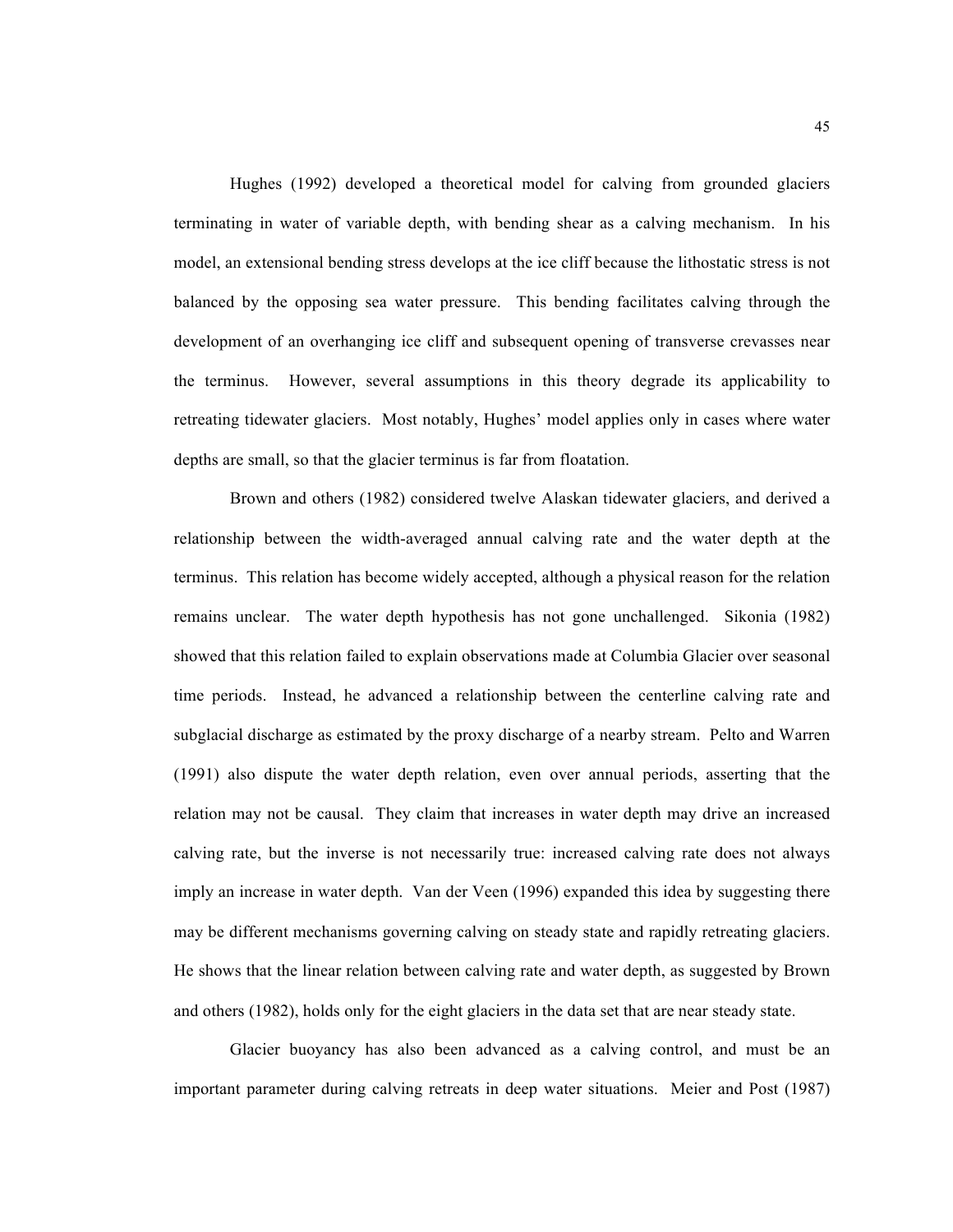Hughes (1992) developed a theoretical model for calving from grounded glaciers terminating in water of variable depth, with bending shear as a calving mechanism. In his model, an extensional bending stress develops at the ice cliff because the lithostatic stress is not balanced by the opposing sea water pressure. This bending facilitates calving through the development of an overhanging ice cliff and subsequent opening of transverse crevasses near the terminus. However, several assumptions in this theory degrade its applicability to retreating tidewater glaciers. Most notably, Hughes' model applies only in cases where water depths are small, so that the glacier terminus is far from floatation.

Brown and others (1982) considered twelve Alaskan tidewater glaciers, and derived a relationship between the width-averaged annual calving rate and the water depth at the terminus. This relation has become widely accepted, although a physical reason for the relation remains unclear. The water depth hypothesis has not gone unchallenged. Sikonia (1982) showed that this relation failed to explain observations made at Columbia Glacier over seasonal time periods. Instead, he advanced a relationship between the centerline calving rate and subglacial discharge as estimated by the proxy discharge of a nearby stream. Pelto and Warren (1991) also dispute the water depth relation, even over annual periods, asserting that the relation may not be causal. They claim that increases in water depth may drive an increased calving rate, but the inverse is not necessarily true: increased calving rate does not always imply an increase in water depth. Van der Veen (1996) expanded this idea by suggesting there may be different mechanisms governing calving on steady state and rapidly retreating glaciers. He shows that the linear relation between calving rate and water depth, as suggested by Brown and others (1982), holds only for the eight glaciers in the data set that are near steady state.

Glacier buoyancy has also been advanced as a calving control, and must be an important parameter during calving retreats in deep water situations. Meier and Post (1987)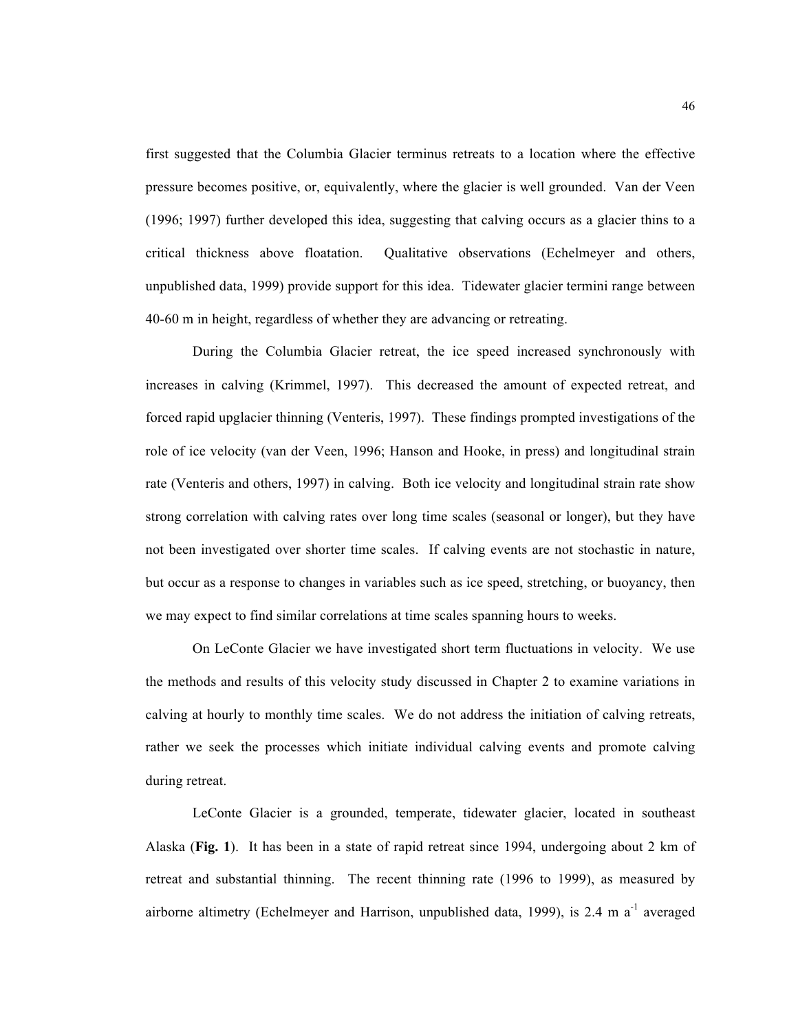first suggested that the Columbia Glacier terminus retreats to a location where the effective pressure becomes positive, or, equivalently, where the glacier is well grounded. Van der Veen (1996; 1997) further developed this idea, suggesting that calving occurs as a glacier thins to a critical thickness above floatation. Qualitative observations (Echelmeyer and others, unpublished data, 1999) provide support for this idea. Tidewater glacier termini range between 40-60 m in height, regardless of whether they are advancing or retreating.

During the Columbia Glacier retreat, the ice speed increased synchronously with increases in calving (Krimmel, 1997). This decreased the amount of expected retreat, and forced rapid upglacier thinning (Venteris, 1997). These findings prompted investigations of the role of ice velocity (van der Veen, 1996; Hanson and Hooke, in press) and longitudinal strain rate (Venteris and others, 1997) in calving. Both ice velocity and longitudinal strain rate show strong correlation with calving rates over long time scales (seasonal or longer), but they have not been investigated over shorter time scales. If calving events are not stochastic in nature, but occur as a response to changes in variables such as ice speed, stretching, or buoyancy, then we may expect to find similar correlations at time scales spanning hours to weeks.

On LeConte Glacier we have investigated short term fluctuations in velocity. We use the methods and results of this velocity study discussed in Chapter 2 to examine variations in calving at hourly to monthly time scales. We do not address the initiation of calving retreats, rather we seek the processes which initiate individual calving events and promote calving during retreat.

LeConte Glacier is a grounded, temperate, tidewater glacier, located in southeast Alaska (**Fig. 1**). It has been in a state of rapid retreat since 1994, undergoing about 2 km of retreat and substantial thinning. The recent thinning rate (1996 to 1999), as measured by airborne altimetry (Echelmeyer and Harrison, unpublished data, 1999), is 2.4 m $a^{-1}$ averaged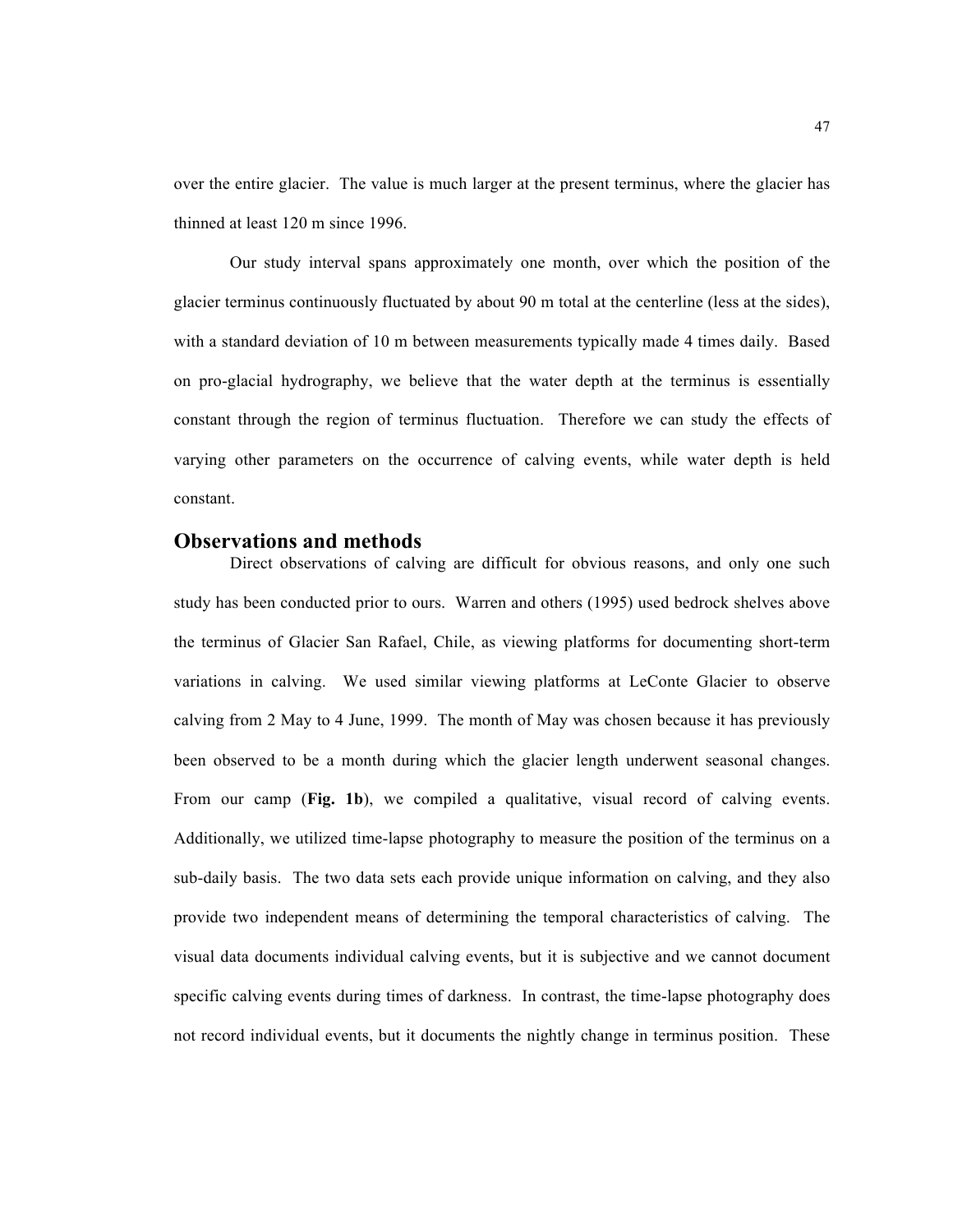over the entire glacier. The value is much larger at the present terminus, where the glacier has thinned at least 120 m since 1996.

Our study interval spans approximately one month, over which the position of the glacier terminus continuously fluctuated by about 90 m total at the centerline (less at the sides), with a standard deviation of 10 m between measurements typically made 4 times daily. Based on pro-glacial hydrography, we believe that the water depth at the terminus is essentially constant through the region of terminus fluctuation. Therefore we can study the effects of varying other parameters on the occurrence of calving events, while water depth is held constant.

## Observations and methods

Direct observations of calving are difficult for obvious reasons, and only one such study has been conducted prior to ours. Warren and others (1995) used bedrock shelves above the terminus of Glacier San Rafael, Chile, as viewing platforms for documenting short-term variations in calving. We used similar viewing platforms at LeConte Glacier to observe calving from 2 May to 4 June, 1999. The month of May was chosen because it has previously been observed to be a month during which the glacier length underwent seasonal changes. From our camp (**Fig. 1b**), we compiled a qualitative, visual record of calving events. Additionally, we utilized time-lapse photography to measure the position of the terminus on a sub-daily basis. The two data sets each provide unique information on calving, and they also provide two independent means of determining the temporal characteristics of calving. The visual data documents individual calving events, but it is subjective and we cannot document specific calving events during times of darkness. In contrast, the time-lapse photography does not record individual events, but it documents the nightly change in terminus position. These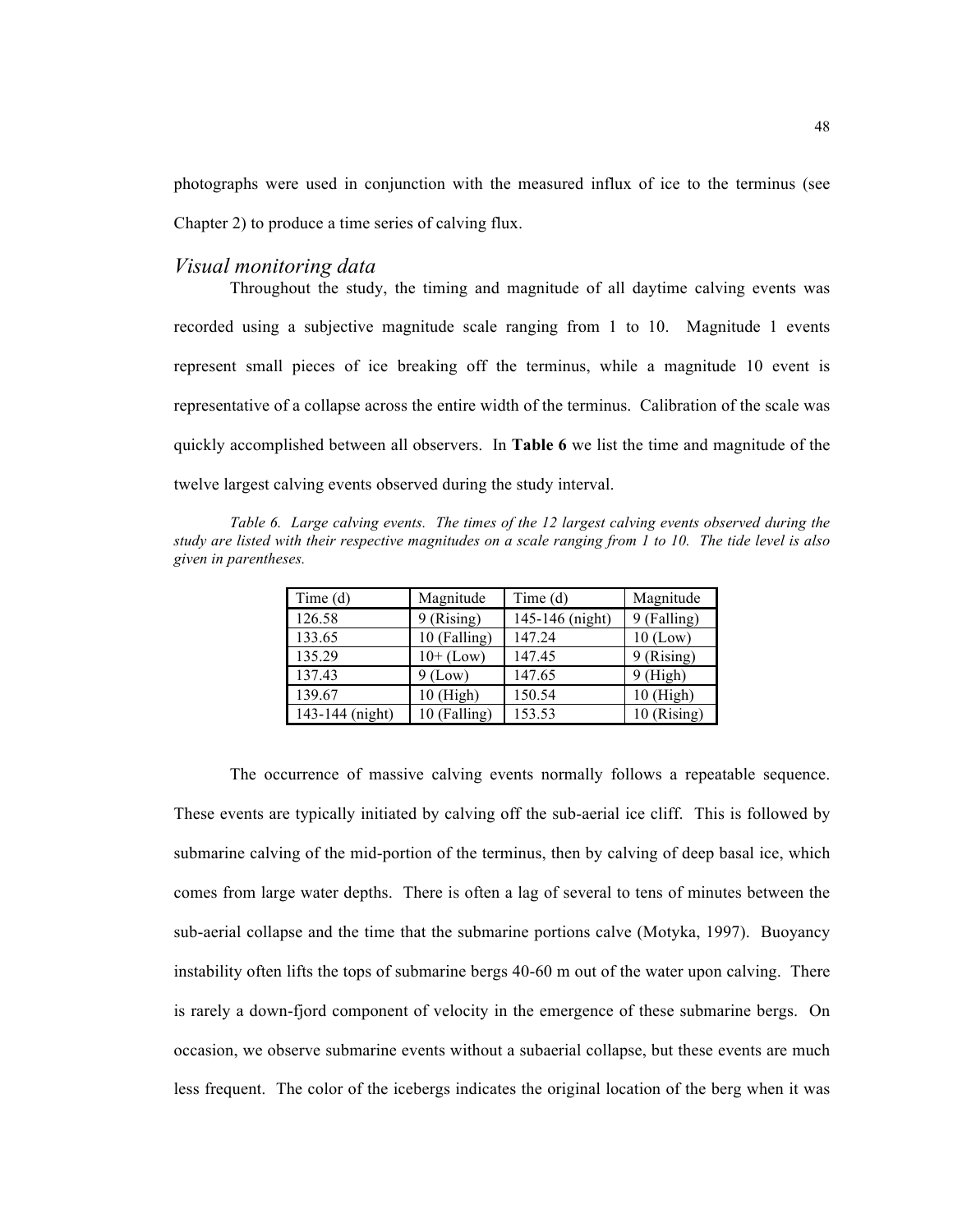photographs were used in conjunction with the measured influx of ice to the terminus (see Chapter 2) to produce a time series of calving flux.

## *Visual monitoring data*

Throughout the study, the timing and magnitude of all daytime calving events was recorded using a subjective magnitude scale ranging from 1 to 10. Magnitude 1 events represent small pieces of ice breaking off the terminus, while a magnitude 10 event is representative of a collapse across the entire width of the terminus. Calibration of the scale was quickly accomplished between all observers. In **Table 6** we list the time and magnitude of the twelve largest calving events observed during the study interval.

*Table 6. Large calving events. The times of the 12 largest calving events observed during the study are listed with their respective magnitudes on a scale ranging from 1 to 10. The tide level is also given in parentheses.*

| Time (d) | Magnitude | Time (d) | Magnitude |
|---|---|---|---|
| 126.58 | 9 (Rising) | 145-146 (night) | 9 (Falling) |
| 133.65 | 10 (Falling) | 147.24 | 10 (Low) |
| 135.29 | 10+ (Low) | 147.45 | 9 (Rising) |
| 137.43 | 9 (Low) | 147.65 | 9 (High) |
| 139.67 | 10 (High) | 150.54 | 10 (High) |
| 143-144 (night) | 10 (Falling) | 153.53 | 10 (Rising) |

The occurrence of massive calving events normally follows a repeatable sequence. These events are typically initiated by calving off the sub-aerial ice cliff. This is followed by submarine calving of the mid-portion of the terminus, then by calving of deep basal ice, which comes from large water depths. There is often a lag of several to tens of minutes between the sub-aerial collapse and the time that the submarine portions calve (Motyka, 1997). Buoyancy instability often lifts the tops of submarine bergs 40-60 m out of the water upon calving. There is rarely a down-fjord component of velocity in the emergence of these submarine bergs. On occasion, we observe submarine events without a subaerial collapse, but these events are much less frequent. The color of the icebergs indicates the original location of the berg when it was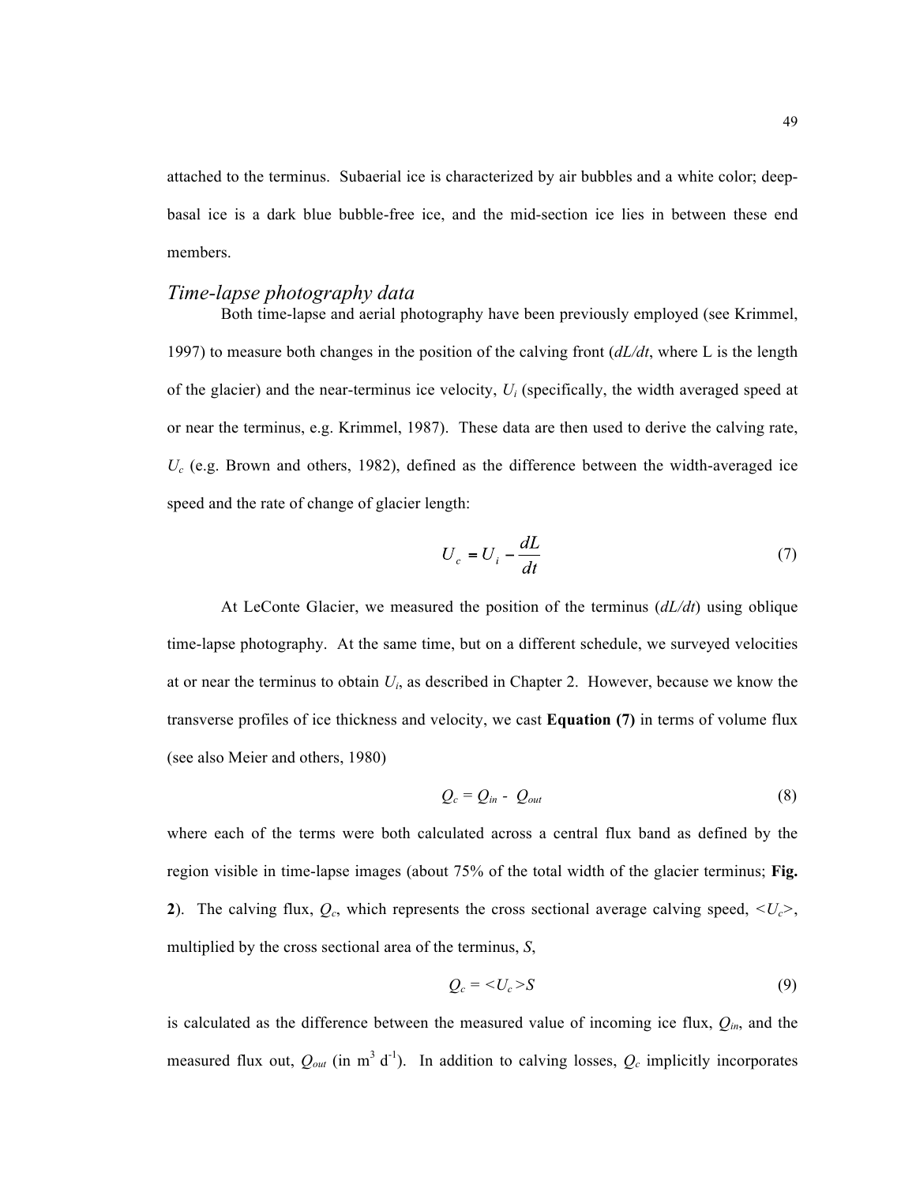attached to the terminus. Subaerial ice is characterized by air bubbles and a white color; deep-basal ice is a dark blue bubble-free ice, and the mid-section ice lies in between these end members.

### *Time-lapse photography data*

Both time-lapse and aerial photography have been previously employed (see Krimmel, 1997) to measure both changes in the position of the calving front ($dL/dt$, where L is the length of the glacier) and the near-terminus ice velocity, $U_i$ (specifically, the width averaged speed at or near the terminus, e.g. Krimmel, 1987). These data are then used to derive the calving rate, $U_c$ (e.g. Brown and others, 1982), defined as the difference between the width-averaged ice speed and the rate of change of glacier length:

$$U_c = U_i - \frac{dL}{dt} \tag{7}$$

At LeConte Glacier, we measured the position of the terminus ($dL/dt$) using oblique time-lapse photography. At the same time, but on a different schedule, we surveyed velocities at or near the terminus to obtain $U_i$, as described in Chapter 2. However, because we know the transverse profiles of ice thickness and velocity, we cast **Equation (7)** in terms of volume flux (see also Meier and others, 1980)

$$Q_c = Q_{in} - Q_{out} \tag{8}$$

where each of the terms were both calculated across a central flux band as defined by the region visible in time-lapse images (about 75% of the total width of the glacier terminus; **Fig. 2**). The calving flux, $Q_c$, which represents the cross sectional average calving speed, $\langle U_c \rangle$, multiplied by the cross sectional area of the terminus, $S$,

$$Q_c = \langle U_c \rangle S \tag{9}$$

is calculated as the difference between the measured value of incoming ice flux, $Q_{in}$, and the measured flux out, $Q_{out}$ (in $m^3\ d^{-1}$). In addition to calving losses, $Q_c$ implicitly incorporates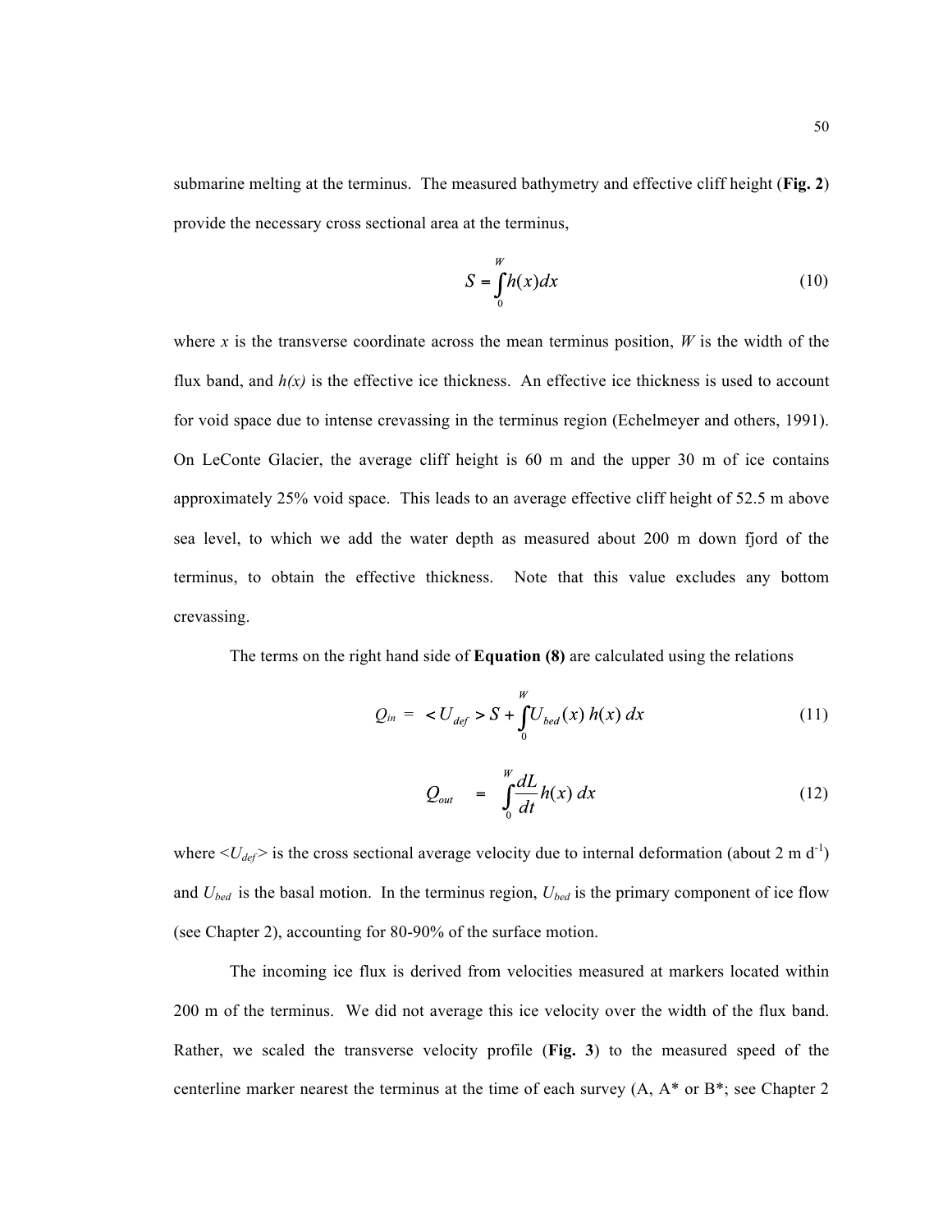submarine melting at the terminus. The measured bathymetry and effective cliff height (**Fig. 2**) provide the necessary cross sectional area at the terminus,

$$S = \int_0^W h(x)dx \tag{10}$$

where *x* is the transverse coordinate across the mean terminus position, *W* is the width of the flux band, and *h(x)* is the effective ice thickness. An effective ice thickness is used to account for void space due to intense crevassing in the terminus region (Echelmeyer and others, 1991). On LeConte Glacier, the average cliff height is 60 m and the upper 30 m of ice contains approximately 25% void space. This leads to an average effective cliff height of 52.5 m above sea level, to which we add the water depth as measured about 200 m down fjord of the terminus, to obtain the effective thickness. Note that this value excludes any bottom crevassing.

The terms on the right hand side of **Equation (8)** are calculated using the relations

$$Q_{in} = \langle U_{def} \rangle S + \int_0^W U_{bed}(x)\, h(x)\, dx \tag{11}$$

$$Q_{out} = \int_0^W \frac{dL}{dt} h(x)\, dx \tag{12}$$

where $\langle U_{def} \rangle$ is the cross sectional average velocity due to internal deformation (about 2 m $d^{-1}$) and $U_{bed}$ is the basal motion. In the terminus region, $U_{bed}$ is the primary component of ice flow (see Chapter 2), accounting for 80-90% of the surface motion.

The incoming ice flux is derived from velocities measured at markers located within 200 m of the terminus. We did not average this ice velocity over the width of the flux band. Rather, we scaled the transverse velocity profile (**Fig. 3**) to the measured speed of the centerline marker nearest the terminus at the time of each survey (A, A* or B*; see Chapter 2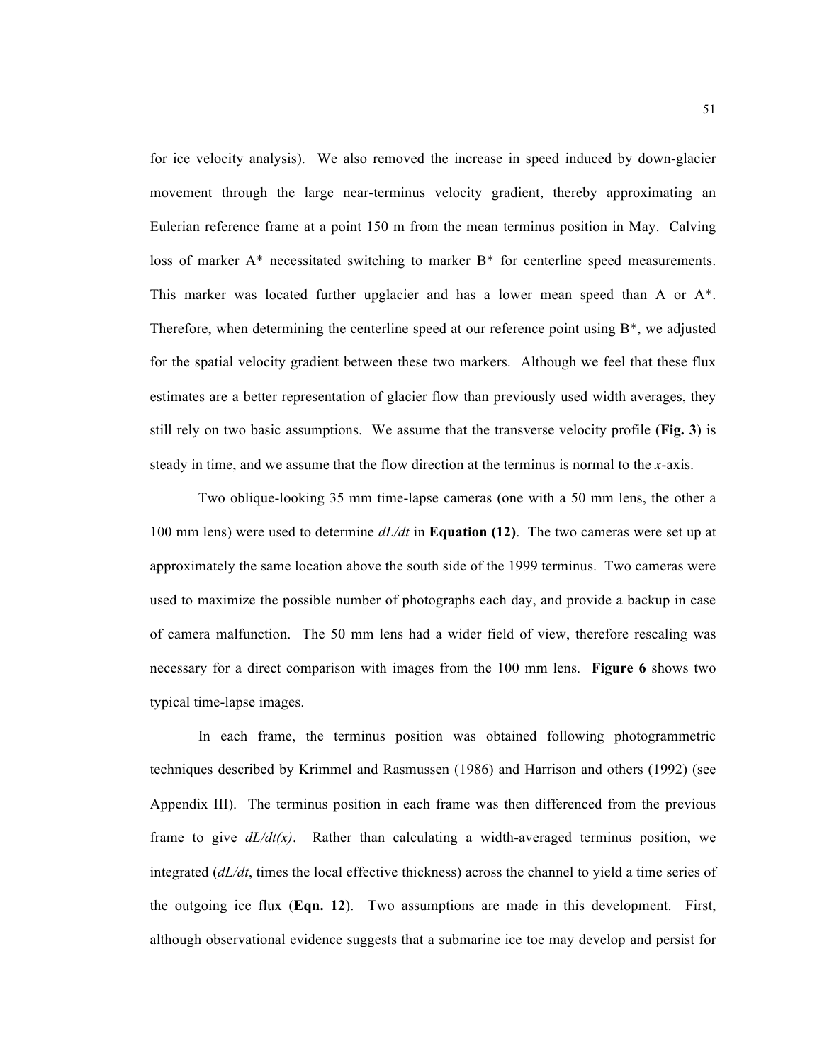for ice velocity analysis). We also removed the increase in speed induced by down-glacier movement through the large near-terminus velocity gradient, thereby approximating an Eulerian reference frame at a point 150 m from the mean terminus position in May. Calving loss of marker A* necessitated switching to marker B* for centerline speed measurements. This marker was located further upglacier and has a lower mean speed than A or A*. Therefore, when determining the centerline speed at our reference point using B*, we adjusted for the spatial velocity gradient between these two markers. Although we feel that these flux estimates are a better representation of glacier flow than previously used width averages, they still rely on two basic assumptions. We assume that the transverse velocity profile (**Fig. 3**) is steady in time, and we assume that the flow direction at the terminus is normal to the *x*-axis.

Two oblique-looking 35 mm time-lapse cameras (one with a 50 mm lens, the other a 100 mm lens) were used to determine $dL/dt$ in **Equation (12)**. The two cameras were set up at approximately the same location above the south side of the 1999 terminus. Two cameras were used to maximize the possible number of photographs each day, and provide a backup in case of camera malfunction. The 50 mm lens had a wider field of view, therefore rescaling was necessary for a direct comparison with images from the 100 mm lens. **Figure 6** shows two typical time-lapse images.

In each frame, the terminus position was obtained following photogrammetric techniques described by Krimmel and Rasmussen (1986) and Harrison and others (1992) (see Appendix III). The terminus position in each frame was then differenced from the previous frame to give $dL/dt(x)$. Rather than calculating a width-averaged terminus position, we integrated ($dL/dt$, times the local effective thickness) across the channel to yield a time series of the outgoing ice flux (**Eqn. 12**). Two assumptions are made in this development. First, although observational evidence suggests that a submarine ice toe may develop and persist for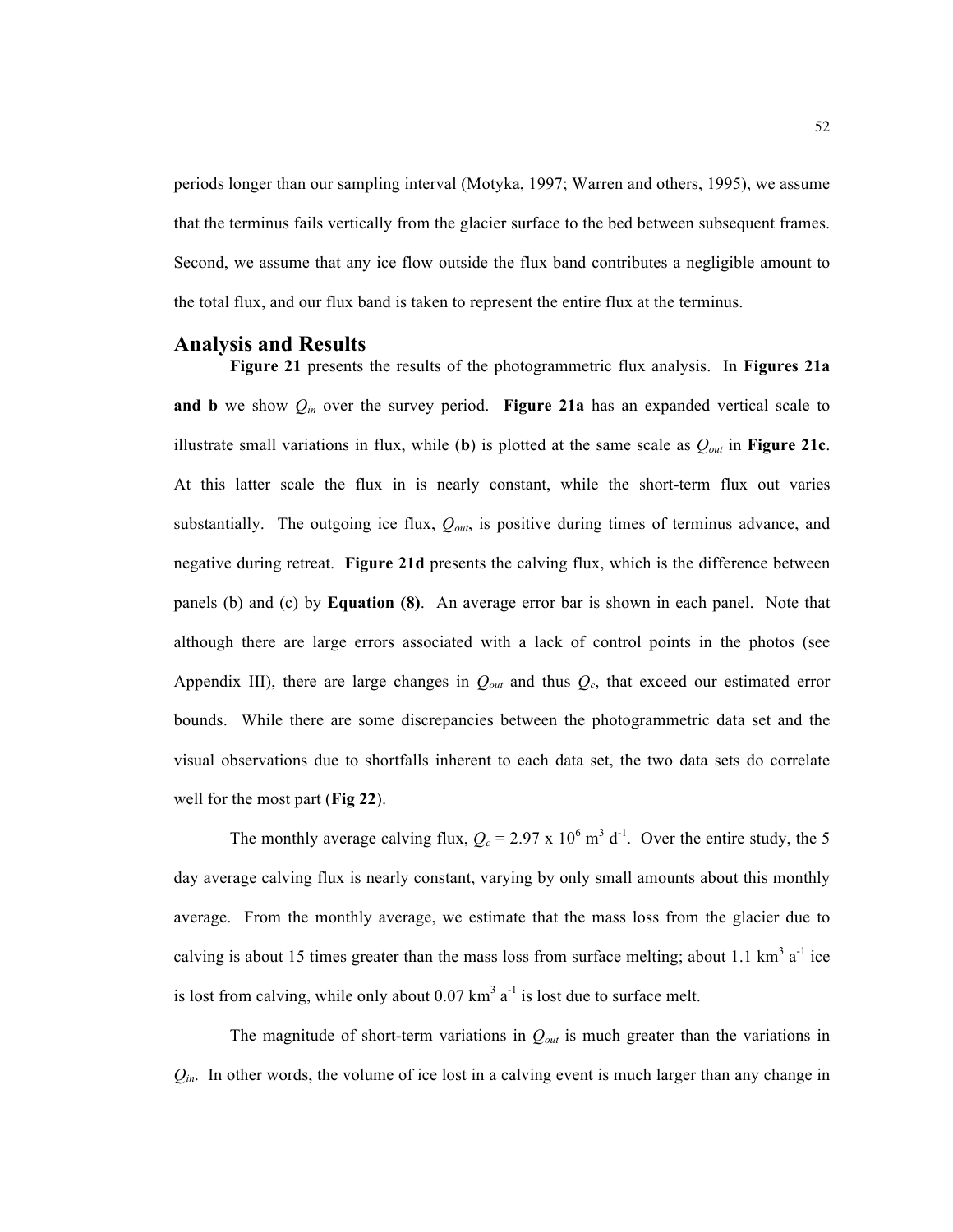periods longer than our sampling interval (Motyka, 1997; Warren and others, 1995), we assume that the terminus fails vertically from the glacier surface to the bed between subsequent frames. Second, we assume that any ice flow outside the flux band contributes a negligible amount to the total flux, and our flux band is taken to represent the entire flux at the terminus.

## Analysis and Results

**Figure 21** presents the results of the photogrammetric flux analysis. In **Figures 21a and b** we show $Q_{in}$ over the survey period. **Figure 21a** has an expanded vertical scale to illustrate small variations in flux, while (**b**) is plotted at the same scale as $Q_{out}$ in **Figure 21c**. At this latter scale the flux in is nearly constant, while the short-term flux out varies substantially. The outgoing ice flux, $Q_{out}$, is positive during times of terminus advance, and negative during retreat. **Figure 21d** presents the calving flux, which is the difference between panels (b) and (c) by **Equation (8)**. An average error bar is shown in each panel. Note that although there are large errors associated with a lack of control points in the photos (see Appendix III), there are large changes in $Q_{out}$ and thus $Q_c$, that exceed our estimated error bounds. While there are some discrepancies between the photogrammetric data set and the visual observations due to shortfalls inherent to each data set, the two data sets do correlate well for the most part (**Fig 22**).

The monthly average calving flux, $Q_c = 2.97 \times 10^6 \text{ m}^3 \text{ d}^{-1}$. Over the entire study, the 5 day average calving flux is nearly constant, varying by only small amounts about this monthly average. From the monthly average, we estimate that the mass loss from the glacier due to calving is about 15 times greater than the mass loss from surface melting; about 1.1 $\text{km}^3 \text{ a}^{-1}$ ice is lost from calving, while only about 0.07 $\text{km}^3 \text{ a}^{-1}$ is lost due to surface melt.

The magnitude of short-term variations in $Q_{out}$ is much greater than the variations in $Q_{in}$. In other words, the volume of ice lost in a calving event is much larger than any change in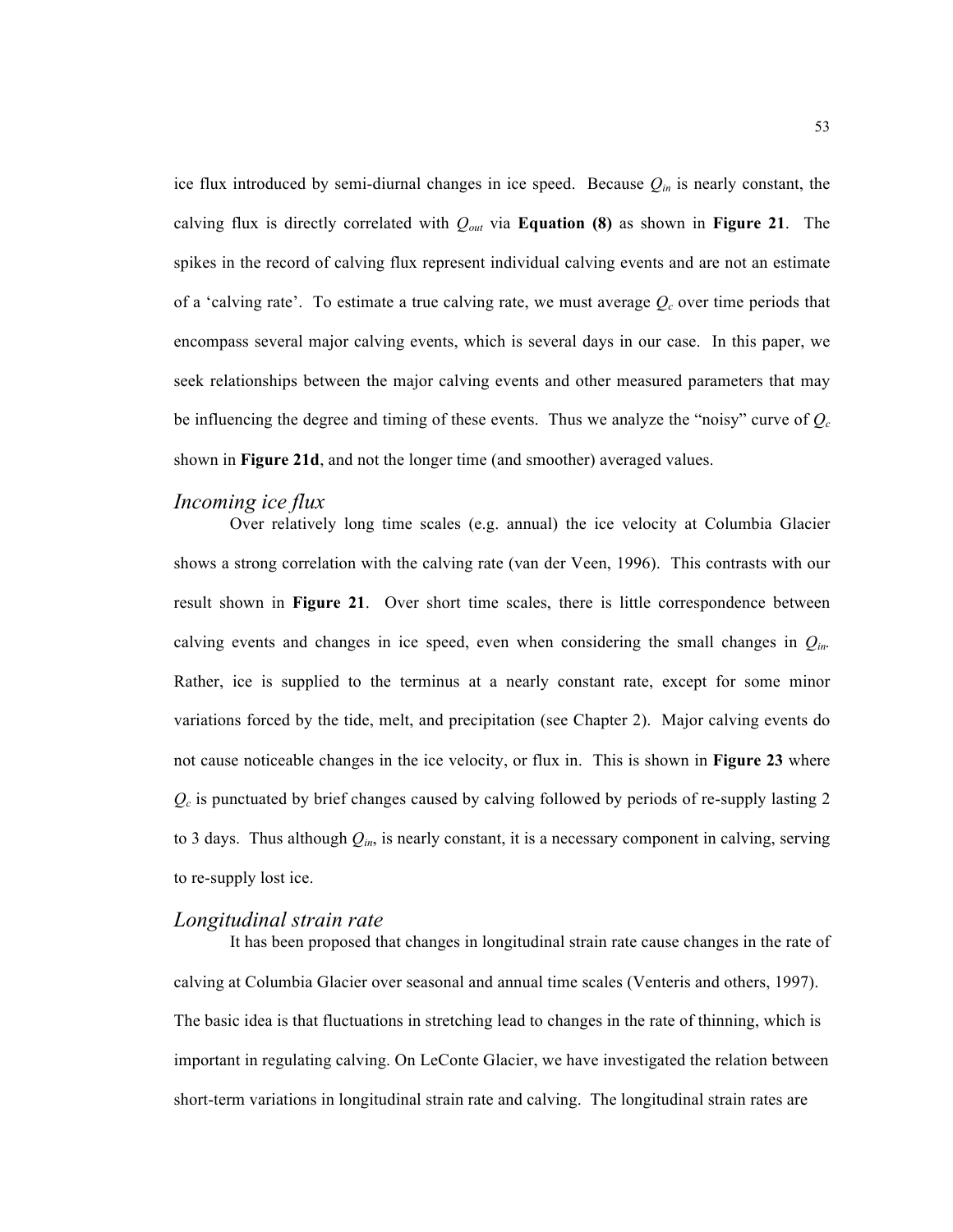ice flux introduced by semi-diurnal changes in ice speed. Because $Q_{in}$ is nearly constant, the calving flux is directly correlated with $Q_{out}$ via **Equation (8)** as shown in **Figure 21**. The spikes in the record of calving flux represent individual calving events and are not an estimate of a 'calving rate'. To estimate a true calving rate, we must average $Q_c$ over time periods that encompass several major calving events, which is several days in our case. In this paper, we seek relationships between the major calving events and other measured parameters that may be influencing the degree and timing of these events. Thus we analyze the "noisy" curve of $Q_c$ shown in **Figure 21d**, and not the longer time (and smoother) averaged values.

### *Incoming ice flux*

Over relatively long time scales (e.g. annual) the ice velocity at Columbia Glacier shows a strong correlation with the calving rate (van der Veen, 1996). This contrasts with our result shown in **Figure 21**. Over short time scales, there is little correspondence between calving events and changes in ice speed, even when considering the small changes in $Q_{in}$. Rather, ice is supplied to the terminus at a nearly constant rate, except for some minor variations forced by the tide, melt, and precipitation (see Chapter 2). Major calving events do not cause noticeable changes in the ice velocity, or flux in. This is shown in **Figure 23** where $Q_c$ is punctuated by brief changes caused by calving followed by periods of re-supply lasting 2 to 3 days. Thus although $Q_{in}$, is nearly constant, it is a necessary component in calving, serving to re-supply lost ice.

### *Longitudinal strain rate*

It has been proposed that changes in longitudinal strain rate cause changes in the rate of calving at Columbia Glacier over seasonal and annual time scales (Venteris and others, 1997). The basic idea is that fluctuations in stretching lead to changes in the rate of thinning, which is important in regulating calving. On LeConte Glacier, we have investigated the relation between short-term variations in longitudinal strain rate and calving. The longitudinal strain rates are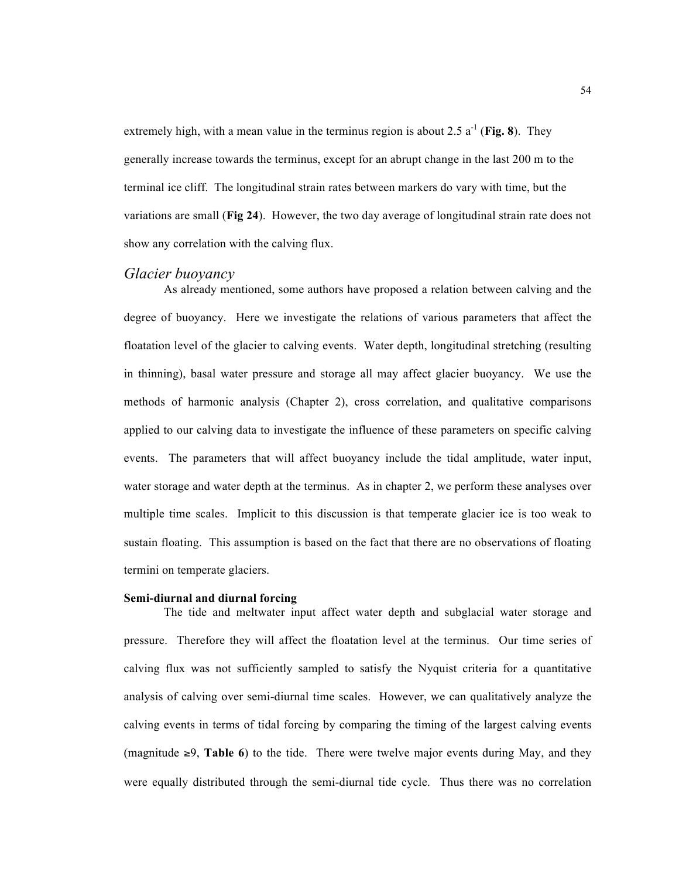extremely high, with a mean value in the terminus region is about 2.5 $a^{-1}$ (**Fig. 8**). They generally increase towards the terminus, except for an abrupt change in the last 200 m to the terminal ice cliff. The longitudinal strain rates between markers do vary with time, but the variations are small (**Fig 24**). However, the two day average of longitudinal strain rate does not show any correlation with the calving flux.

## *Glacier buoyancy*

As already mentioned, some authors have proposed a relation between calving and the degree of buoyancy. Here we investigate the relations of various parameters that affect the floatation level of the glacier to calving events. Water depth, longitudinal stretching (resulting in thinning), basal water pressure and storage all may affect glacier buoyancy. We use the methods of harmonic analysis (Chapter 2), cross correlation, and qualitative comparisons applied to our calving data to investigate the influence of these parameters on specific calving events. The parameters that will affect buoyancy include the tidal amplitude, water input, water storage and water depth at the terminus. As in chapter 2, we perform these analyses over multiple time scales. Implicit to this discussion is that temperate glacier ice is too weak to sustain floating. This assumption is based on the fact that there are no observations of floating termini on temperate glaciers.

### **Semi-diurnal and diurnal forcing**

The tide and meltwater input affect water depth and subglacial water storage and pressure. Therefore they will affect the floatation level at the terminus. Our time series of calving flux was not sufficiently sampled to satisfy the Nyquist criteria for a quantitative analysis of calving over semi-diurnal time scales. However, we can qualitatively analyze the calving events in terms of tidal forcing by comparing the timing of the largest calving events (magnitude ≥9, **Table 6**) to the tide. There were twelve major events during May, and they were equally distributed through the semi-diurnal tide cycle. Thus there was no correlation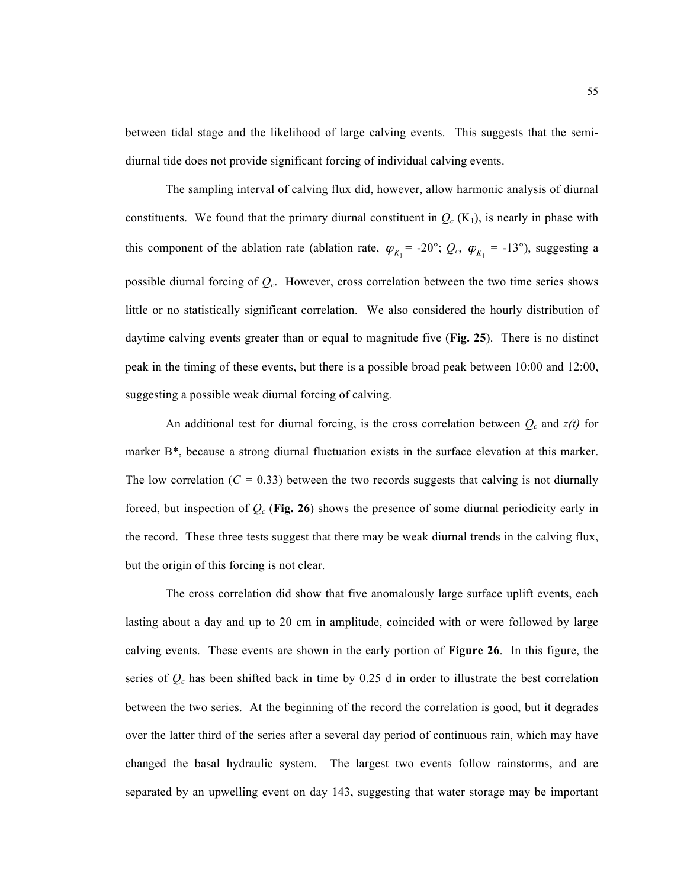between tidal stage and the likelihood of large calving events. This suggests that the semi-diurnal tide does not provide significant forcing of individual calving events.

The sampling interval of calving flux did, however, allow harmonic analysis of diurnal constituents. We found that the primary diurnal constituent in $Q_c$ ($K_1$), is nearly in phase with this component of the ablation rate (ablation rate, $\varphi_{K_1}$ = -20°; $Q_c$, $\varphi_{K_1}$ = -13°), suggesting a possible diurnal forcing of $Q_c$. However, cross correlation between the two time series shows little or no statistically significant correlation. We also considered the hourly distribution of daytime calving events greater than or equal to magnitude five (**Fig. 25**). There is no distinct peak in the timing of these events, but there is a possible broad peak between 10:00 and 12:00, suggesting a possible weak diurnal forcing of calving.

An additional test for diurnal forcing, is the cross correlation between $Q_c$ and *z(t)* for marker B*, because a strong diurnal fluctuation exists in the surface elevation at this marker. The low correlation ($C$ = 0.33) between the two records suggests that calving is not diurnally forced, but inspection of $Q_c$ (**Fig. 26**) shows the presence of some diurnal periodicity early in the record. These three tests suggest that there may be weak diurnal trends in the calving flux, but the origin of this forcing is not clear.

The cross correlation did show that five anomalously large surface uplift events, each lasting about a day and up to 20 cm in amplitude, coincided with or were followed by large calving events. These events are shown in the early portion of **Figure 26**. In this figure, the series of $Q_c$ has been shifted back in time by 0.25 d in order to illustrate the best correlation between the two series. At the beginning of the record the correlation is good, but it degrades over the latter third of the series after a several day period of continuous rain, which may have changed the basal hydraulic system. The largest two events follow rainstorms, and are separated by an upwelling event on day 143, suggesting that water storage may be important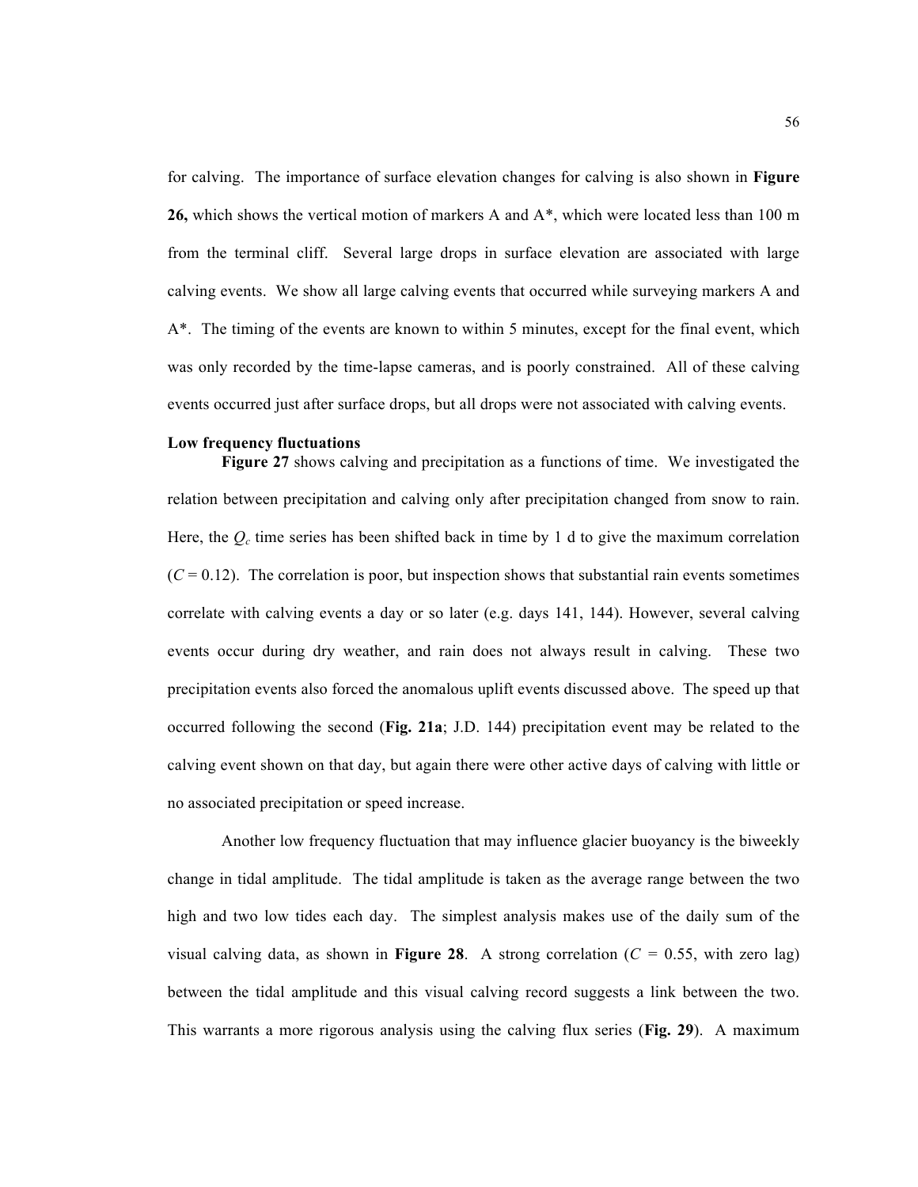for calving. The importance of surface elevation changes for calving is also shown in **Figure 26,** which shows the vertical motion of markers A and A*, which were located less than 100 m from the terminal cliff. Several large drops in surface elevation are associated with large calving events. We show all large calving events that occurred while surveying markers A and A*. The timing of the events are known to within 5 minutes, except for the final event, which was only recorded by the time-lapse cameras, and is poorly constrained. All of these calving events occurred just after surface drops, but all drops were not associated with calving events.

**Low frequency fluctuations**

**Figure 27** shows calving and precipitation as a functions of time. We investigated the relation between precipitation and calving only after precipitation changed from snow to rain. Here, the $Q_c$ time series has been shifted back in time by 1 d to give the maximum correlation ($C = 0.12$). The correlation is poor, but inspection shows that substantial rain events sometimes correlate with calving events a day or so later (e.g. days 141, 144). However, several calving events occur during dry weather, and rain does not always result in calving. These two precipitation events also forced the anomalous uplift events discussed above. The speed up that occurred following the second (**Fig. 21a**; J.D. 144) precipitation event may be related to the calving event shown on that day, but again there were other active days of calving with little or no associated precipitation or speed increase.

Another low frequency fluctuation that may influence glacier buoyancy is the biweekly change in tidal amplitude. The tidal amplitude is taken as the average range between the two high and two low tides each day. The simplest analysis makes use of the daily sum of the visual calving data, as shown in **Figure 28**. A strong correlation ($C = 0.55$, with zero lag) between the tidal amplitude and this visual calving record suggests a link between the two. This warrants a more rigorous analysis using the calving flux series (**Fig. 29**). A maximum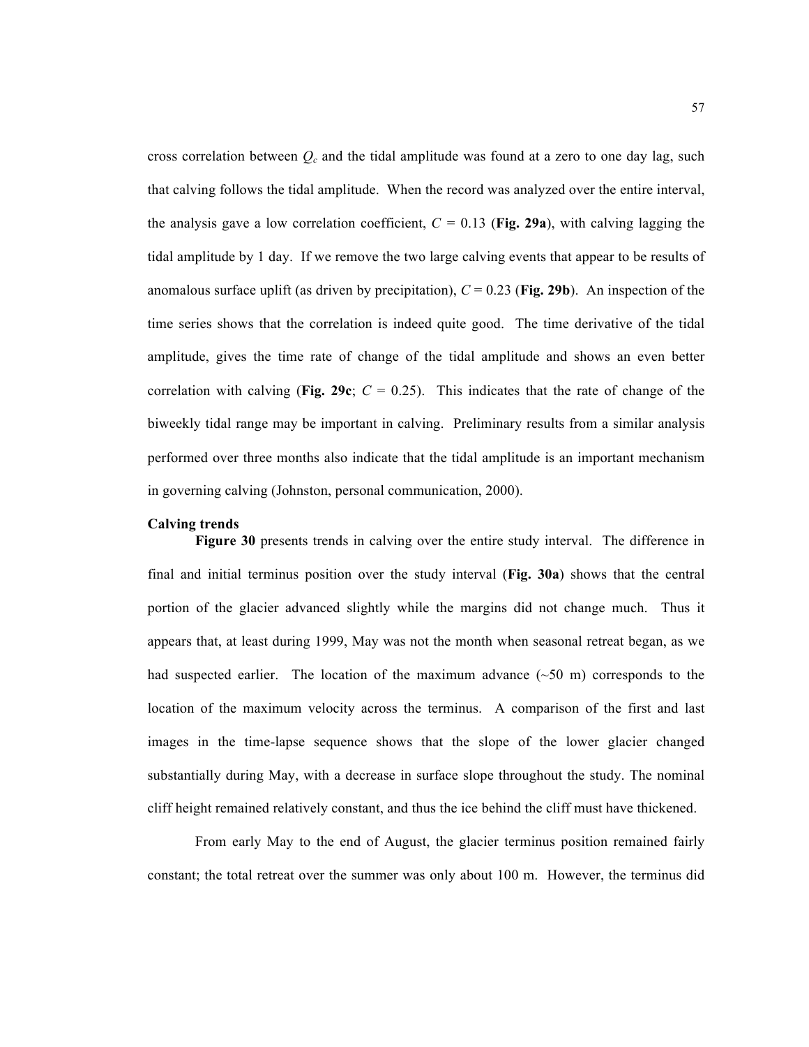cross correlation between $Q_c$ and the tidal amplitude was found at a zero to one day lag, such that calving follows the tidal amplitude. When the record was analyzed over the entire interval, the analysis gave a low correlation coefficient, $C$ = 0.13 (**Fig. 29a**), with calving lagging the tidal amplitude by 1 day. If we remove the two large calving events that appear to be results of anomalous surface uplift (as driven by precipitation), $C$ = 0.23 (**Fig. 29b**). An inspection of the time series shows that the correlation is indeed quite good. The time derivative of the tidal amplitude, gives the time rate of change of the tidal amplitude and shows an even better correlation with calving (**Fig. 29c**; $C$ = 0.25). This indicates that the rate of change of the biweekly tidal range may be important in calving. Preliminary results from a similar analysis performed over three months also indicate that the tidal amplitude is an important mechanism in governing calving (Johnston, personal communication, 2000).

**Calving trends**

**Figure 30** presents trends in calving over the entire study interval. The difference in final and initial terminus position over the study interval (**Fig. 30a**) shows that the central portion of the glacier advanced slightly while the margins did not change much. Thus it appears that, at least during 1999, May was not the month when seasonal retreat began, as we had suspected earlier. The location of the maximum advance (~50 m) corresponds to the location of the maximum velocity across the terminus. A comparison of the first and last images in the time-lapse sequence shows that the slope of the lower glacier changed substantially during May, with a decrease in surface slope throughout the study. The nominal cliff height remained relatively constant, and thus the ice behind the cliff must have thickened.

From early May to the end of August, the glacier terminus position remained fairly constant; the total retreat over the summer was only about 100 m. However, the terminus did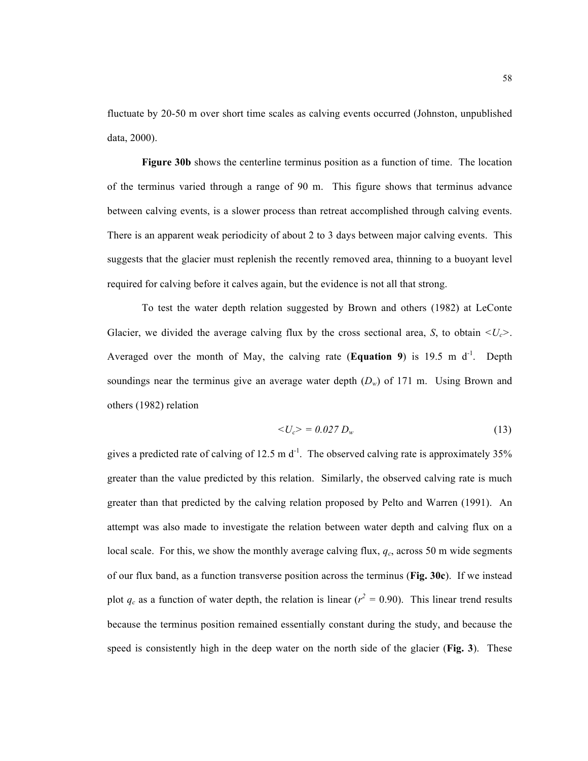fluctuate by 20-50 m over short time scales as calving events occurred (Johnston, unpublished data, 2000).

**Figure 30b** shows the centerline terminus position as a function of time. The location of the terminus varied through a range of 90 m. This figure shows that terminus advance between calving events, is a slower process than retreat accomplished through calving events. There is an apparent weak periodicity of about 2 to 3 days between major calving events. This suggests that the glacier must replenish the recently removed area, thinning to a buoyant level required for calving before it calves again, but the evidence is not all that strong.

To test the water depth relation suggested by Brown and others (1982) at LeConte Glacier, we divided the average calving flux by the cross sectional area, $S$, to obtain $<U_c>$. Averaged over the month of May, the calving rate (**Equation 9**) is 19.5 m $d^{-1}$. Depth soundings near the terminus give an average water depth ($D_w$) of 171 m. Using Brown and others (1982) relation

$$<U_c> = 0.027\, D_w \tag{13}$$

gives a predicted rate of calving of 12.5 m $d^{-1}$. The observed calving rate is approximately 35% greater than the value predicted by this relation. Similarly, the observed calving rate is much greater than that predicted by the calving relation proposed by Pelto and Warren (1991). An attempt was also made to investigate the relation between water depth and calving flux on a local scale. For this, we show the monthly average calving flux, $q_c$, across 50 m wide segments of our flux band, as a function transverse position across the terminus (**Fig. 30c**). If we instead plot $q_c$ as a function of water depth, the relation is linear ($r^2$ = 0.90). This linear trend results because the terminus position remained essentially constant during the study, and because the speed is consistently high in the deep water on the north side of the glacier (**Fig. 3**). These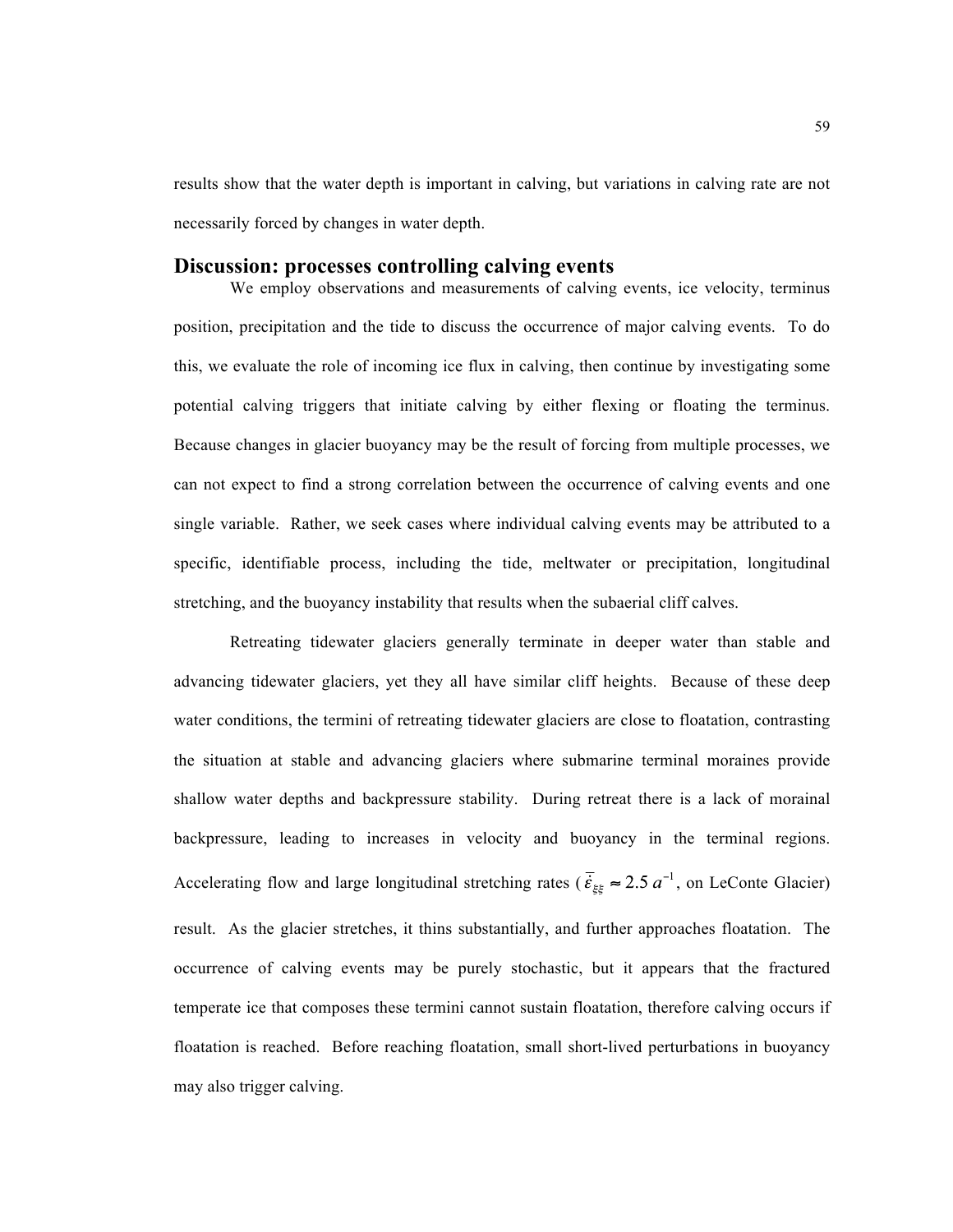results show that the water depth is important in calving, but variations in calving rate are not necessarily forced by changes in water depth.

## Discussion: processes controlling calving events

We employ observations and measurements of calving events, ice velocity, terminus position, precipitation and the tide to discuss the occurrence of major calving events. To do this, we evaluate the role of incoming ice flux in calving, then continue by investigating some potential calving triggers that initiate calving by either flexing or floating the terminus. Because changes in glacier buoyancy may be the result of forcing from multiple processes, we can not expect to find a strong correlation between the occurrence of calving events and one single variable. Rather, we seek cases where individual calving events may be attributed to a specific, identifiable process, including the tide, meltwater or precipitation, longitudinal stretching, and the buoyancy instability that results when the subaerial cliff calves.

Retreating tidewater glaciers generally terminate in deeper water than stable and advancing tidewater glaciers, yet they all have similar cliff heights. Because of these deep water conditions, the termini of retreating tidewater glaciers are close to floatation, contrasting the situation at stable and advancing glaciers where submarine terminal moraines provide shallow water depths and backpressure stability. During retreat there is a lack of morainal backpressure, leading to increases in velocity and buoyancy in the terminal regions. Accelerating flow and large longitudinal stretching rates ($\bar{\dot{\varepsilon}}_{\xi\xi} \approx 2.5\ a^{-1}$, on LeConte Glacier) result. As the glacier stretches, it thins substantially, and further approaches floatation. The occurrence of calving events may be purely stochastic, but it appears that the fractured temperate ice that composes these termini cannot sustain floatation, therefore calving occurs if floatation is reached. Before reaching floatation, small short-lived perturbations in buoyancy may also trigger calving.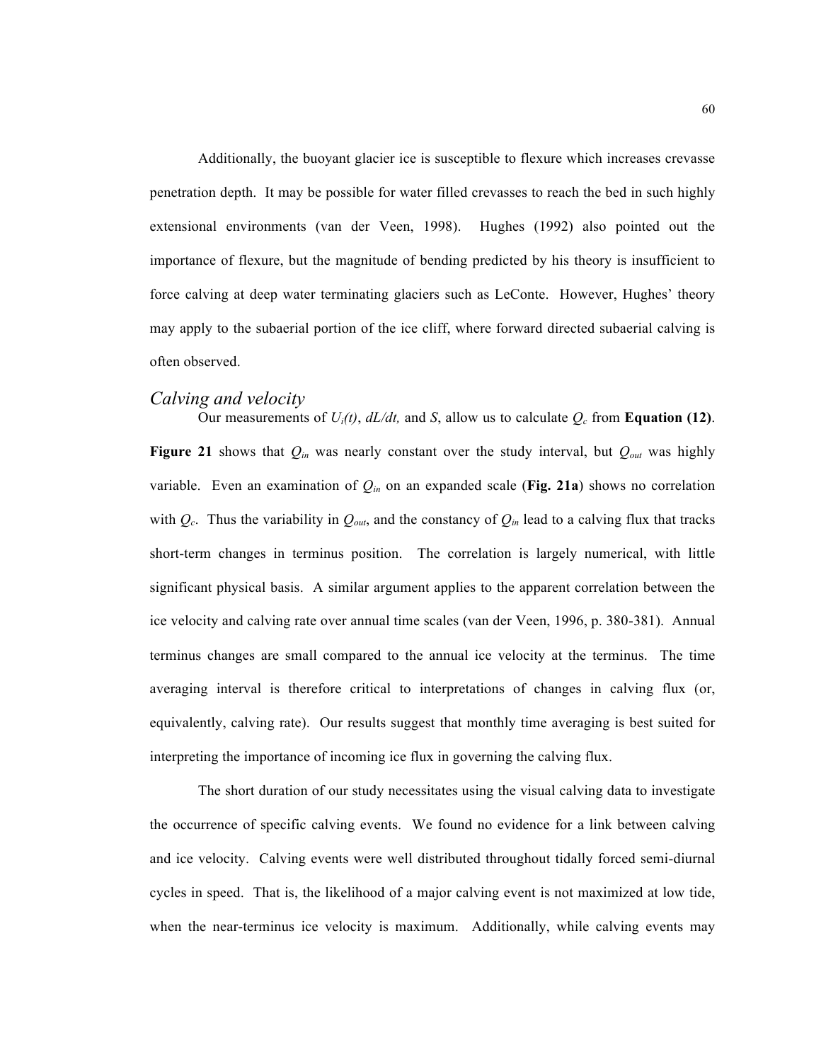Additionally, the buoyant glacier ice is susceptible to flexure which increases crevasse penetration depth. It may be possible for water filled crevasses to reach the bed in such highly extensional environments (van der Veen, 1998). Hughes (1992) also pointed out the importance of flexure, but the magnitude of bending predicted by his theory is insufficient to force calving at deep water terminating glaciers such as LeConte. However, Hughes' theory may apply to the subaerial portion of the ice cliff, where forward directed subaerial calving is often observed.

### *Calving and velocity*

Our measurements of $U_i(t)$, $dL/dt$, and $S$, allow us to calculate $Q_c$ from **Equation (12)**. **Figure 21** shows that $Q_{in}$ was nearly constant over the study interval, but $Q_{out}$ was highly variable. Even an examination of $Q_{in}$ on an expanded scale (**Fig. 21a**) shows no correlation with $Q_c$. Thus the variability in $Q_{out}$, and the constancy of $Q_{in}$ lead to a calving flux that tracks short-term changes in terminus position. The correlation is largely numerical, with little significant physical basis. A similar argument applies to the apparent correlation between the ice velocity and calving rate over annual time scales (van der Veen, 1996, p. 380-381). Annual terminus changes are small compared to the annual ice velocity at the terminus. The time averaging interval is therefore critical to interpretations of changes in calving flux (or, equivalently, calving rate). Our results suggest that monthly time averaging is best suited for interpreting the importance of incoming ice flux in governing the calving flux.

The short duration of our study necessitates using the visual calving data to investigate the occurrence of specific calving events. We found no evidence for a link between calving and ice velocity. Calving events were well distributed throughout tidally forced semi-diurnal cycles in speed. That is, the likelihood of a major calving event is not maximized at low tide, when the near-terminus ice velocity is maximum. Additionally, while calving events may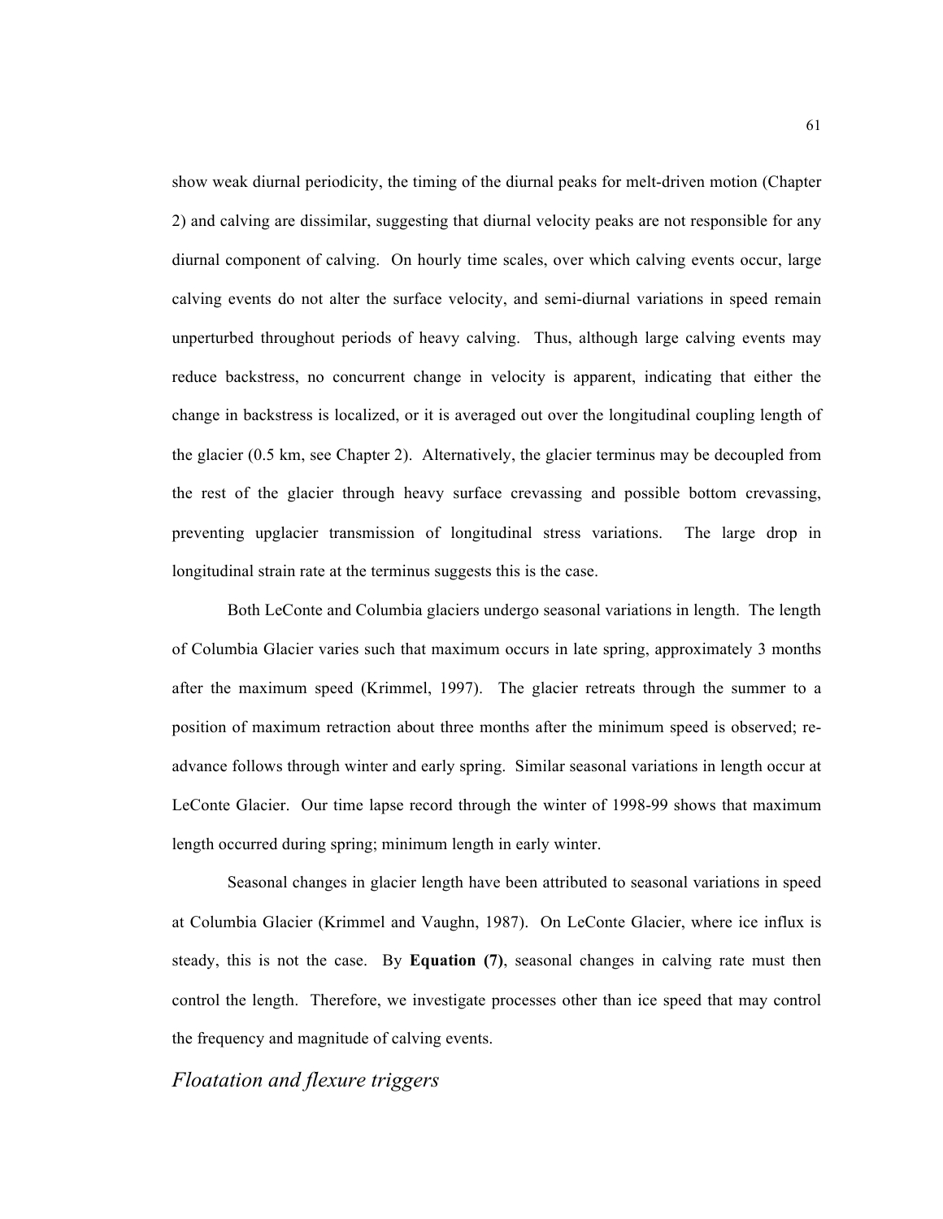show weak diurnal periodicity, the timing of the diurnal peaks for melt-driven motion (Chapter 2) and calving are dissimilar, suggesting that diurnal velocity peaks are not responsible for any diurnal component of calving. On hourly time scales, over which calving events occur, large calving events do not alter the surface velocity, and semi-diurnal variations in speed remain unperturbed throughout periods of heavy calving. Thus, although large calving events may reduce backstress, no concurrent change in velocity is apparent, indicating that either the change in backstress is localized, or it is averaged out over the longitudinal coupling length of the glacier (0.5 km, see Chapter 2). Alternatively, the glacier terminus may be decoupled from the rest of the glacier through heavy surface crevassing and possible bottom crevassing, preventing upglacier transmission of longitudinal stress variations. The large drop in longitudinal strain rate at the terminus suggests this is the case.

Both LeConte and Columbia glaciers undergo seasonal variations in length. The length of Columbia Glacier varies such that maximum occurs in late spring, approximately 3 months after the maximum speed (Krimmel, 1997). The glacier retreats through the summer to a position of maximum retraction about three months after the minimum speed is observed; re-advance follows through winter and early spring. Similar seasonal variations in length occur at LeConte Glacier. Our time lapse record through the winter of 1998-99 shows that maximum length occurred during spring; minimum length in early winter.

Seasonal changes in glacier length have been attributed to seasonal variations in speed at Columbia Glacier (Krimmel and Vaughn, 1987). On LeConte Glacier, where ice influx is steady, this is not the case. By **Equation (7)**, seasonal changes in calving rate must then control the length. Therefore, we investigate processes other than ice speed that may control the frequency and magnitude of calving events.

## *Floatation and flexure triggers*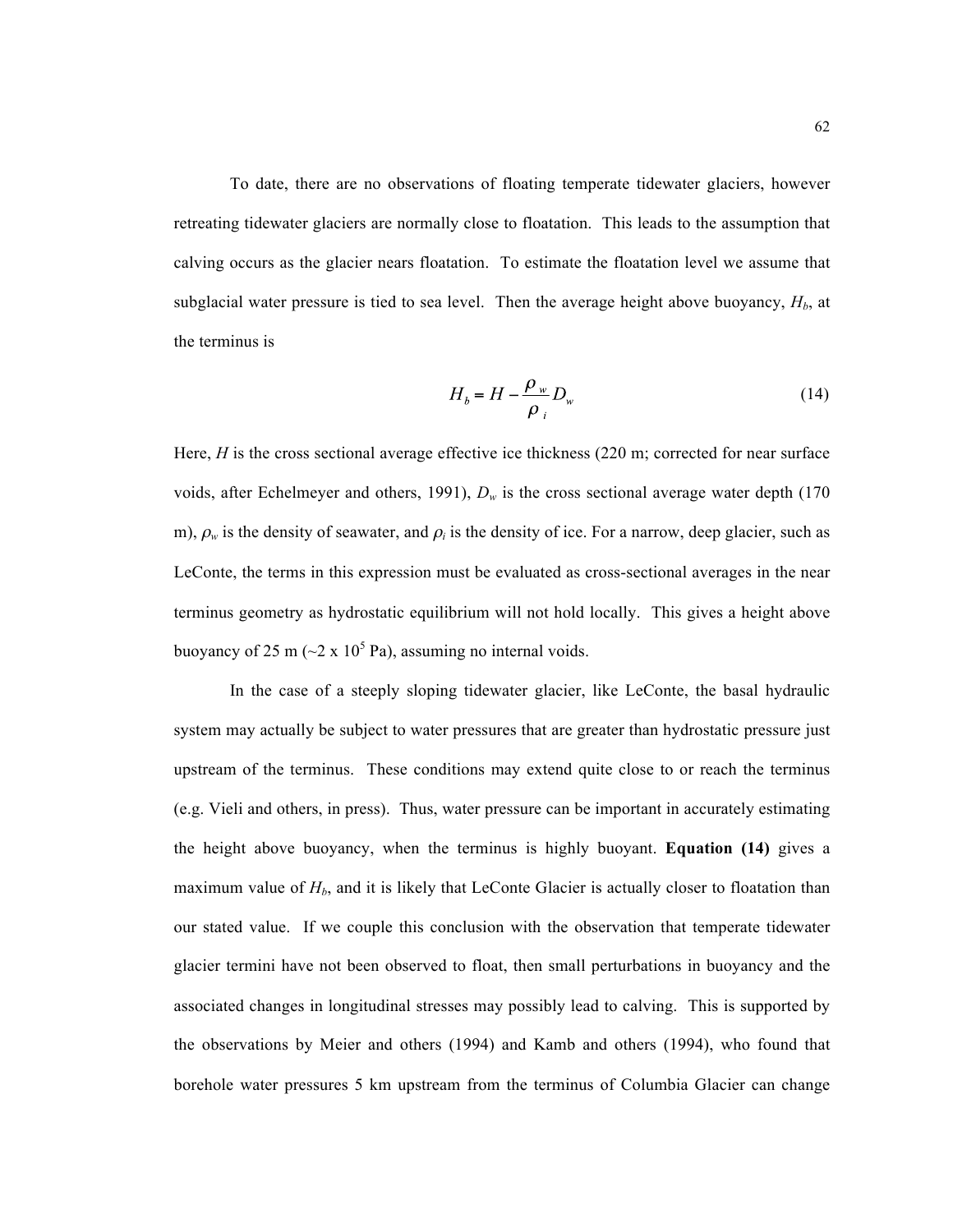To date, there are no observations of floating temperate tidewater glaciers, however retreating tidewater glaciers are normally close to floatation. This leads to the assumption that calving occurs as the glacier nears floatation. To estimate the floatation level we assume that subglacial water pressure is tied to sea level. Then the average height above buoyancy, $H_b$, at the terminus is

$$H_b = H - \frac{\rho_w}{\rho_i} D_w \tag{14}$$

Here, $H$ is the cross sectional average effective ice thickness (220 m; corrected for near surface voids, after Echelmeyer and others, 1991), $D_w$ is the cross sectional average water depth (170 m), $\rho_w$ is the density of seawater, and $\rho_i$ is the density of ice. For a narrow, deep glacier, such as LeConte, the terms in this expression must be evaluated as cross-sectional averages in the near terminus geometry as hydrostatic equilibrium will not hold locally. This gives a height above buoyancy of 25 m (~$2 \times 10^5$ Pa), assuming no internal voids.

In the case of a steeply sloping tidewater glacier, like LeConte, the basal hydraulic system may actually be subject to water pressures that are greater than hydrostatic pressure just upstream of the terminus. These conditions may extend quite close to or reach the terminus (e.g. Vieli and others, in press). Thus, water pressure can be important in accurately estimating the height above buoyancy, when the terminus is highly buoyant. **Equation (14)** gives a maximum value of $H_b$, and it is likely that LeConte Glacier is actually closer to floatation than our stated value. If we couple this conclusion with the observation that temperate tidewater glacier termini have not been observed to float, then small perturbations in buoyancy and the associated changes in longitudinal stresses may possibly lead to calving. This is supported by the observations by Meier and others (1994) and Kamb and others (1994), who found that borehole water pressures 5 km upstream from the terminus of Columbia Glacier can change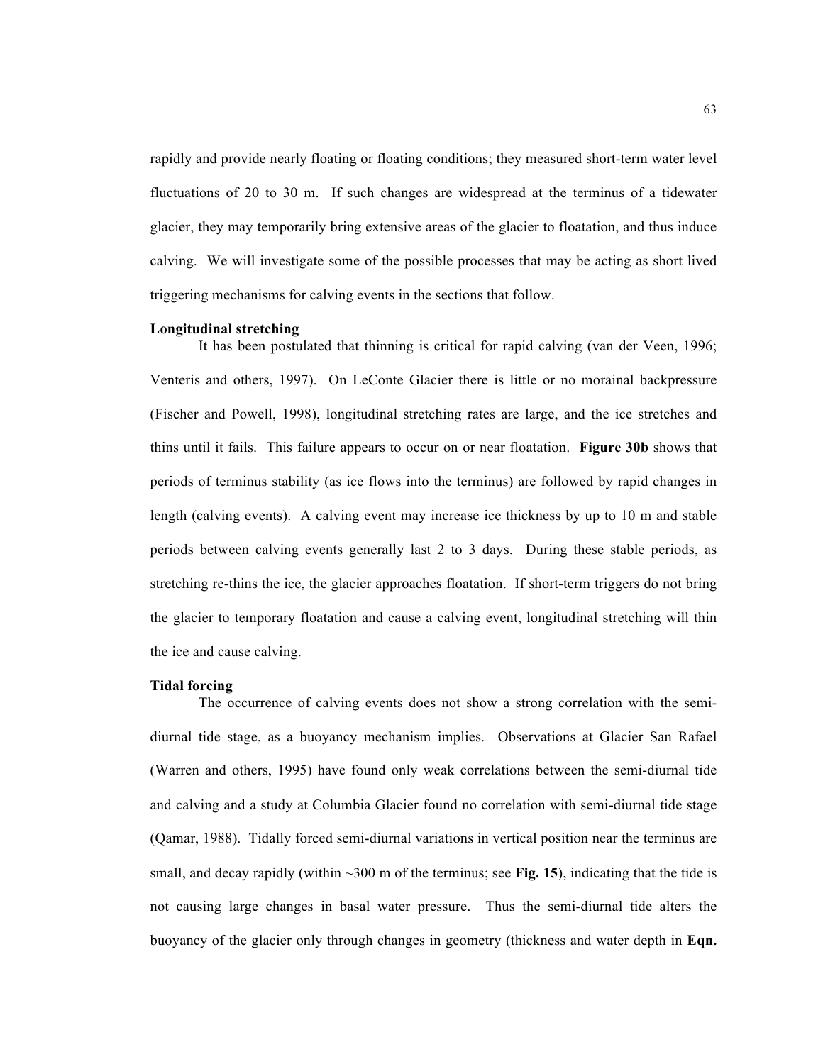rapidly and provide nearly floating or floating conditions; they measured short-term water level fluctuations of 20 to 30 m. If such changes are widespread at the terminus of a tidewater glacier, they may temporarily bring extensive areas of the glacier to floatation, and thus induce calving. We will investigate some of the possible processes that may be acting as short lived triggering mechanisms for calving events in the sections that follow.

### Longitudinal stretching

It has been postulated that thinning is critical for rapid calving (van der Veen, 1996; Venteris and others, 1997). On LeConte Glacier there is little or no morainal backpressure (Fischer and Powell, 1998), longitudinal stretching rates are large, and the ice stretches and thins until it fails. This failure appears to occur on or near floatation. **Figure 30b** shows that periods of terminus stability (as ice flows into the terminus) are followed by rapid changes in length (calving events). A calving event may increase ice thickness by up to 10 m and stable periods between calving events generally last 2 to 3 days. During these stable periods, as stretching re-thins the ice, the glacier approaches floatation. If short-term triggers do not bring the glacier to temporary floatation and cause a calving event, longitudinal stretching will thin the ice and cause calving.

### Tidal forcing

The occurrence of calving events does not show a strong correlation with the semi-diurnal tide stage, as a buoyancy mechanism implies. Observations at Glacier San Rafael (Warren and others, 1995) have found only weak correlations between the semi-diurnal tide and calving and a study at Columbia Glacier found no correlation with semi-diurnal tide stage (Qamar, 1988). Tidally forced semi-diurnal variations in vertical position near the terminus are small, and decay rapidly (within ~300 m of the terminus; see **Fig. 15**), indicating that the tide is not causing large changes in basal water pressure. Thus the semi-diurnal tide alters the buoyancy of the glacier only through changes in geometry (thickness and water depth in **Eqn.**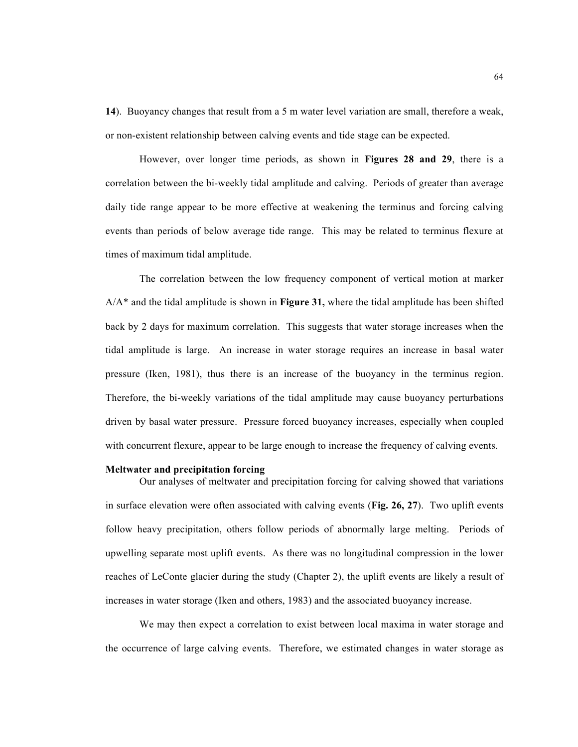**14**). Buoyancy changes that result from a 5 m water level variation are small, therefore a weak, or non-existent relationship between calving events and tide stage can be expected.

However, over longer time periods, as shown in **Figures 28 and 29**, there is a correlation between the bi-weekly tidal amplitude and calving. Periods of greater than average daily tide range appear to be more effective at weakening the terminus and forcing calving events than periods of below average tide range. This may be related to terminus flexure at times of maximum tidal amplitude.

The correlation between the low frequency component of vertical motion at marker A/A* and the tidal amplitude is shown in **Figure 31,** where the tidal amplitude has been shifted back by 2 days for maximum correlation. This suggests that water storage increases when the tidal amplitude is large. An increase in water storage requires an increase in basal water pressure (Iken, 1981), thus there is an increase of the buoyancy in the terminus region. Therefore, the bi-weekly variations of the tidal amplitude may cause buoyancy perturbations driven by basal water pressure. Pressure forced buoyancy increases, especially when coupled with concurrent flexure, appear to be large enough to increase the frequency of calving events.

**Meltwater and precipitation forcing**

Our analyses of meltwater and precipitation forcing for calving showed that variations in surface elevation were often associated with calving events (**Fig. 26, 27**). Two uplift events follow heavy precipitation, others follow periods of abnormally large melting. Periods of upwelling separate most uplift events. As there was no longitudinal compression in the lower reaches of LeConte glacier during the study (Chapter 2), the uplift events are likely a result of increases in water storage (Iken and others, 1983) and the associated buoyancy increase.

We may then expect a correlation to exist between local maxima in water storage and the occurrence of large calving events. Therefore, we estimated changes in water storage as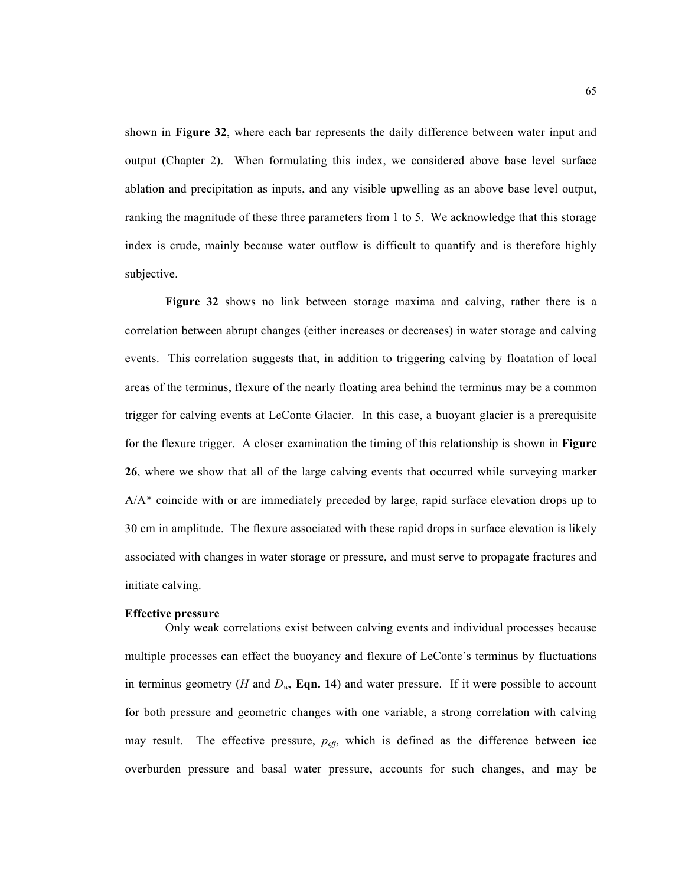shown in **Figure 32**, where each bar represents the daily difference between water input and output (Chapter 2). When formulating this index, we considered above base level surface ablation and precipitation as inputs, and any visible upwelling as an above base level output, ranking the magnitude of these three parameters from 1 to 5. We acknowledge that this storage index is crude, mainly because water outflow is difficult to quantify and is therefore highly subjective.

**Figure 32** shows no link between storage maxima and calving, rather there is a correlation between abrupt changes (either increases or decreases) in water storage and calving events. This correlation suggests that, in addition to triggering calving by floatation of local areas of the terminus, flexure of the nearly floating area behind the terminus may be a common trigger for calving events at LeConte Glacier. In this case, a buoyant glacier is a prerequisite for the flexure trigger. A closer examination the timing of this relationship is shown in **Figure 26**, where we show that all of the large calving events that occurred while surveying marker A/A* coincide with or are immediately preceded by large, rapid surface elevation drops up to 30 cm in amplitude. The flexure associated with these rapid drops in surface elevation is likely associated with changes in water storage or pressure, and must serve to propagate fractures and initiate calving.

**Effective pressure**

Only weak correlations exist between calving events and individual processes because multiple processes can effect the buoyancy and flexure of LeConte's terminus by fluctuations in terminus geometry ($H$ and $D_w$, **Eqn. 14**) and water pressure. If it were possible to account for both pressure and geometric changes with one variable, a strong correlation with calving may result. The effective pressure, $p_{eff}$, which is defined as the difference between ice overburden pressure and basal water pressure, accounts for such changes, and may be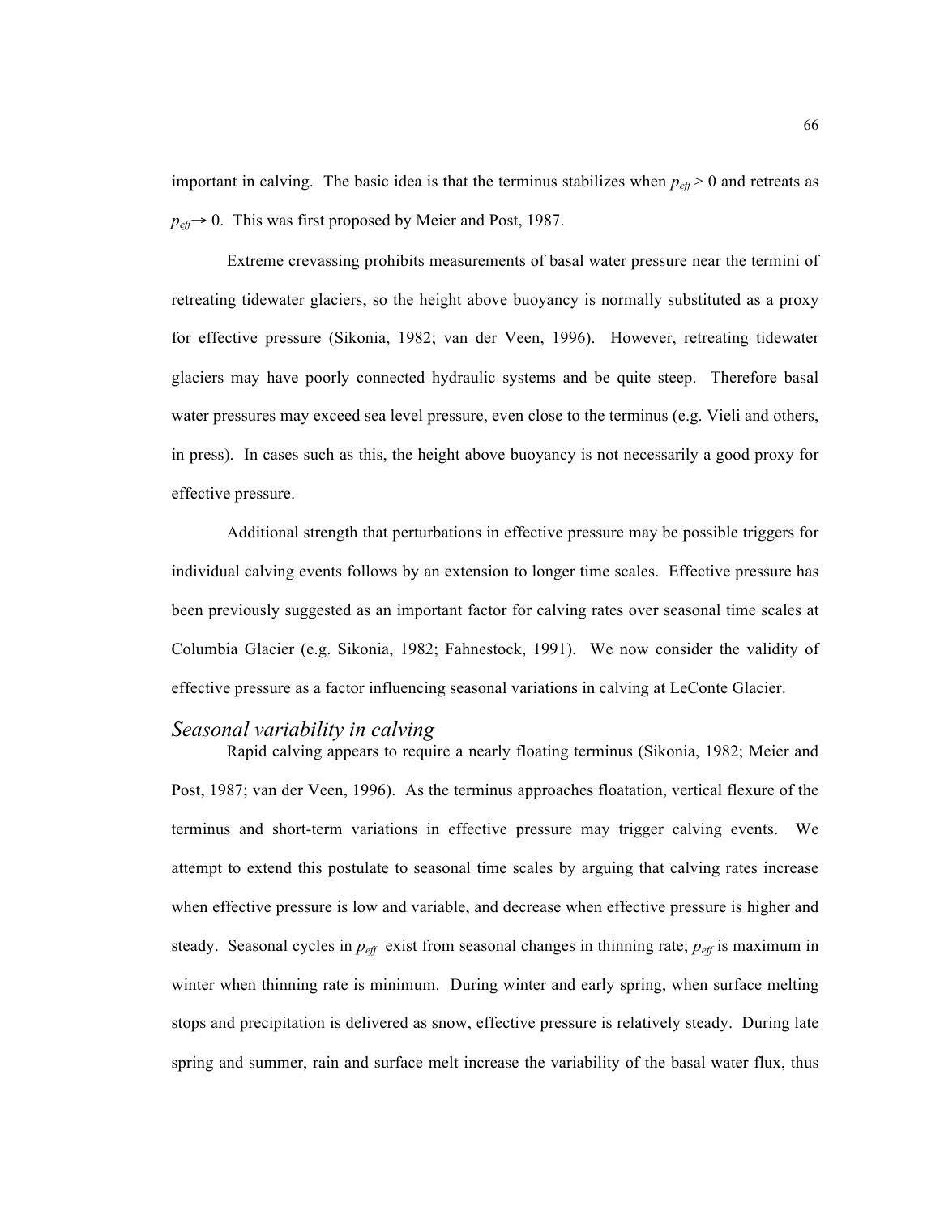important in calving. The basic idea is that the terminus stabilizes when $p_{eff} > 0$ and retreats as $p_{eff} \rightarrow 0$. This was first proposed by Meier and Post, 1987.

Extreme crevassing prohibits measurements of basal water pressure near the termini of retreating tidewater glaciers, so the height above buoyancy is normally substituted as a proxy for effective pressure (Sikonia, 1982; van der Veen, 1996). However, retreating tidewater glaciers may have poorly connected hydraulic systems and be quite steep. Therefore basal water pressures may exceed sea level pressure, even close to the terminus (e.g. Vieli and others, in press). In cases such as this, the height above buoyancy is not necessarily a good proxy for effective pressure.

Additional strength that perturbations in effective pressure may be possible triggers for individual calving events follows by an extension to longer time scales. Effective pressure has been previously suggested as an important factor for calving rates over seasonal time scales at Columbia Glacier (e.g. Sikonia, 1982; Fahnestock, 1991). We now consider the validity of effective pressure as a factor influencing seasonal variations in calving at LeConte Glacier.

### *Seasonal variability in calving*

Rapid calving appears to require a nearly floating terminus (Sikonia, 1982; Meier and Post, 1987; van der Veen, 1996). As the terminus approaches floatation, vertical flexure of the terminus and short-term variations in effective pressure may trigger calving events. We attempt to extend this postulate to seasonal time scales by arguing that calving rates increase when effective pressure is low and variable, and decrease when effective pressure is higher and steady. Seasonal cycles in $p_{eff}$ exist from seasonal changes in thinning rate; $p_{eff}$ is maximum in winter when thinning rate is minimum. During winter and early spring, when surface melting stops and precipitation is delivered as snow, effective pressure is relatively steady. During late spring and summer, rain and surface melt increase the variability of the basal water flux, thus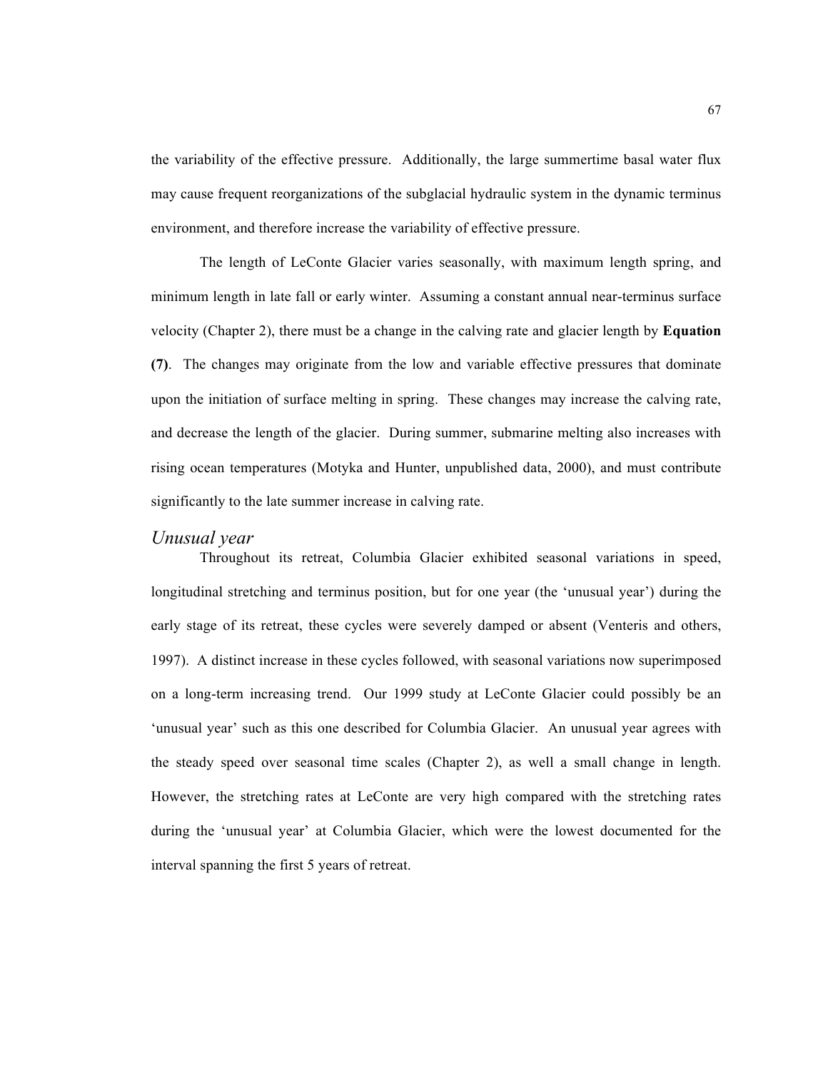the variability of the effective pressure. Additionally, the large summertime basal water flux may cause frequent reorganizations of the subglacial hydraulic system in the dynamic terminus environment, and therefore increase the variability of effective pressure.

The length of LeConte Glacier varies seasonally, with maximum length spring, and minimum length in late fall or early winter. Assuming a constant annual near-terminus surface velocity (Chapter 2), there must be a change in the calving rate and glacier length by **Equation (7)**. The changes may originate from the low and variable effective pressures that dominate upon the initiation of surface melting in spring. These changes may increase the calving rate, and decrease the length of the glacier. During summer, submarine melting also increases with rising ocean temperatures (Motyka and Hunter, unpublished data, 2000), and must contribute significantly to the late summer increase in calving rate.

### *Unusual year*

Throughout its retreat, Columbia Glacier exhibited seasonal variations in speed, longitudinal stretching and terminus position, but for one year (the 'unusual year') during the early stage of its retreat, these cycles were severely damped or absent (Venteris and others, 1997). A distinct increase in these cycles followed, with seasonal variations now superimposed on a long-term increasing trend. Our 1999 study at LeConte Glacier could possibly be an 'unusual year' such as this one described for Columbia Glacier. An unusual year agrees with the steady speed over seasonal time scales (Chapter 2), as well a small change in length. However, the stretching rates at LeConte are very high compared with the stretching rates during the 'unusual year' at Columbia Glacier, which were the lowest documented for the interval spanning the first 5 years of retreat.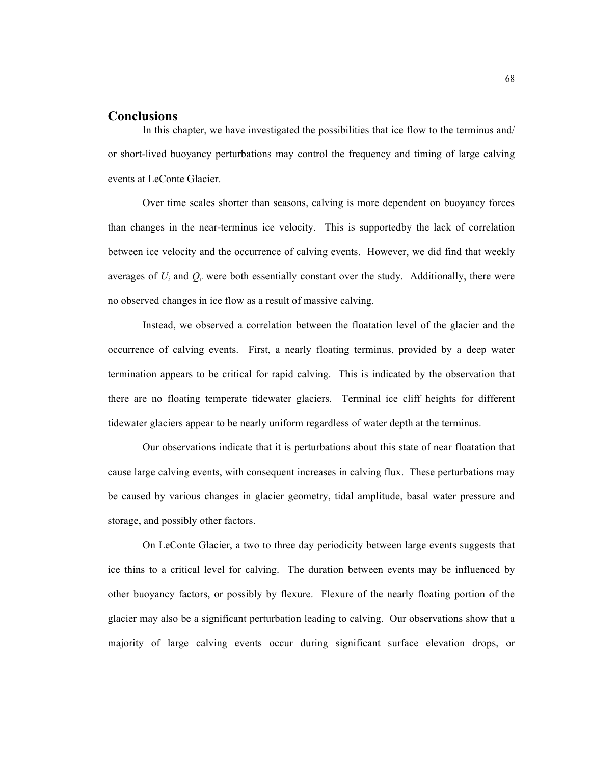## Conclusions

In this chapter, we have investigated the possibilities that ice flow to the terminus and/ or short-lived buoyancy perturbations may control the frequency and timing of large calving events at LeConte Glacier.

Over time scales shorter than seasons, calving is more dependent on buoyancy forces than changes in the near-terminus ice velocity. This is supportedby the lack of correlation between ice velocity and the occurrence of calving events. However, we did find that weekly averages of $U_i$ and $Q_c$ were both essentially constant over the study. Additionally, there were no observed changes in ice flow as a result of massive calving.

Instead, we observed a correlation between the floatation level of the glacier and the occurrence of calving events. First, a nearly floating terminus, provided by a deep water termination appears to be critical for rapid calving. This is indicated by the observation that there are no floating temperate tidewater glaciers. Terminal ice cliff heights for different tidewater glaciers appear to be nearly uniform regardless of water depth at the terminus.

Our observations indicate that it is perturbations about this state of near floatation that cause large calving events, with consequent increases in calving flux. These perturbations may be caused by various changes in glacier geometry, tidal amplitude, basal water pressure and storage, and possibly other factors.

On LeConte Glacier, a two to three day periodicity between large events suggests that ice thins to a critical level for calving. The duration between events may be influenced by other buoyancy factors, or possibly by flexure. Flexure of the nearly floating portion of the glacier may also be a significant perturbation leading to calving. Our observations show that a majority of large calving events occur during significant surface elevation drops, or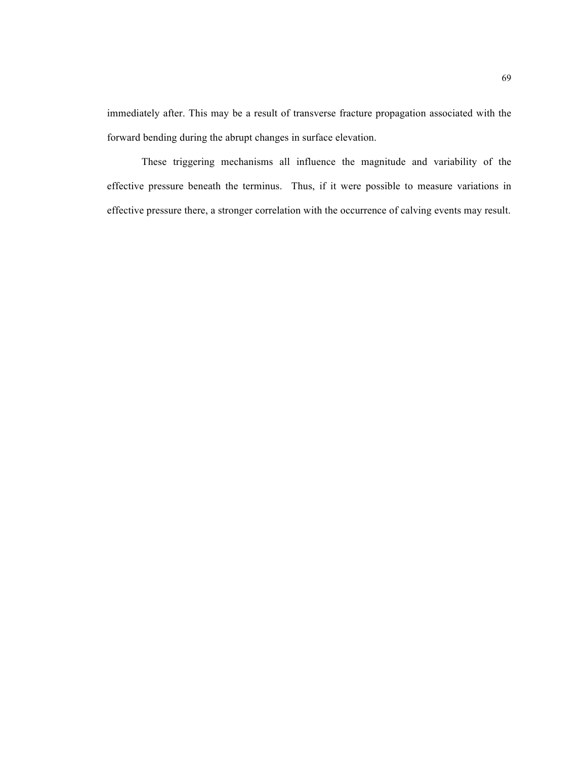immediately after. This may be a result of transverse fracture propagation associated with the forward bending during the abrupt changes in surface elevation.

These triggering mechanisms all influence the magnitude and variability of the effective pressure beneath the terminus. Thus, if it were possible to measure variations in effective pressure there, a stronger correlation with the occurrence of calving events may result.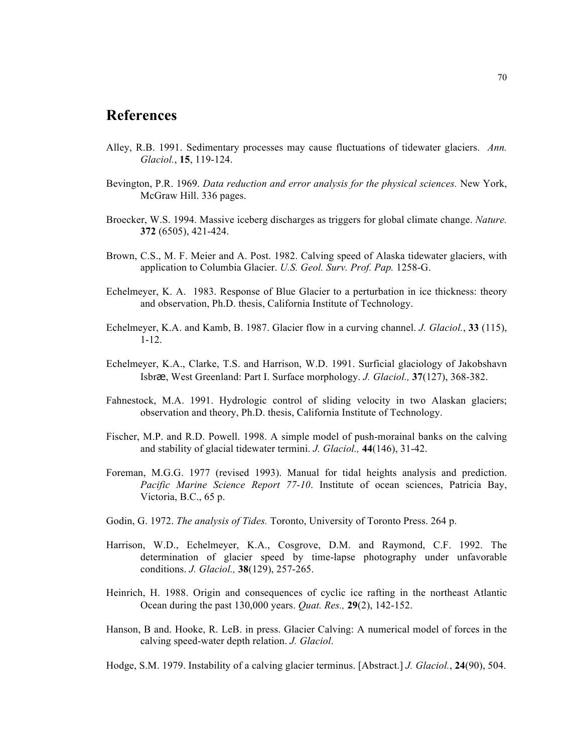# References

Alley, R.B. 1991. Sedimentary processes may cause fluctuations of tidewater glaciers. *Ann. Glaciol.*, **15**, 119-124.

Bevington, P.R. 1969. *Data reduction and error analysis for the physical sciences.* New York, McGraw Hill. 336 pages.

Broecker, W.S. 1994. Massive iceberg discharges as triggers for global climate change. *Nature.* **372** (6505), 421-424.

Brown, C.S., M. F. Meier and A. Post. 1982. Calving speed of Alaska tidewater glaciers, with application to Columbia Glacier. *U.S. Geol. Surv. Prof. Pap.* 1258-G.

Echelmeyer, K. A. 1983. Response of Blue Glacier to a perturbation in ice thickness: theory and observation, Ph.D. thesis, California Institute of Technology.

Echelmeyer, K.A. and Kamb, B. 1987. Glacier flow in a curving channel. *J. Glaciol.*, **33** (115), 1-12.

Echelmeyer, K.A., Clarke, T.S. and Harrison, W.D. 1991. Surficial glaciology of Jakobshavn Isbræ, West Greenland: Part I. Surface morphology. *J. Glaciol.,* **37**(127), 368-382.

Fahnestock, M.A. 1991. Hydrologic control of sliding velocity in two Alaskan glaciers; observation and theory, Ph.D. thesis, California Institute of Technology.

Fischer, M.P. and R.D. Powell. 1998. A simple model of push-morainal banks on the calving and stability of glacial tidewater termini. *J. Glaciol.,* **44**(146), 31-42.

Foreman, M.G.G. 1977 (revised 1993). Manual for tidal heights analysis and prediction. *Pacific Marine Science Report 77-10*. Institute of ocean sciences, Patricia Bay, Victoria, B.C., 65 p.

Godin, G. 1972. *The analysis of Tides.* Toronto, University of Toronto Press. 264 p.

Harrison, W.D., Echelmeyer, K.A., Cosgrove, D.M. and Raymond, C.F. 1992. The determination of glacier speed by time-lapse photography under unfavorable conditions. *J. Glaciol.,* **38**(129), 257-265.

Heinrich, H. 1988. Origin and consequences of cyclic ice rafting in the northeast Atlantic Ocean during the past 130,000 years. *Quat. Res.,* **29**(2), 142-152.

Hanson, B and. Hooke, R. LeB. in press. Glacier Calving: A numerical model of forces in the calving speed-water depth relation. *J. Glaciol*.

Hodge, S.M. 1979. Instability of a calving glacier terminus. [Abstract.] *J. Glaciol.*, **24**(90), 504.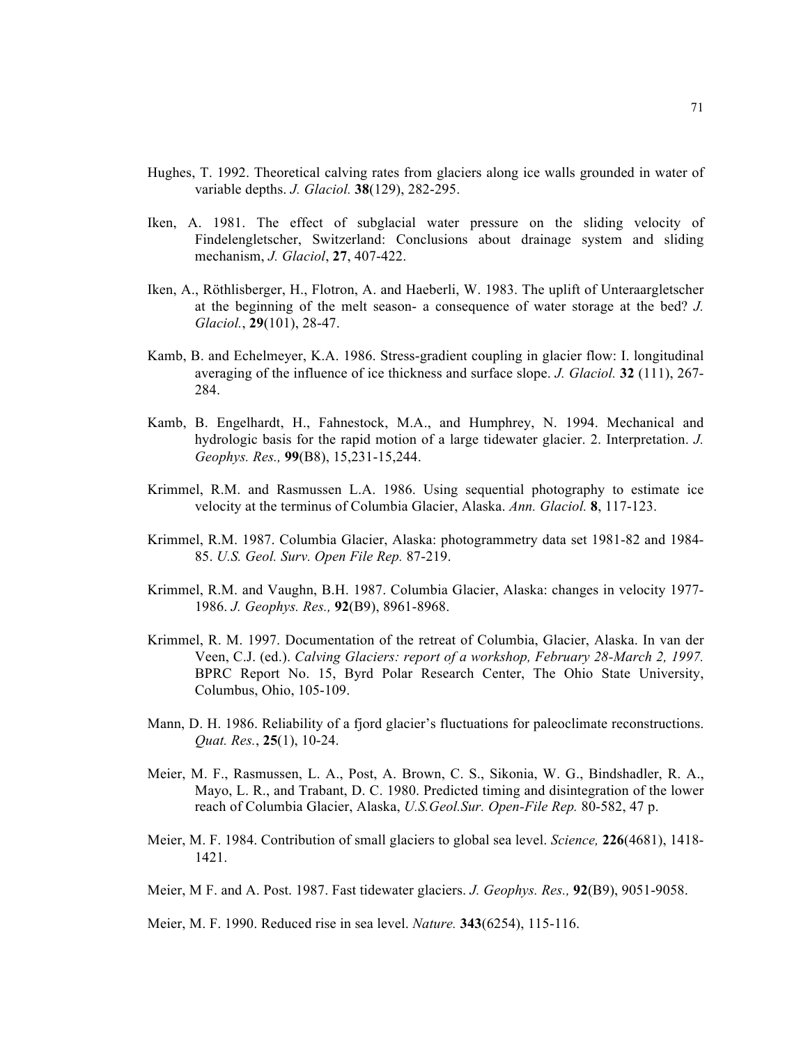Hughes, T. 1992. Theoretical calving rates from glaciers along ice walls grounded in water of variable depths. *J. Glaciol.* **38**(129), 282-295.

Iken, A. 1981. The effect of subglacial water pressure on the sliding velocity of Findelengletscher, Switzerland: Conclusions about drainage system and sliding mechanism, *J. Glaciol*, **27**, 407-422.

Iken, A., Röthlisberger, H., Flotron, A. and Haeberli, W. 1983. The uplift of Unteraargletscher at the beginning of the melt season- a consequence of water storage at the bed? *J. Glaciol.*, **29**(101), 28-47.

Kamb, B. and Echelmeyer, K.A. 1986. Stress-gradient coupling in glacier flow: I. longitudinal averaging of the influence of ice thickness and surface slope. *J. Glaciol.* **32** (111), 267-284.

Kamb, B. Engelhardt, H., Fahnestock, M.A., and Humphrey, N. 1994. Mechanical and hydrologic basis for the rapid motion of a large tidewater glacier. 2. Interpretation. *J. Geophys. Res.,* **99**(B8), 15,231-15,244.

Krimmel, R.M. and Rasmussen L.A. 1986. Using sequential photography to estimate ice velocity at the terminus of Columbia Glacier, Alaska. *Ann. Glaciol.* **8**, 117-123.

Krimmel, R.M. 1987. Columbia Glacier, Alaska: photogrammetry data set 1981-82 and 1984-85. *U.S. Geol. Surv. Open File Rep.* 87-219.

Krimmel, R.M. and Vaughn, B.H. 1987. Columbia Glacier, Alaska: changes in velocity 1977-1986. *J. Geophys. Res.,* **92**(B9), 8961-8968.

Krimmel, R. M. 1997. Documentation of the retreat of Columbia, Glacier, Alaska. In van der Veen, C.J. (ed.). *Calving Glaciers: report of a workshop, February 28-March 2, 1997.* BPRC Report No. 15, Byrd Polar Research Center, The Ohio State University, Columbus, Ohio, 105-109.

Mann, D. H. 1986. Reliability of a fjord glacier's fluctuations for paleoclimate reconstructions. *Quat. Res.*, **25**(1), 10-24.

Meier, M. F., Rasmussen, L. A., Post, A. Brown, C. S., Sikonia, W. G., Bindshadler, R. A., Mayo, L. R., and Trabant, D. C. 1980. Predicted timing and disintegration of the lower reach of Columbia Glacier, Alaska, *U.S.Geol.Sur. Open-File Rep.* 80-582, 47 p.

Meier, M. F. 1984. Contribution of small glaciers to global sea level. *Science,* **226**(4681), 1418-1421.

Meier, M F. and A. Post. 1987. Fast tidewater glaciers. *J. Geophys. Res.,* **92**(B9), 9051-9058.

Meier, M. F. 1990. Reduced rise in sea level. *Nature.* **343**(6254), 115-116.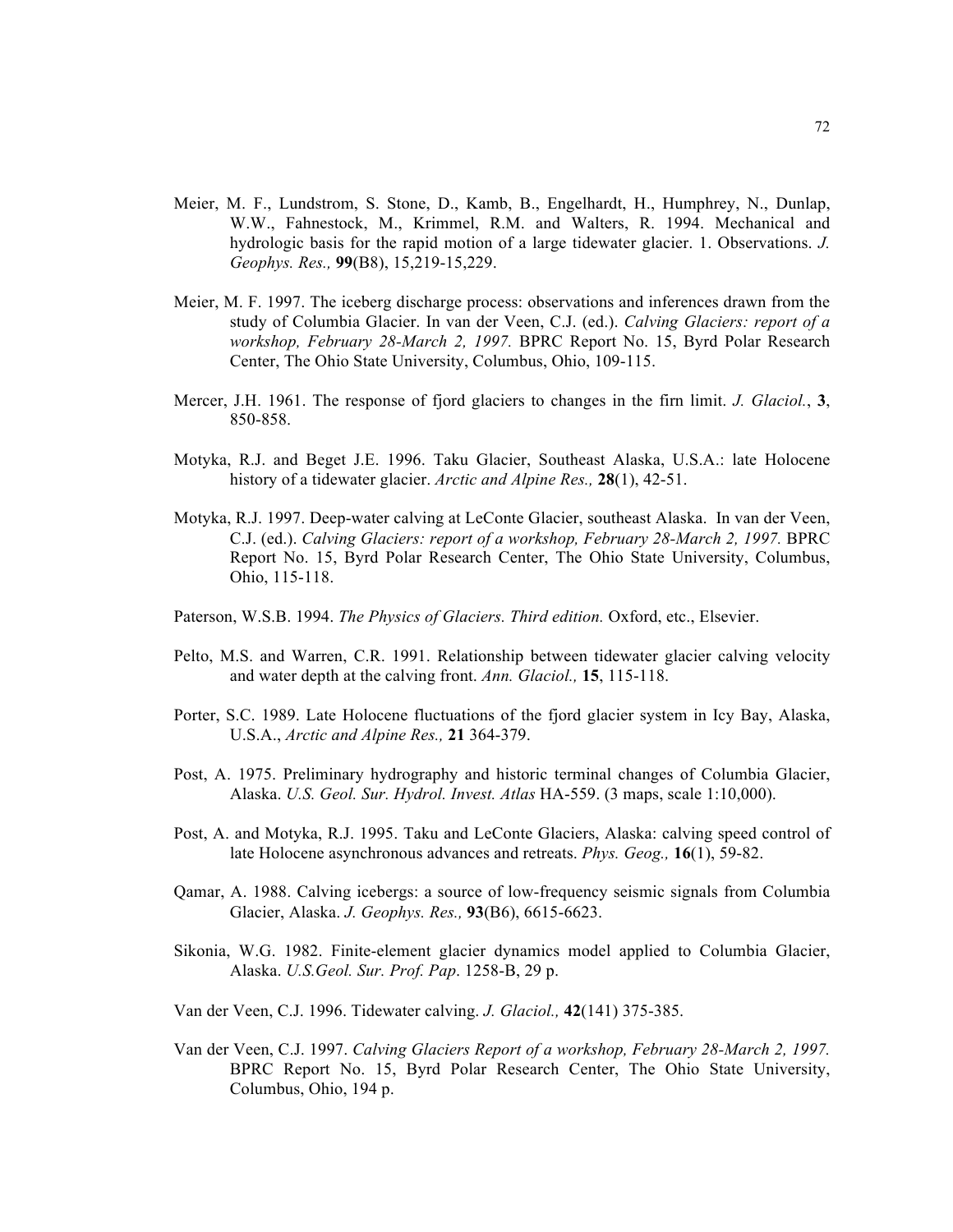Meier, M. F., Lundstrom, S. Stone, D., Kamb, B., Engelhardt, H., Humphrey, N., Dunlap, W.W., Fahnestock, M., Krimmel, R.M. and Walters, R. 1994. Mechanical and hydrologic basis for the rapid motion of a large tidewater glacier. 1. Observations. *J. Geophys. Res.,* **99**(B8), 15,219-15,229.

Meier, M. F. 1997. The iceberg discharge process: observations and inferences drawn from the study of Columbia Glacier. In van der Veen, C.J. (ed.). *Calving Glaciers: report of a workshop, February 28-March 2, 1997.* BPRC Report No. 15, Byrd Polar Research Center, The Ohio State University, Columbus, Ohio, 109-115.

Mercer, J.H. 1961. The response of fjord glaciers to changes in the firn limit. *J. Glaciol.*, **3**, 850-858.

Motyka, R.J. and Beget J.E. 1996. Taku Glacier, Southeast Alaska, U.S.A.: late Holocene history of a tidewater glacier. *Arctic and Alpine Res.,* **28**(1), 42-51.

Motyka, R.J. 1997. Deep-water calving at LeConte Glacier, southeast Alaska. In van der Veen, C.J. (ed.). *Calving Glaciers: report of a workshop, February 28-March 2, 1997.* BPRC Report No. 15, Byrd Polar Research Center, The Ohio State University, Columbus, Ohio, 115-118.

Paterson, W.S.B. 1994. *The Physics of Glaciers. Third edition.* Oxford, etc., Elsevier.

Pelto, M.S. and Warren, C.R. 1991. Relationship between tidewater glacier calving velocity and water depth at the calving front. *Ann. Glaciol.,* **15**, 115-118.

Porter, S.C. 1989. Late Holocene fluctuations of the fjord glacier system in Icy Bay, Alaska, U.S.A., *Arctic and Alpine Res.,* **21** 364-379.

Post, A. 1975. Preliminary hydrography and historic terminal changes of Columbia Glacier, Alaska. *U.S. Geol. Sur. Hydrol. Invest. Atlas* HA-559. (3 maps, scale 1:10,000).

Post, A. and Motyka, R.J. 1995. Taku and LeConte Glaciers, Alaska: calving speed control of late Holocene asynchronous advances and retreats. *Phys. Geog.,* **16**(1), 59-82.

Qamar, A. 1988. Calving icebergs: a source of low-frequency seismic signals from Columbia Glacier, Alaska. *J. Geophys. Res.,* **93**(B6), 6615-6623.

Sikonia, W.G. 1982. Finite-element glacier dynamics model applied to Columbia Glacier, Alaska. *U.S.Geol. Sur. Prof. Pap*. 1258-B, 29 p.

Van der Veen, C.J. 1996. Tidewater calving. *J. Glaciol.,* **42**(141) 375-385.

Van der Veen, C.J. 1997. *Calving Glaciers Report of a workshop, February 28-March 2, 1997.* BPRC Report No. 15, Byrd Polar Research Center, The Ohio State University, Columbus, Ohio, 194 p.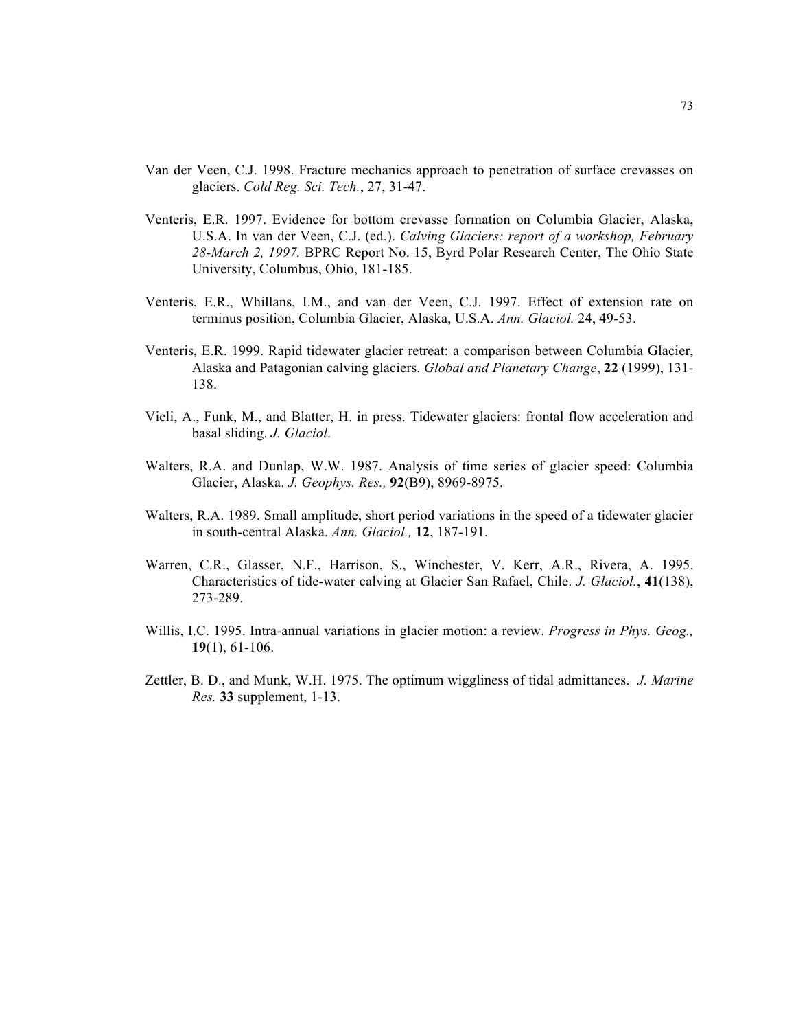Van der Veen, C.J. 1998. Fracture mechanics approach to penetration of surface crevasses on glaciers. *Cold Reg. Sci. Tech.*, 27, 31-47.

Venteris, E.R. 1997. Evidence for bottom crevasse formation on Columbia Glacier, Alaska, U.S.A. In van der Veen, C.J. (ed.). *Calving Glaciers: report of a workshop, February 28-March 2, 1997.* BPRC Report No. 15, Byrd Polar Research Center, The Ohio State University, Columbus, Ohio, 181-185.

Venteris, E.R., Whillans, I.M., and van der Veen, C.J. 1997. Effect of extension rate on terminus position, Columbia Glacier, Alaska, U.S.A. *Ann. Glaciol.* 24, 49-53.

Venteris, E.R. 1999. Rapid tidewater glacier retreat: a comparison between Columbia Glacier, Alaska and Patagonian calving glaciers. *Global and Planetary Change*, **22** (1999), 131-138.

Vieli, A., Funk, M., and Blatter, H. in press. Tidewater glaciers: frontal flow acceleration and basal sliding. *J. Glaciol*.

Walters, R.A. and Dunlap, W.W. 1987. Analysis of time series of glacier speed: Columbia Glacier, Alaska. *J. Geophys. Res.,* **92**(B9), 8969-8975.

Walters, R.A. 1989. Small amplitude, short period variations in the speed of a tidewater glacier in south-central Alaska. *Ann. Glaciol.,* **12**, 187-191.

Warren, C.R., Glasser, N.F., Harrison, S., Winchester, V. Kerr, A.R., Rivera, A. 1995. Characteristics of tide-water calving at Glacier San Rafael, Chile. *J. Glaciol.*, **41**(138), 273-289.

Willis, I.C. 1995. Intra-annual variations in glacier motion: a review. *Progress in Phys. Geog.,* **19**(1), 61-106.

Zettler, B. D., and Munk, W.H. 1975. The optimum wiggliness of tidal admittances. *J. Marine Res.* **33** supplement, 1-13.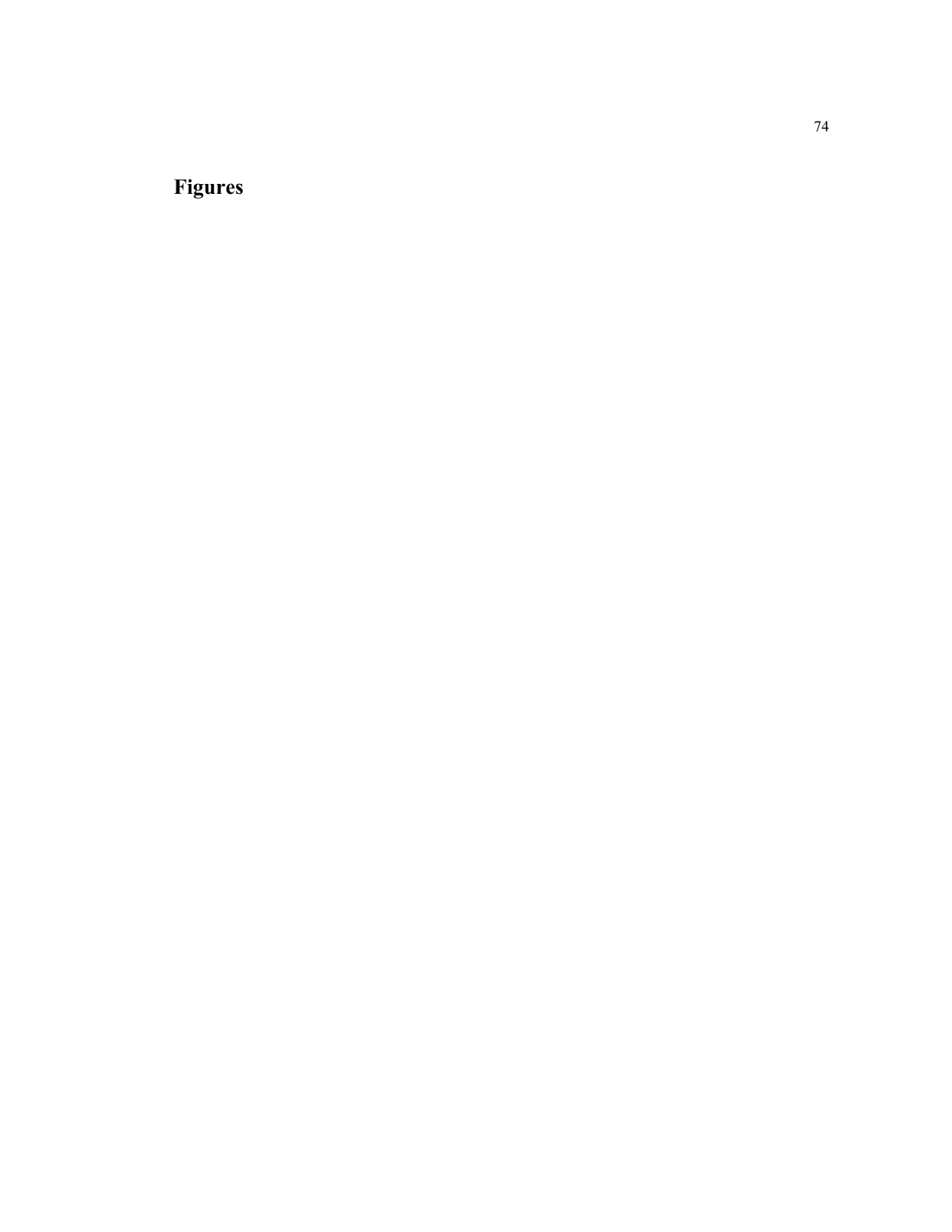## Figures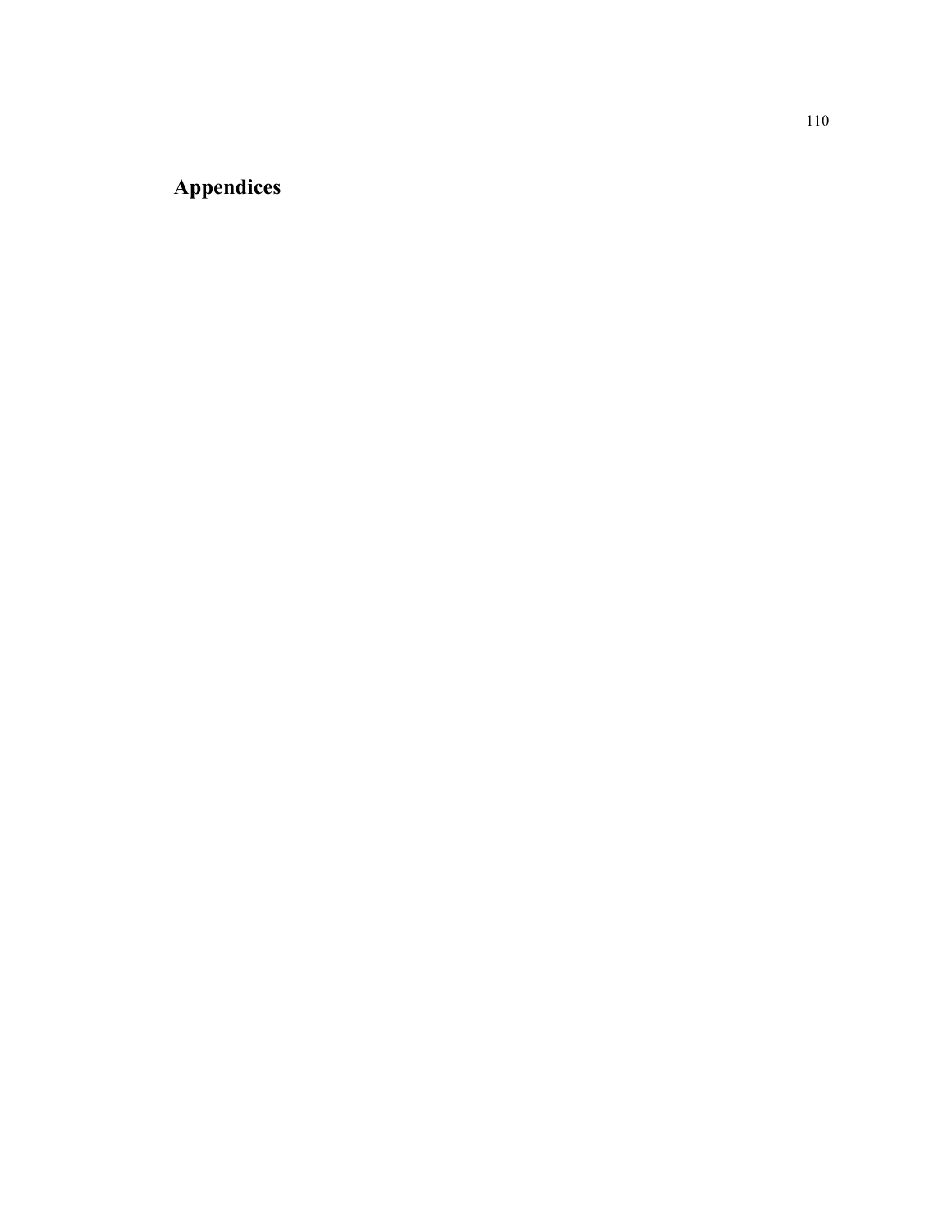# Appendices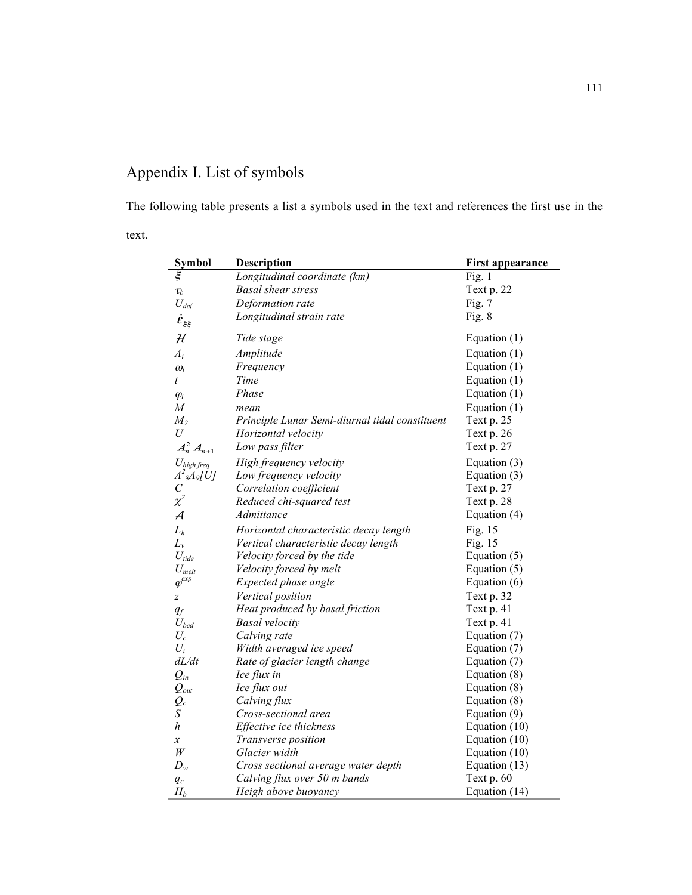# Appendix I. List of symbols

The following table presents a list a symbols used in the text and references the first use in the text.

| Symbol | Description | First appearance |
|---|---|---|
| $\xi$ | *Longitudinal coordinate (km)* | Fig. 1 |
| $\tau_b$ | *Basal shear stress* | Text p. 22 |
| $U_{def}$ | *Deformation rate* | Fig. 7 |
| $\dot{\varepsilon}_{\xi\xi}$ | *Longitudinal strain rate* | Fig. 8 |
| $\mathcal{H}$ | *Tide stage* | Equation (1) |
| $A_i$ | *Amplitude* | Equation (1) |
| $\omega_i$ | *Frequency* | Equation (1) |
| $t$ | *Time* | Equation (1) |
| $\varphi_i$ | *Phase* | Equation (1) |
| $M$ | *mean* | Equation (1) |
| $M_2$ | *Principle Lunar Semi-diurnal tidal constituent* | Text p. 25 |
| $U$ | *Horizontal velocity* | Text p. 26 |
| $A_n^2 A_{n+1}$ | *Low pass filter* | Text p. 27 |
| $U_{high\ freq}$ | *High frequency velocity* | Equation (3) |
| $A^2{}_8A_9[U]$ | *Low frequency velocity* | Equation (3) |
| $C$ | *Correlation coefficient* | Text p. 27 |
| $\chi^2$ | *Reduced chi-squared test* | Text p. 28 |
| $\mathcal{A}$ | *Admittance* | Equation (4) |
| $L_h$ | *Horizontal characteristic decay length* | Fig. 15 |
| $L_v$ | *Vertical characteristic decay length* | Fig. 15 |
| $U_{tide}$ | *Velocity forced by the tide* | Equation (5) |
| $U_{melt}$ | *Velocity forced by melt* | Equation (5) |
| $\varphi^{exp}$ | *Expected phase angle* | Equation (6) |
| $z$ | *Vertical position* | Text p. 32 |
| $q_f$ | *Heat produced by basal friction* | Text p. 41 |
| $U_{bed}$ | *Basal velocity* | Text p. 41 |
| $U_c$ | *Calving rate* | Equation (7) |
| $U_i$ | *Width averaged ice speed* | Equation (7) |
| $dL/dt$ | *Rate of glacier length change* | Equation (7) |
| $Q_{in}$ | *Ice flux in* | Equation (8) |
| $Q_{out}$ | *Ice flux out* | Equation (8) |
| $Q_c$ | *Calving flux* | Equation (8) |
| $S$ | *Cross-sectional area* | Equation (9) |
| $h$ | *Effective ice thickness* | Equation (10) |
| $x$ | *Transverse position* | Equation (10) |
| $W$ | *Glacier width* | Equation (10) |
| $D_w$ | *Cross sectional average water depth* | Equation (13) |
| $q_c$ | *Calving flux over 50 m bands* | Text p. 60 |
| $H_b$ | *Heigh above buoyancy* | Equation (14) |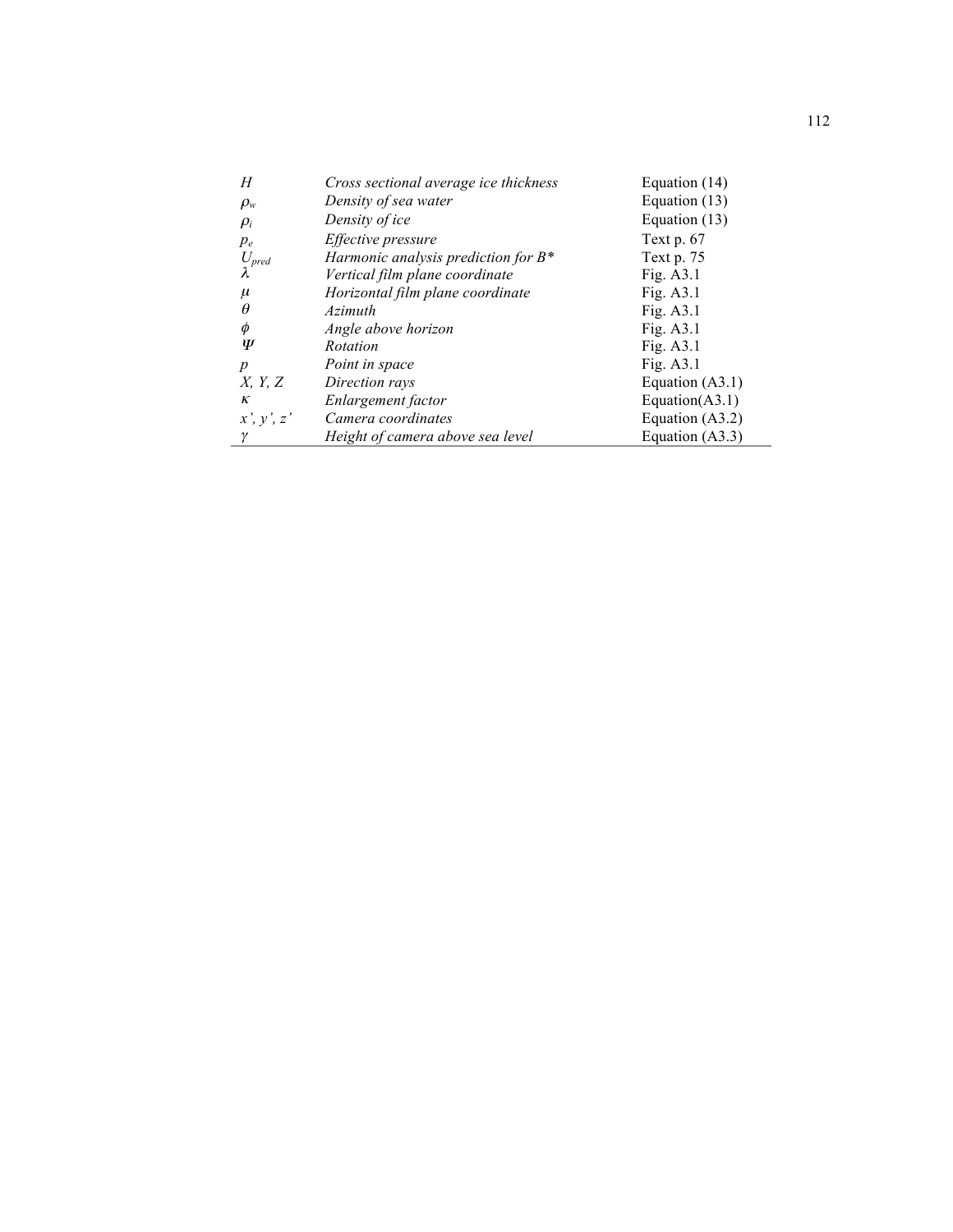| | | |
|---|---|---|
| $H$ | *Cross sectional average ice thickness* | Equation (14) |
| $\rho_w$ | *Density of sea water* | Equation (13) |
| $\rho_i$ | *Density of ice* | Equation (13) |
| $p_e$ | *Effective pressure* | Text p. 67 |
| $U_{pred}$ | *Harmonic analysis prediction for B\** | Text p. 75 |
| $\lambda$ | *Vertical film plane coordinate* | Fig. A3.1 |
| $\mu$ | *Horizontal film plane coordinate* | Fig. A3.1 |
| $\theta$ | *Azimuth* | Fig. A3.1 |
| $\phi$ | *Angle above horizon* | Fig. A3.1 |
| $\Psi$ | *Rotation* | Fig. A3.1 |
| $p$ | *Point in space* | Fig. A3.1 |
| $X, Y, Z$ | *Direction rays* | Equation (A3.1) |
| $\kappa$ | *Enlargement factor* | Equation(A3.1) |
| $x', y', z'$ | *Camera coordinates* | Equation (A3.2) |
| $\gamma$ | *Height of camera above sea level* | Equation (A3.3) |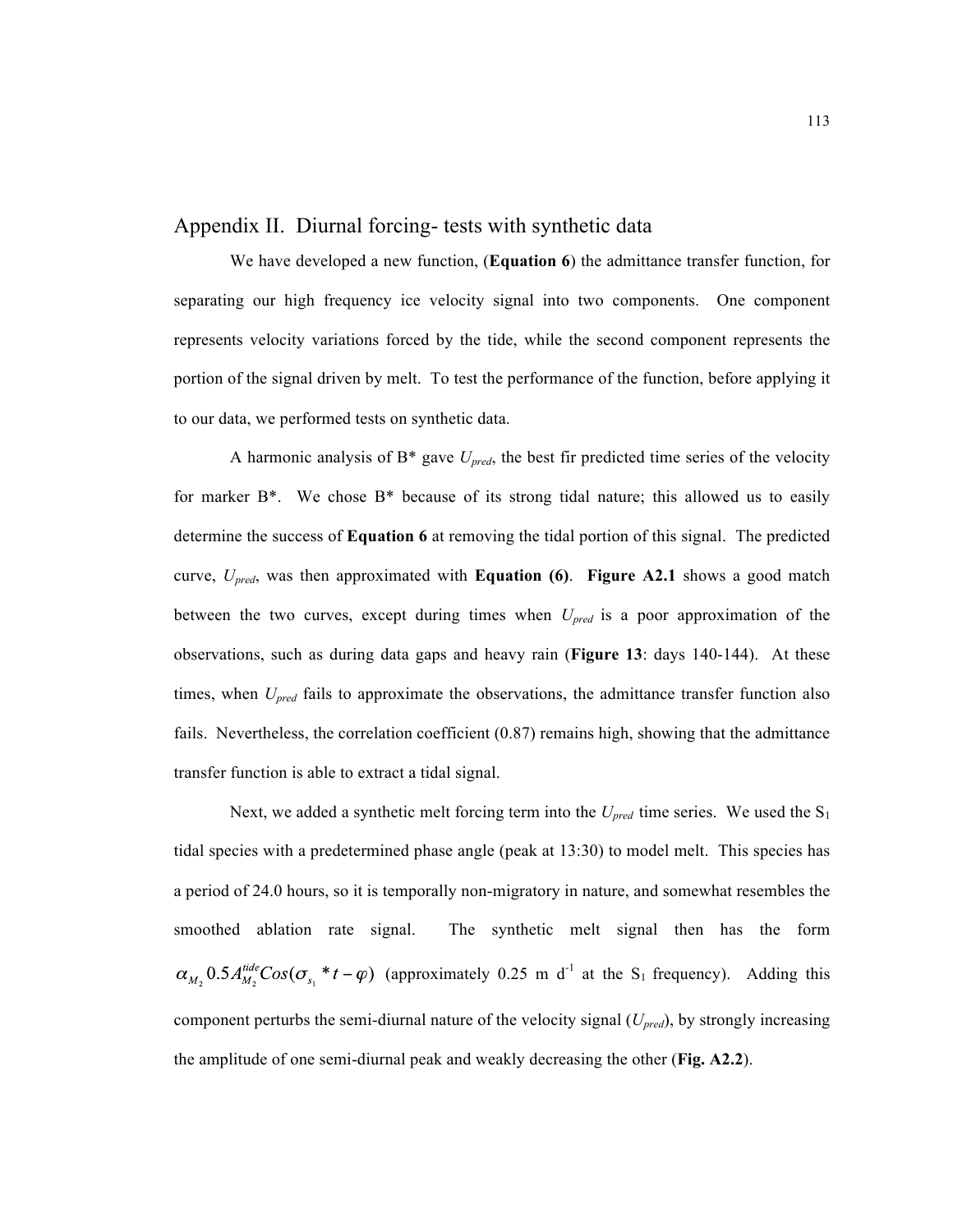# Appendix II. Diurnal forcing- tests with synthetic data

We have developed a new function, (**Equation 6**) the admittance transfer function, for separating our high frequency ice velocity signal into two components. One component represents velocity variations forced by the tide, while the second component represents the portion of the signal driven by melt. To test the performance of the function, before applying it to our data, we performed tests on synthetic data.

A harmonic analysis of B* gave $U_{pred}$, the best fir predicted time series of the velocity for marker B*. We chose B* because of its strong tidal nature; this allowed us to easily determine the success of **Equation 6** at removing the tidal portion of this signal. The predicted curve, $U_{pred}$, was then approximated with **Equation (6)**. **Figure A2.1** shows a good match between the two curves, except during times when $U_{pred}$ is a poor approximation of the observations, such as during data gaps and heavy rain (**Figure 13**: days 140-144). At these times, when $U_{pred}$ fails to approximate the observations, the admittance transfer function also fails. Nevertheless, the correlation coefficient (0.87) remains high, showing that the admittance transfer function is able to extract a tidal signal.

Next, we added a synthetic melt forcing term into the $U_{pred}$ time series. We used the $S_1$ tidal species with a predetermined phase angle (peak at 13:30) to model melt. This species has a period of 24.0 hours, so it is temporally non-migratory in nature, and somewhat resembles the smoothed ablation rate signal. The synthetic melt signal then has the form $\alpha_{M_2} 0.5 A_{M_2}^{tide} Cos(\sigma_{s_1} * t - \varphi)$ (approximately 0.25 m d$^{-1}$ at the $S_1$ frequency). Adding this component perturbs the semi-diurnal nature of the velocity signal ($U_{pred}$), by strongly increasing the amplitude of one semi-diurnal peak and weakly decreasing the other (**Fig. A2.2**).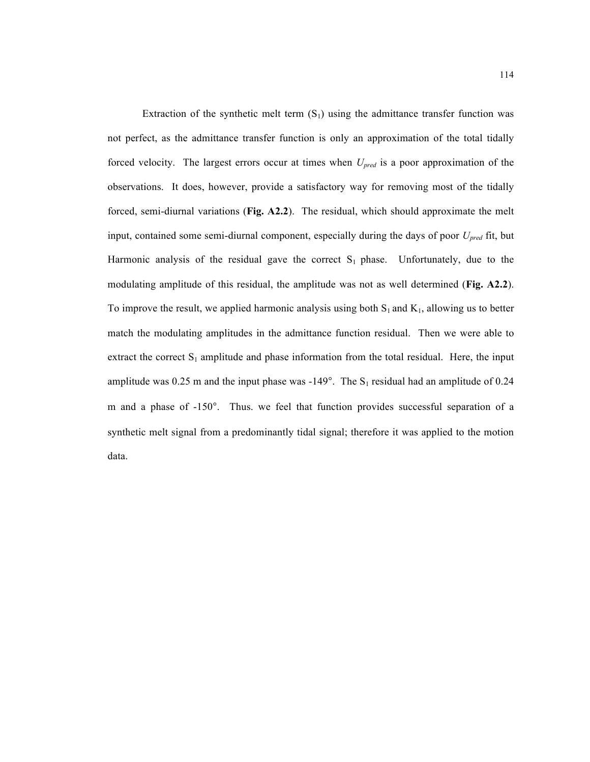Extraction of the synthetic melt term ($S_1$) using the admittance transfer function was not perfect, as the admittance transfer function is only an approximation of the total tidally forced velocity. The largest errors occur at times when $U_{pred}$ is a poor approximation of the observations. It does, however, provide a satisfactory way for removing most of the tidally forced, semi-diurnal variations (**Fig. A2.2**). The residual, which should approximate the melt input, contained some semi-diurnal component, especially during the days of poor $U_{pred}$ fit, but Harmonic analysis of the residual gave the correct $S_1$ phase. Unfortunately, due to the modulating amplitude of this residual, the amplitude was not as well determined (**Fig. A2.2**). To improve the result, we applied harmonic analysis using both $S_1$ and $K_1$, allowing us to better match the modulating amplitudes in the admittance function residual. Then we were able to extract the correct $S_1$ amplitude and phase information from the total residual. Here, the input amplitude was 0.25 m and the input phase was -149°. The $S_1$ residual had an amplitude of 0.24 m and a phase of -150°. Thus. we feel that function provides successful separation of a synthetic melt signal from a predominantly tidal signal; therefore it was applied to the motion data.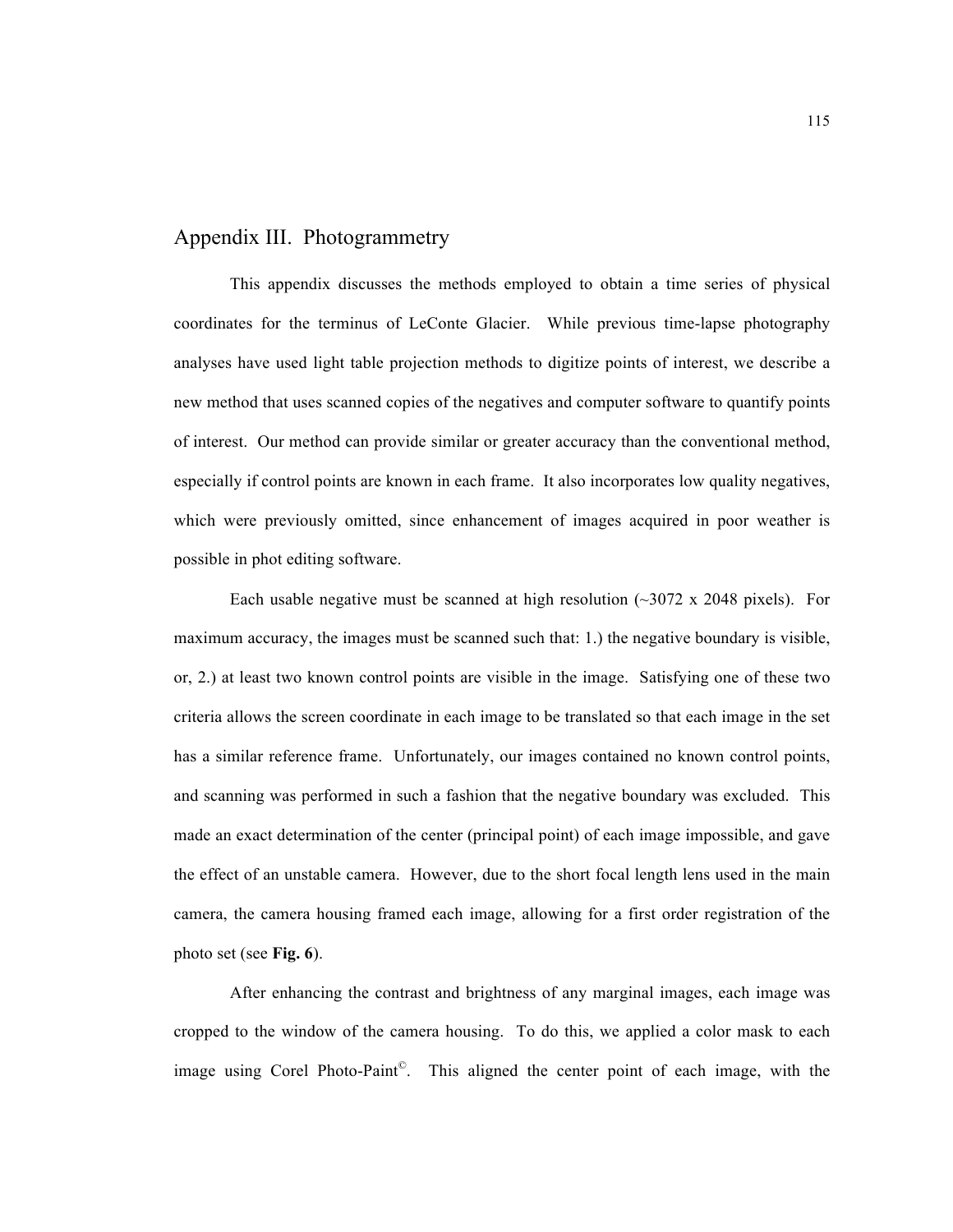## Appendix III. Photogrammetry

This appendix discusses the methods employed to obtain a time series of physical coordinates for the terminus of LeConte Glacier. While previous time-lapse photography analyses have used light table projection methods to digitize points of interest, we describe a new method that uses scanned copies of the negatives and computer software to quantify points of interest. Our method can provide similar or greater accuracy than the conventional method, especially if control points are known in each frame. It also incorporates low quality negatives, which were previously omitted, since enhancement of images acquired in poor weather is possible in phot editing software.

Each usable negative must be scanned at high resolution (~3072 x 2048 pixels). For maximum accuracy, the images must be scanned such that: 1.) the negative boundary is visible, or, 2.) at least two known control points are visible in the image. Satisfying one of these two criteria allows the screen coordinate in each image to be translated so that each image in the set has a similar reference frame. Unfortunately, our images contained no known control points, and scanning was performed in such a fashion that the negative boundary was excluded. This made an exact determination of the center (principal point) of each image impossible, and gave the effect of an unstable camera. However, due to the short focal length lens used in the main camera, the camera housing framed each image, allowing for a first order registration of the photo set (see **Fig. 6**).

After enhancing the contrast and brightness of any marginal images, each image was cropped to the window of the camera housing. To do this, we applied a color mask to each image using Corel Photo-Paint©. This aligned the center point of each image, with the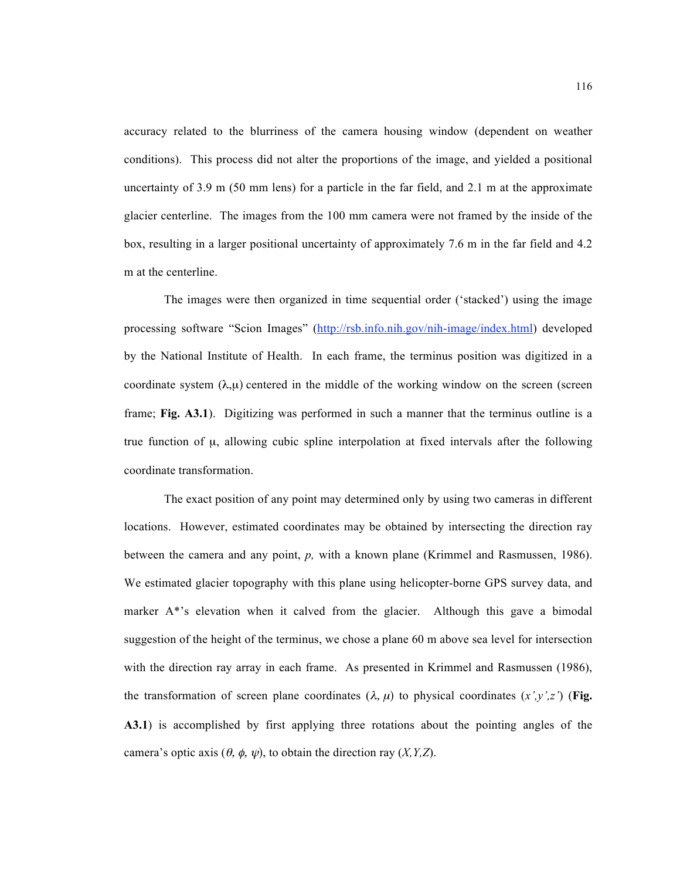accuracy related to the blurriness of the camera housing window (dependent on weather conditions). This process did not alter the proportions of the image, and yielded a positional uncertainty of 3.9 m (50 mm lens) for a particle in the far field, and 2.1 m at the approximate glacier centerline. The images from the 100 mm camera were not framed by the inside of the box, resulting in a larger positional uncertainty of approximately 7.6 m in the far field and 4.2 m at the centerline.

The images were then organized in time sequential order ('stacked') using the image processing software "Scion Images" (http://rsb.info.nih.gov/nih-image/index.html) developed by the National Institute of Health. In each frame, the terminus position was digitized in a coordinate system ($\lambda$,$\mu$) centered in the middle of the working window on the screen (screen frame; **Fig. A3.1**). Digitizing was performed in such a manner that the terminus outline is a true function of $\mu$, allowing cubic spline interpolation at fixed intervals after the following coordinate transformation.

The exact position of any point may determined only by using two cameras in different locations. However, estimated coordinates may be obtained by intersecting the direction ray between the camera and any point, $p$, with a known plane (Krimmel and Rasmussen, 1986). We estimated glacier topography with this plane using helicopter-borne GPS survey data, and marker A*'s elevation when it calved from the glacier. Although this gave a bimodal suggestion of the height of the terminus, we chose a plane 60 m above sea level for intersection with the direction ray array in each frame. As presented in Krimmel and Rasmussen (1986), the transformation of screen plane coordinates ($\lambda$, $\mu$) to physical coordinates ($x',y',z'$) (**Fig. A3.1**) is accomplished by first applying three rotations about the pointing angles of the camera's optic axis ($\theta$, $\phi$, $\psi$), to obtain the direction ray ($X,Y,Z$).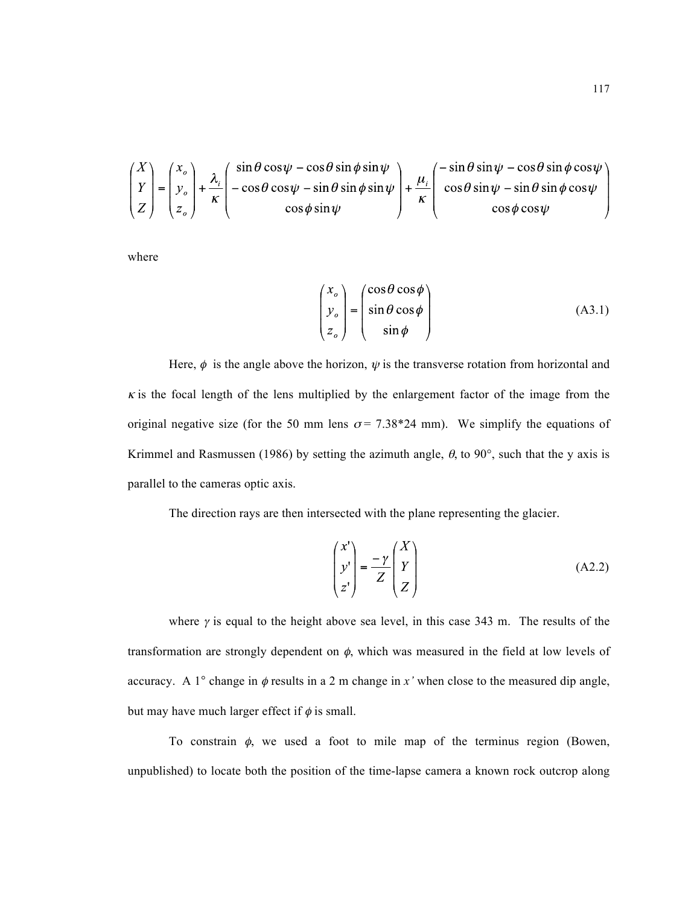$$\begin{pmatrix} X \\ Y \\ Z \end{pmatrix} = \begin{pmatrix} x_o \\ y_o \\ z_o \end{pmatrix} + \frac{\lambda_i}{\kappa} \begin{pmatrix} \sin\theta\cos\psi - \cos\theta\sin\phi\sin\psi \\ -\cos\theta\cos\psi - \sin\theta\sin\phi\sin\psi \\ \cos\phi\sin\psi \end{pmatrix} + \frac{\mu_i}{\kappa} \begin{pmatrix} -\sin\theta\sin\psi - \cos\theta\sin\phi\cos\psi \\ \cos\theta\sin\psi - \sin\theta\sin\phi\cos\psi \\ \cos\phi\cos\psi \end{pmatrix}$$

where

$$\begin{pmatrix} x_o \\ y_o \\ z_o \end{pmatrix} = \begin{pmatrix} \cos\theta\cos\phi \\ \sin\theta\cos\phi \\ \sin\phi \end{pmatrix} \tag{A3.1}$$

Here, $\phi$ is the angle above the horizon, $\psi$ is the transverse rotation from horizontal and $\kappa$ is the focal length of the lens multiplied by the enlargement factor of the image from the original negative size (for the 50 mm lens $\sigma$ = 7.38*24 mm). We simplify the equations of Krimmel and Rasmussen (1986) by setting the azimuth angle, $\theta$, to 90°, such that the y axis is parallel to the cameras optic axis.

The direction rays are then intersected with the plane representing the glacier.

$$\begin{pmatrix} x' \\ y' \\ z' \end{pmatrix} = \frac{-\gamma}{Z} \begin{pmatrix} X \\ Y \\ Z \end{pmatrix} \tag{A2.2}$$

where $\gamma$ is equal to the height above sea level, in this case 343 m. The results of the transformation are strongly dependent on $\phi$, which was measured in the field at low levels of accuracy. A 1° change in $\phi$ results in a 2 m change in $x'$ when close to the measured dip angle, but may have much larger effect if $\phi$ is small.

To constrain $\phi$, we used a foot to mile map of the terminus region (Bowen, unpublished) to locate both the position of the time-lapse camera a known rock outcrop along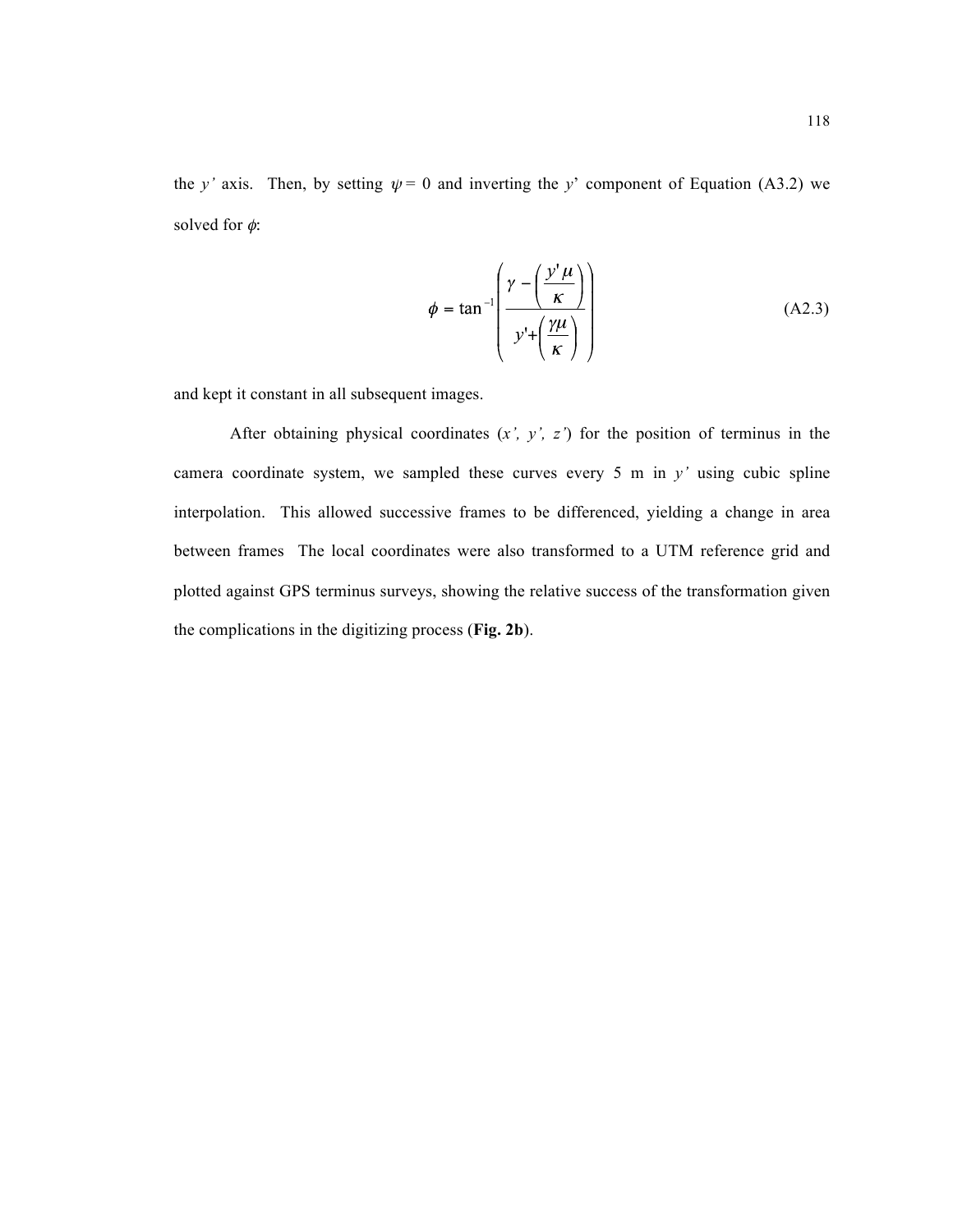the $y'$ axis. Then, by setting $\psi = 0$ and inverting the $y'$ component of Equation (A3.2) we solved for $\phi$:

$$\phi = \tan^{-1}\left( \frac{\gamma - \left( \frac{y'\mu}{\kappa} \right)}{y' + \left( \frac{\gamma\mu}{\kappa} \right)} \right) \tag{A2.3}$$

and kept it constant in all subsequent images.

After obtaining physical coordinates ($x'$, $y'$, $z'$) for the position of terminus in the camera coordinate system, we sampled these curves every 5 m in $y'$ using cubic spline interpolation. This allowed successive frames to be differenced, yielding a change in area between frames The local coordinates were also transformed to a UTM reference grid and plotted against GPS terminus surveys, showing the relative success of the transformation given the complications in the digitizing process (**Fig. 2b**).